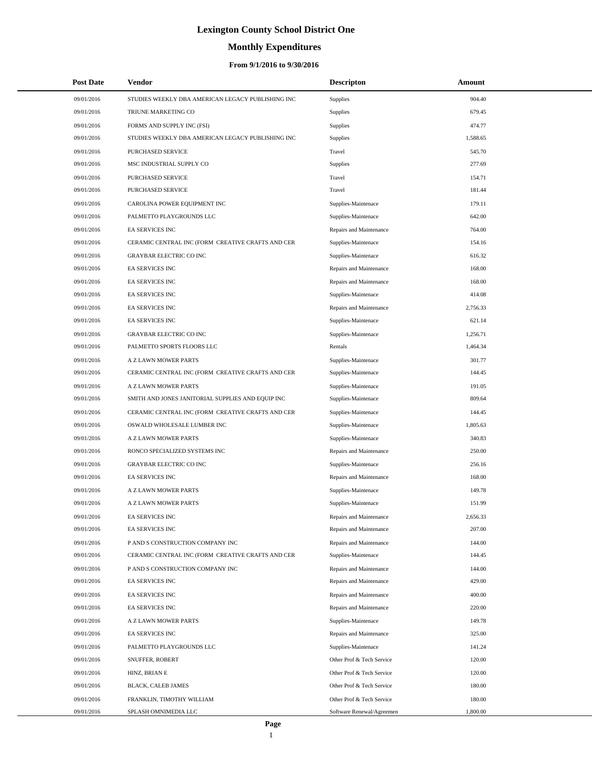# Lexington County School District One

## Monthly Expenditures

### From 9/1/2016 to 9/30/2016

| Post Date | Vendor | Descripton | Amount |
|---|---|---|---|
| 09/01/2016 | STUDIES WEEKLY DBA AMERICAN LEGACY PUBLISHING INC | Supplies | 904.40 |
| 09/01/2016 | TRIUNE MARKETING CO | Supplies | 679.45 |
| 09/01/2016 | FORMS AND SUPPLY INC (FSI) | Supplies | 474.77 |
| 09/01/2016 | STUDIES WEEKLY DBA AMERICAN LEGACY PUBLISHING INC | Supplies | 1,588.65 |
| 09/01/2016 | PURCHASED SERVICE | Travel | 545.70 |
| 09/01/2016 | MSC INDUSTRIAL SUPPLY CO | Supplies | 277.69 |
| 09/01/2016 | PURCHASED SERVICE | Travel | 154.71 |
| 09/01/2016 | PURCHASED SERVICE | Travel | 181.44 |
| 09/01/2016 | CAROLINA POWER EQUIPMENT INC | Supplies-Maintenace | 179.11 |
| 09/01/2016 | PALMETTO PLAYGROUNDS LLC | Supplies-Maintenace | 642.00 |
| 09/01/2016 | EA SERVICES INC | Repairs and Maintenance | 764.00 |
| 09/01/2016 | CERAMIC CENTRAL INC (FORM CREATIVE CRAFTS AND CER | Supplies-Maintenace | 154.16 |
| 09/01/2016 | GRAYBAR ELECTRIC CO INC | Supplies-Maintenace | 616.32 |
| 09/01/2016 | EA SERVICES INC | Repairs and Maintenance | 168.00 |
| 09/01/2016 | EA SERVICES INC | Repairs and Maintenance | 168.00 |
| 09/01/2016 | EA SERVICES INC | Supplies-Maintenace | 414.08 |
| 09/01/2016 | EA SERVICES INC | Repairs and Maintenance | 2,756.33 |
| 09/01/2016 | EA SERVICES INC | Supplies-Maintenace | 621.14 |
| 09/01/2016 | GRAYBAR ELECTRIC CO INC | Supplies-Maintenace | 1,256.71 |
| 09/01/2016 | PALMETTO SPORTS FLOORS LLC | Rentals | 1,464.34 |
| 09/01/2016 | A Z LAWN MOWER PARTS | Supplies-Maintenace | 301.77 |
| 09/01/2016 | CERAMIC CENTRAL INC (FORM CREATIVE CRAFTS AND CER | Supplies-Maintenace | 144.45 |
| 09/01/2016 | A Z LAWN MOWER PARTS | Supplies-Maintenace | 191.05 |
| 09/01/2016 | SMITH AND JONES JANITORIAL SUPPLIES AND EQUIP INC | Supplies-Maintenace | 809.64 |
| 09/01/2016 | CERAMIC CENTRAL INC (FORM CREATIVE CRAFTS AND CER | Supplies-Maintenace | 144.45 |
| 09/01/2016 | OSWALD WHOLESALE LUMBER INC | Supplies-Maintenace | 1,805.63 |
| 09/01/2016 | A Z LAWN MOWER PARTS | Supplies-Maintenace | 340.83 |
| 09/01/2016 | RONCO SPECIALIZED SYSTEMS INC | Repairs and Maintenance | 250.00 |
| 09/01/2016 | GRAYBAR ELECTRIC CO INC | Supplies-Maintenace | 256.16 |
| 09/01/2016 | EA SERVICES INC | Repairs and Maintenance | 168.00 |
| 09/01/2016 | A Z LAWN MOWER PARTS | Supplies-Maintenace | 149.78 |
| 09/01/2016 | A Z LAWN MOWER PARTS | Supplies-Maintenace | 151.99 |
| 09/01/2016 | EA SERVICES INC | Repairs and Maintenance | 2,656.33 |
| 09/01/2016 | EA SERVICES INC | Repairs and Maintenance | 207.00 |
| 09/01/2016 | P AND S CONSTRUCTION COMPANY INC | Repairs and Maintenance | 144.00 |
| 09/01/2016 | CERAMIC CENTRAL INC (FORM CREATIVE CRAFTS AND CER | Supplies-Maintenace | 144.45 |
| 09/01/2016 | P AND S CONSTRUCTION COMPANY INC | Repairs and Maintenance | 144.00 |
| 09/01/2016 | EA SERVICES INC | Repairs and Maintenance | 429.00 |
| 09/01/2016 | EA SERVICES INC | Repairs and Maintenance | 400.00 |
| 09/01/2016 | EA SERVICES INC | Repairs and Maintenance | 220.00 |
| 09/01/2016 | A Z LAWN MOWER PARTS | Supplies-Maintenace | 149.78 |
| 09/01/2016 | EA SERVICES INC | Repairs and Maintenance | 325.00 |
| 09/01/2016 | PALMETTO PLAYGROUNDS LLC | Supplies-Maintenace | 141.24 |
| 09/01/2016 | SNUFFER, ROBERT | Other Prof & Tech Service | 120.00 |
| 09/01/2016 | HINZ, BRIAN E | Other Prof & Tech Service | 120.00 |
| 09/01/2016 | BLACK, CALEB JAMES | Other Prof & Tech Service | 180.00 |
| 09/01/2016 | FRANKLIN, TIMOTHY WILLIAM | Other Prof & Tech Service | 180.00 |
| 09/01/2016 | SPLASH OMNIMEDIA LLC | Software Renewal/Agreemen | 1,800.00 |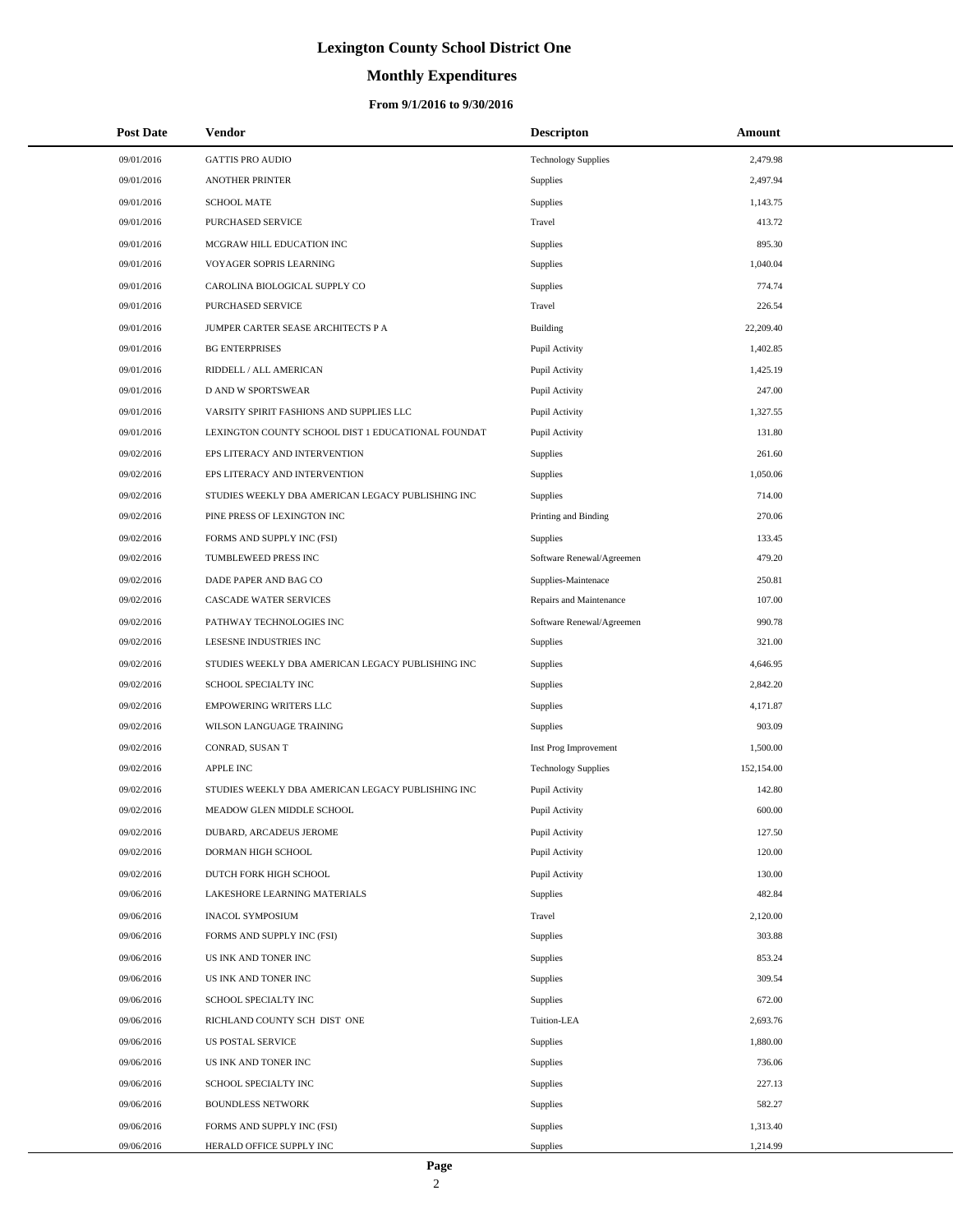# Lexington County School District One

## Monthly Expenditures

### From 9/1/2016 to 9/30/2016

| Post Date | Vendor | Descripton | Amount |
|---|---|---|---|
| 09/01/2016 | GATTIS PRO AUDIO | Technology Supplies | 2,479.98 |
| 09/01/2016 | ANOTHER PRINTER | Supplies | 2,497.94 |
| 09/01/2016 | SCHOOL MATE | Supplies | 1,143.75 |
| 09/01/2016 | PURCHASED SERVICE | Travel | 413.72 |
| 09/01/2016 | MCGRAW HILL EDUCATION INC | Supplies | 895.30 |
| 09/01/2016 | VOYAGER SOPRIS LEARNING | Supplies | 1,040.04 |
| 09/01/2016 | CAROLINA BIOLOGICAL SUPPLY CO | Supplies | 774.74 |
| 09/01/2016 | PURCHASED SERVICE | Travel | 226.54 |
| 09/01/2016 | JUMPER CARTER SEASE ARCHITECTS P A | Building | 22,209.40 |
| 09/01/2016 | BG ENTERPRISES | Pupil Activity | 1,402.85 |
| 09/01/2016 | RIDDELL / ALL AMERICAN | Pupil Activity | 1,425.19 |
| 09/01/2016 | D AND W SPORTSWEAR | Pupil Activity | 247.00 |
| 09/01/2016 | VARSITY SPIRIT FASHIONS AND SUPPLIES LLC | Pupil Activity | 1,327.55 |
| 09/01/2016 | LEXINGTON COUNTY SCHOOL DIST 1 EDUCATIONAL FOUNDAT | Pupil Activity | 131.80 |
| 09/02/2016 | EPS LITERACY AND INTERVENTION | Supplies | 261.60 |
| 09/02/2016 | EPS LITERACY AND INTERVENTION | Supplies | 1,050.06 |
| 09/02/2016 | STUDIES WEEKLY DBA AMERICAN LEGACY PUBLISHING INC | Supplies | 714.00 |
| 09/02/2016 | PINE PRESS OF LEXINGTON INC | Printing and Binding | 270.06 |
| 09/02/2016 | FORMS AND SUPPLY INC (FSI) | Supplies | 133.45 |
| 09/02/2016 | TUMBLEWEED PRESS INC | Software Renewal/Agreemen | 479.20 |
| 09/02/2016 | DADE PAPER AND BAG CO | Supplies-Maintenace | 250.81 |
| 09/02/2016 | CASCADE WATER SERVICES | Repairs and Maintenance | 107.00 |
| 09/02/2016 | PATHWAY TECHNOLOGIES INC | Software Renewal/Agreemen | 990.78 |
| 09/02/2016 | LESESNE INDUSTRIES INC | Supplies | 321.00 |
| 09/02/2016 | STUDIES WEEKLY DBA AMERICAN LEGACY PUBLISHING INC | Supplies | 4,646.95 |
| 09/02/2016 | SCHOOL SPECIALTY INC | Supplies | 2,842.20 |
| 09/02/2016 | EMPOWERING WRITERS LLC | Supplies | 4,171.87 |
| 09/02/2016 | WILSON LANGUAGE TRAINING | Supplies | 903.09 |
| 09/02/2016 | CONRAD, SUSAN T | Inst Prog Improvement | 1,500.00 |
| 09/02/2016 | APPLE INC | Technology Supplies | 152,154.00 |
| 09/02/2016 | STUDIES WEEKLY DBA AMERICAN LEGACY PUBLISHING INC | Pupil Activity | 142.80 |
| 09/02/2016 | MEADOW GLEN MIDDLE SCHOOL | Pupil Activity | 600.00 |
| 09/02/2016 | DUBARD, ARCADEUS JEROME | Pupil Activity | 127.50 |
| 09/02/2016 | DORMAN HIGH SCHOOL | Pupil Activity | 120.00 |
| 09/02/2016 | DUTCH FORK HIGH SCHOOL | Pupil Activity | 130.00 |
| 09/06/2016 | LAKESHORE LEARNING MATERIALS | Supplies | 482.84 |
| 09/06/2016 | INACOL SYMPOSIUM | Travel | 2,120.00 |
| 09/06/2016 | FORMS AND SUPPLY INC (FSI) | Supplies | 303.88 |
| 09/06/2016 | US INK AND TONER INC | Supplies | 853.24 |
| 09/06/2016 | US INK AND TONER INC | Supplies | 309.54 |
| 09/06/2016 | SCHOOL SPECIALTY INC | Supplies | 672.00 |
| 09/06/2016 | RICHLAND COUNTY SCH DIST ONE | Tuition-LEA | 2,693.76 |
| 09/06/2016 | US POSTAL SERVICE | Supplies | 1,880.00 |
| 09/06/2016 | US INK AND TONER INC | Supplies | 736.06 |
| 09/06/2016 | SCHOOL SPECIALTY INC | Supplies | 227.13 |
| 09/06/2016 | BOUNDLESS NETWORK | Supplies | 582.27 |
| 09/06/2016 | FORMS AND SUPPLY INC (FSI) | Supplies | 1,313.40 |
| 09/06/2016 | HERALD OFFICE SUPPLY INC | Supplies | 1,214.99 |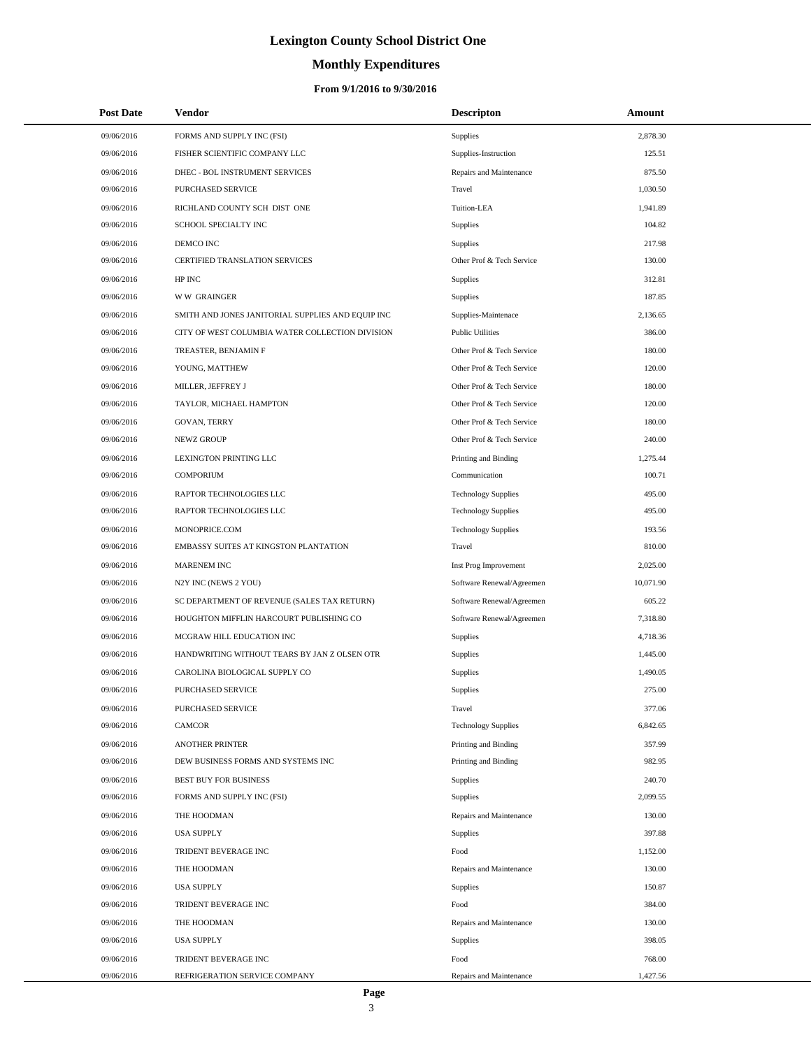# Lexington County School District One

## Monthly Expenditures

### From 9/1/2016 to 9/30/2016

| Post Date | Vendor | Descripton | Amount |
|---|---|---|---|
| 09/06/2016 | FORMS AND SUPPLY INC (FSI) | Supplies | 2,878.30 |
| 09/06/2016 | FISHER SCIENTIFIC COMPANY LLC | Supplies-Instruction | 125.51 |
| 09/06/2016 | DHEC - BOL INSTRUMENT SERVICES | Repairs and Maintenance | 875.50 |
| 09/06/2016 | PURCHASED SERVICE | Travel | 1,030.50 |
| 09/06/2016 | RICHLAND COUNTY SCH DIST ONE | Tuition-LEA | 1,941.89 |
| 09/06/2016 | SCHOOL SPECIALTY INC | Supplies | 104.82 |
| 09/06/2016 | DEMCO INC | Supplies | 217.98 |
| 09/06/2016 | CERTIFIED TRANSLATION SERVICES | Other Prof & Tech Service | 130.00 |
| 09/06/2016 | HP INC | Supplies | 312.81 |
| 09/06/2016 | W W GRAINGER | Supplies | 187.85 |
| 09/06/2016 | SMITH AND JONES JANITORIAL SUPPLIES AND EQUIP INC | Supplies-Maintenace | 2,136.65 |
| 09/06/2016 | CITY OF WEST COLUMBIA WATER COLLECTION DIVISION | Public Utilities | 386.00 |
| 09/06/2016 | TREASTER, BENJAMIN F | Other Prof & Tech Service | 180.00 |
| 09/06/2016 | YOUNG, MATTHEW | Other Prof & Tech Service | 120.00 |
| 09/06/2016 | MILLER, JEFFREY J | Other Prof & Tech Service | 180.00 |
| 09/06/2016 | TAYLOR, MICHAEL HAMPTON | Other Prof & Tech Service | 120.00 |
| 09/06/2016 | GOVAN, TERRY | Other Prof & Tech Service | 180.00 |
| 09/06/2016 | NEWZ GROUP | Other Prof & Tech Service | 240.00 |
| 09/06/2016 | LEXINGTON PRINTING LLC | Printing and Binding | 1,275.44 |
| 09/06/2016 | COMPORIUM | Communication | 100.71 |
| 09/06/2016 | RAPTOR TECHNOLOGIES LLC | Technology Supplies | 495.00 |
| 09/06/2016 | RAPTOR TECHNOLOGIES LLC | Technology Supplies | 495.00 |
| 09/06/2016 | MONOPRICE.COM | Technology Supplies | 193.56 |
| 09/06/2016 | EMBASSY SUITES AT KINGSTON PLANTATION | Travel | 810.00 |
| 09/06/2016 | MARENEM INC | Inst Prog Improvement | 2,025.00 |
| 09/06/2016 | N2Y INC (NEWS 2 YOU) | Software Renewal/Agreemen | 10,071.90 |
| 09/06/2016 | SC DEPARTMENT OF REVENUE (SALES TAX RETURN) | Software Renewal/Agreemen | 605.22 |
| 09/06/2016 | HOUGHTON MIFFLIN HARCOURT PUBLISHING CO | Software Renewal/Agreemen | 7,318.80 |
| 09/06/2016 | MCGRAW HILL EDUCATION INC | Supplies | 4,718.36 |
| 09/06/2016 | HANDWRITING WITHOUT TEARS BY JAN Z OLSEN OTR | Supplies | 1,445.00 |
| 09/06/2016 | CAROLINA BIOLOGICAL SUPPLY CO | Supplies | 1,490.05 |
| 09/06/2016 | PURCHASED SERVICE | Supplies | 275.00 |
| 09/06/2016 | PURCHASED SERVICE | Travel | 377.06 |
| 09/06/2016 | CAMCOR | Technology Supplies | 6,842.65 |
| 09/06/2016 | ANOTHER PRINTER | Printing and Binding | 357.99 |
| 09/06/2016 | DEW BUSINESS FORMS AND SYSTEMS INC | Printing and Binding | 982.95 |
| 09/06/2016 | BEST BUY FOR BUSINESS | Supplies | 240.70 |
| 09/06/2016 | FORMS AND SUPPLY INC (FSI) | Supplies | 2,099.55 |
| 09/06/2016 | THE HOODMAN | Repairs and Maintenance | 130.00 |
| 09/06/2016 | USA SUPPLY | Supplies | 397.88 |
| 09/06/2016 | TRIDENT BEVERAGE INC | Food | 1,152.00 |
| 09/06/2016 | THE HOODMAN | Repairs and Maintenance | 130.00 |
| 09/06/2016 | USA SUPPLY | Supplies | 150.87 |
| 09/06/2016 | TRIDENT BEVERAGE INC | Food | 384.00 |
| 09/06/2016 | THE HOODMAN | Repairs and Maintenance | 130.00 |
| 09/06/2016 | USA SUPPLY | Supplies | 398.05 |
| 09/06/2016 | TRIDENT BEVERAGE INC | Food | 768.00 |
| 09/06/2016 | REFRIGERATION SERVICE COMPANY | Repairs and Maintenance | 1,427.56 |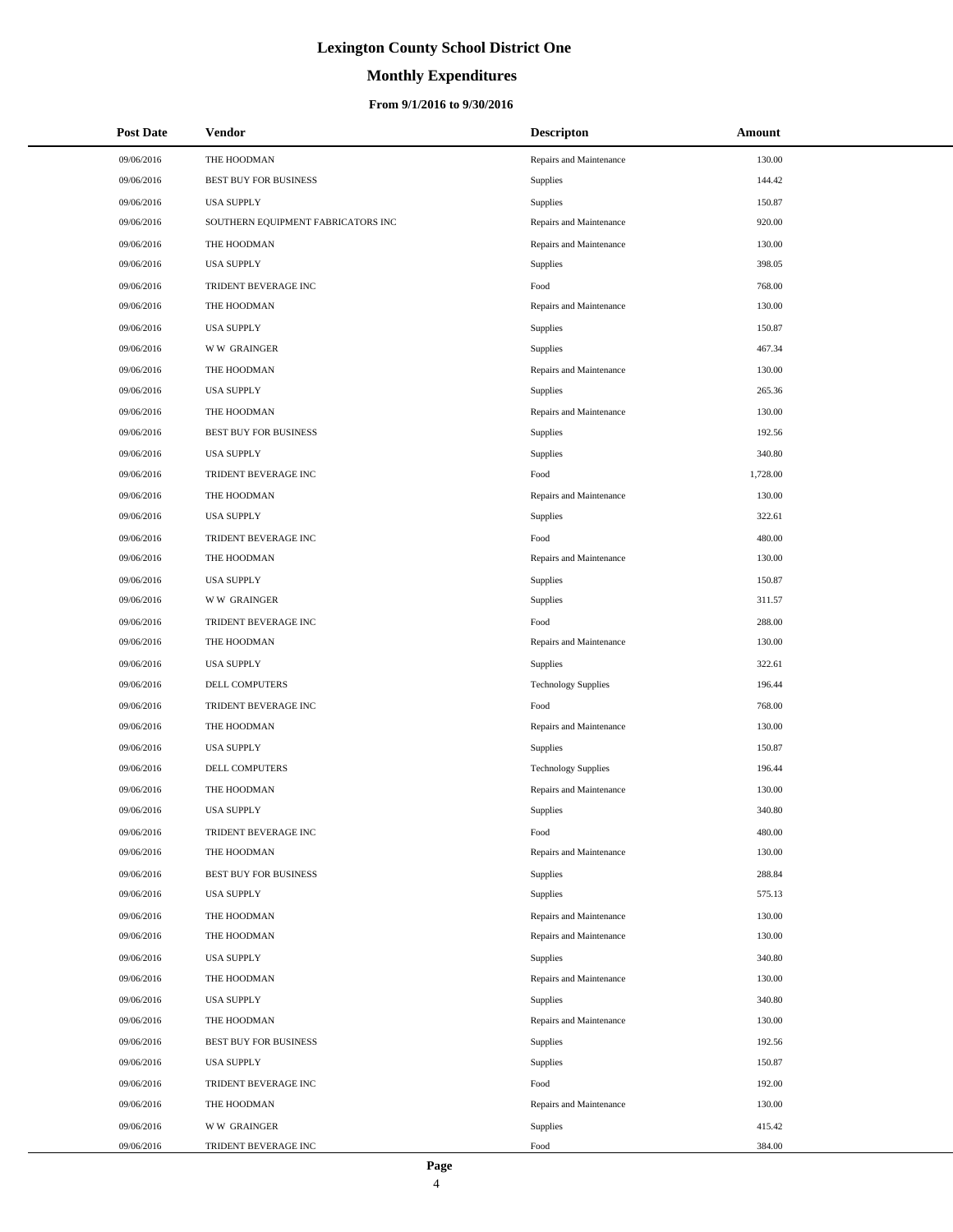# Lexington County School District One

## Monthly Expenditures

### From 9/1/2016 to 9/30/2016

| Post Date | Vendor | Descripton | Amount |
|---|---|---|---|
| 09/06/2016 | THE HOODMAN | Repairs and Maintenance | 130.00 |
| 09/06/2016 | BEST BUY FOR BUSINESS | Supplies | 144.42 |
| 09/06/2016 | USA SUPPLY | Supplies | 150.87 |
| 09/06/2016 | SOUTHERN EQUIPMENT FABRICATORS INC | Repairs and Maintenance | 920.00 |
| 09/06/2016 | THE HOODMAN | Repairs and Maintenance | 130.00 |
| 09/06/2016 | USA SUPPLY | Supplies | 398.05 |
| 09/06/2016 | TRIDENT BEVERAGE INC | Food | 768.00 |
| 09/06/2016 | THE HOODMAN | Repairs and Maintenance | 130.00 |
| 09/06/2016 | USA SUPPLY | Supplies | 150.87 |
| 09/06/2016 | W W GRAINGER | Supplies | 467.34 |
| 09/06/2016 | THE HOODMAN | Repairs and Maintenance | 130.00 |
| 09/06/2016 | USA SUPPLY | Supplies | 265.36 |
| 09/06/2016 | THE HOODMAN | Repairs and Maintenance | 130.00 |
| 09/06/2016 | BEST BUY FOR BUSINESS | Supplies | 192.56 |
| 09/06/2016 | USA SUPPLY | Supplies | 340.80 |
| 09/06/2016 | TRIDENT BEVERAGE INC | Food | 1,728.00 |
| 09/06/2016 | THE HOODMAN | Repairs and Maintenance | 130.00 |
| 09/06/2016 | USA SUPPLY | Supplies | 322.61 |
| 09/06/2016 | TRIDENT BEVERAGE INC | Food | 480.00 |
| 09/06/2016 | THE HOODMAN | Repairs and Maintenance | 130.00 |
| 09/06/2016 | USA SUPPLY | Supplies | 150.87 |
| 09/06/2016 | W W GRAINGER | Supplies | 311.57 |
| 09/06/2016 | TRIDENT BEVERAGE INC | Food | 288.00 |
| 09/06/2016 | THE HOODMAN | Repairs and Maintenance | 130.00 |
| 09/06/2016 | USA SUPPLY | Supplies | 322.61 |
| 09/06/2016 | DELL COMPUTERS | Technology Supplies | 196.44 |
| 09/06/2016 | TRIDENT BEVERAGE INC | Food | 768.00 |
| 09/06/2016 | THE HOODMAN | Repairs and Maintenance | 130.00 |
| 09/06/2016 | USA SUPPLY | Supplies | 150.87 |
| 09/06/2016 | DELL COMPUTERS | Technology Supplies | 196.44 |
| 09/06/2016 | THE HOODMAN | Repairs and Maintenance | 130.00 |
| 09/06/2016 | USA SUPPLY | Supplies | 340.80 |
| 09/06/2016 | TRIDENT BEVERAGE INC | Food | 480.00 |
| 09/06/2016 | THE HOODMAN | Repairs and Maintenance | 130.00 |
| 09/06/2016 | BEST BUY FOR BUSINESS | Supplies | 288.84 |
| 09/06/2016 | USA SUPPLY | Supplies | 575.13 |
| 09/06/2016 | THE HOODMAN | Repairs and Maintenance | 130.00 |
| 09/06/2016 | THE HOODMAN | Repairs and Maintenance | 130.00 |
| 09/06/2016 | USA SUPPLY | Supplies | 340.80 |
| 09/06/2016 | THE HOODMAN | Repairs and Maintenance | 130.00 |
| 09/06/2016 | USA SUPPLY | Supplies | 340.80 |
| 09/06/2016 | THE HOODMAN | Repairs and Maintenance | 130.00 |
| 09/06/2016 | BEST BUY FOR BUSINESS | Supplies | 192.56 |
| 09/06/2016 | USA SUPPLY | Supplies | 150.87 |
| 09/06/2016 | TRIDENT BEVERAGE INC | Food | 192.00 |
| 09/06/2016 | THE HOODMAN | Repairs and Maintenance | 130.00 |
| 09/06/2016 | W W GRAINGER | Supplies | 415.42 |
| 09/06/2016 | TRIDENT BEVERAGE INC | Food | 384.00 |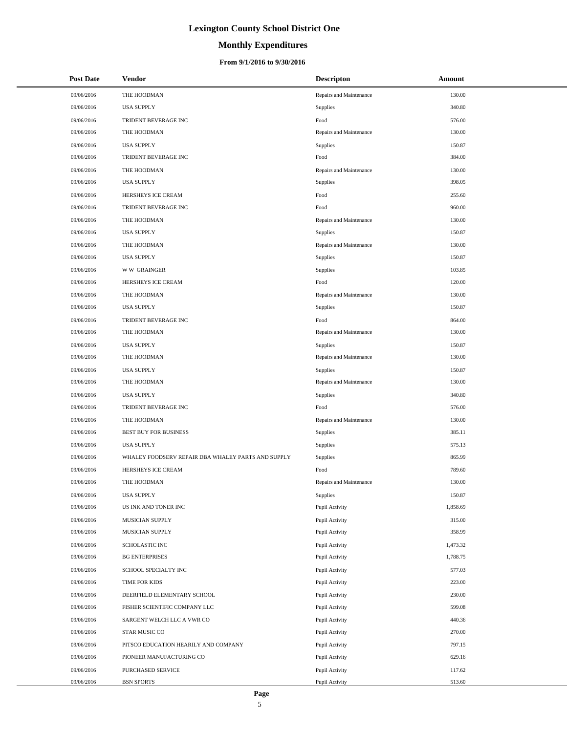# Lexington County School District One

## Monthly Expenditures

### From 9/1/2016 to 9/30/2016

| Post Date | Vendor | Descripton | Amount |
|---|---|---|---|
| 09/06/2016 | THE HOODMAN | Repairs and Maintenance | 130.00 |
| 09/06/2016 | USA SUPPLY | Supplies | 340.80 |
| 09/06/2016 | TRIDENT BEVERAGE INC | Food | 576.00 |
| 09/06/2016 | THE HOODMAN | Repairs and Maintenance | 130.00 |
| 09/06/2016 | USA SUPPLY | Supplies | 150.87 |
| 09/06/2016 | TRIDENT BEVERAGE INC | Food | 384.00 |
| 09/06/2016 | THE HOODMAN | Repairs and Maintenance | 130.00 |
| 09/06/2016 | USA SUPPLY | Supplies | 398.05 |
| 09/06/2016 | HERSHEYS ICE CREAM | Food | 255.60 |
| 09/06/2016 | TRIDENT BEVERAGE INC | Food | 960.00 |
| 09/06/2016 | THE HOODMAN | Repairs and Maintenance | 130.00 |
| 09/06/2016 | USA SUPPLY | Supplies | 150.87 |
| 09/06/2016 | THE HOODMAN | Repairs and Maintenance | 130.00 |
| 09/06/2016 | USA SUPPLY | Supplies | 150.87 |
| 09/06/2016 | W W GRAINGER | Supplies | 103.85 |
| 09/06/2016 | HERSHEYS ICE CREAM | Food | 120.00 |
| 09/06/2016 | THE HOODMAN | Repairs and Maintenance | 130.00 |
| 09/06/2016 | USA SUPPLY | Supplies | 150.87 |
| 09/06/2016 | TRIDENT BEVERAGE INC | Food | 864.00 |
| 09/06/2016 | THE HOODMAN | Repairs and Maintenance | 130.00 |
| 09/06/2016 | USA SUPPLY | Supplies | 150.87 |
| 09/06/2016 | THE HOODMAN | Repairs and Maintenance | 130.00 |
| 09/06/2016 | USA SUPPLY | Supplies | 150.87 |
| 09/06/2016 | THE HOODMAN | Repairs and Maintenance | 130.00 |
| 09/06/2016 | USA SUPPLY | Supplies | 340.80 |
| 09/06/2016 | TRIDENT BEVERAGE INC | Food | 576.00 |
| 09/06/2016 | THE HOODMAN | Repairs and Maintenance | 130.00 |
| 09/06/2016 | BEST BUY FOR BUSINESS | Supplies | 385.11 |
| 09/06/2016 | USA SUPPLY | Supplies | 575.13 |
| 09/06/2016 | WHALEY FOODSERV REPAIR DBA WHALEY PARTS AND SUPPLY | Supplies | 865.99 |
| 09/06/2016 | HERSHEYS ICE CREAM | Food | 789.60 |
| 09/06/2016 | THE HOODMAN | Repairs and Maintenance | 130.00 |
| 09/06/2016 | USA SUPPLY | Supplies | 150.87 |
| 09/06/2016 | US INK AND TONER INC | Pupil Activity | 1,858.69 |
| 09/06/2016 | MUSICIAN SUPPLY | Pupil Activity | 315.00 |
| 09/06/2016 | MUSICIAN SUPPLY | Pupil Activity | 358.99 |
| 09/06/2016 | SCHOLASTIC INC | Pupil Activity | 1,473.32 |
| 09/06/2016 | BG ENTERPRISES | Pupil Activity | 1,788.75 |
| 09/06/2016 | SCHOOL SPECIALTY INC | Pupil Activity | 577.03 |
| 09/06/2016 | TIME FOR KIDS | Pupil Activity | 223.00 |
| 09/06/2016 | DEERFIELD ELEMENTARY SCHOOL | Pupil Activity | 230.00 |
| 09/06/2016 | FISHER SCIENTIFIC COMPANY LLC | Pupil Activity | 599.08 |
| 09/06/2016 | SARGENT WELCH LLC A VWR CO | Pupil Activity | 440.36 |
| 09/06/2016 | STAR MUSIC CO | Pupil Activity | 270.00 |
| 09/06/2016 | PITSCO EDUCATION HEARILY AND COMPANY | Pupil Activity | 797.15 |
| 09/06/2016 | PIONEER MANUFACTURING CO | Pupil Activity | 629.16 |
| 09/06/2016 | PURCHASED SERVICE | Pupil Activity | 117.62 |
| 09/06/2016 | BSN SPORTS | Pupil Activity | 513.60 |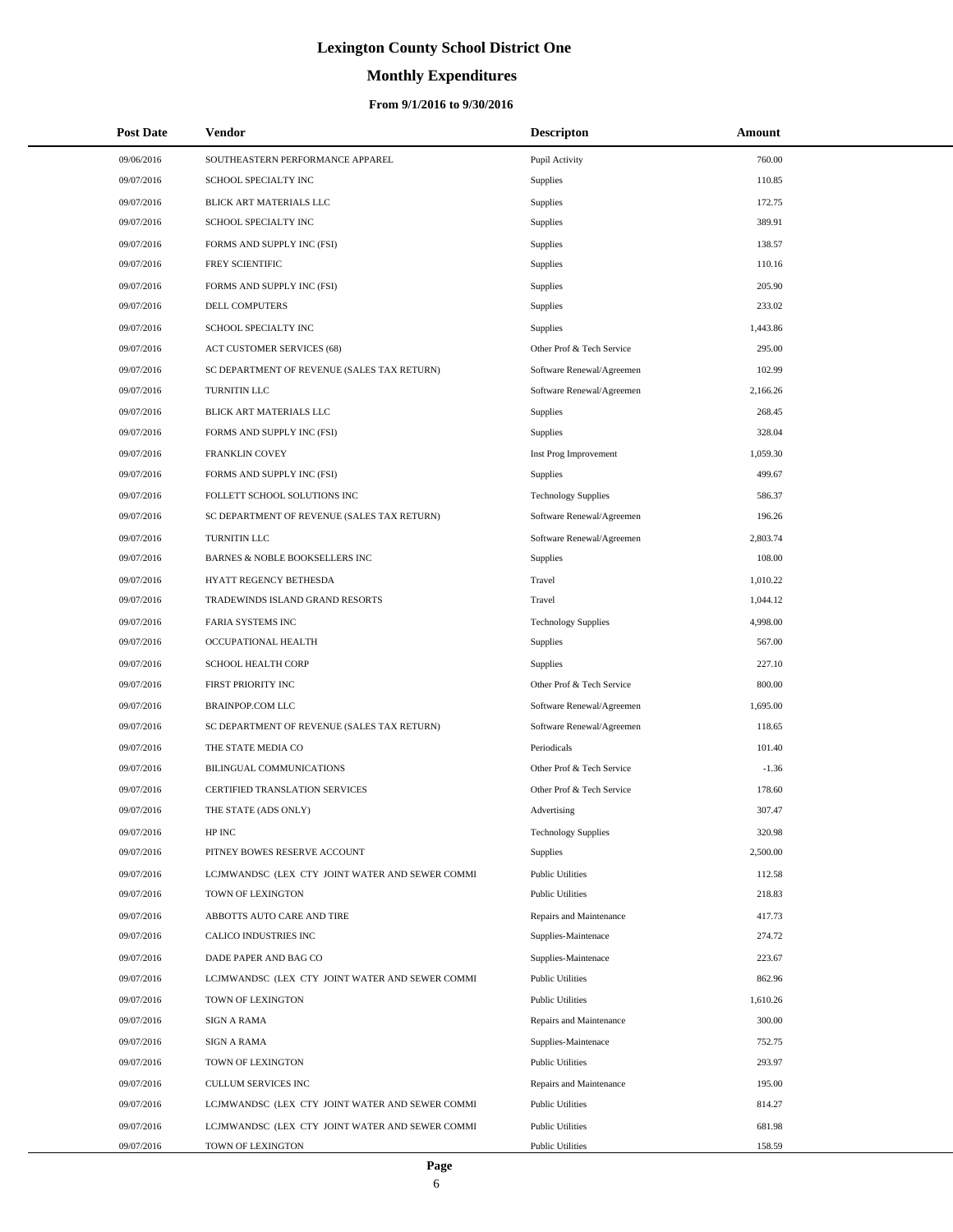# Lexington County School District One

## Monthly Expenditures

### From 9/1/2016 to 9/30/2016

| Post Date | Vendor | Descripton | Amount |
|---|---|---|---|
| 09/06/2016 | SOUTHEASTERN PERFORMANCE APPAREL | Pupil Activity | 760.00 |
| 09/07/2016 | SCHOOL SPECIALTY INC | Supplies | 110.85 |
| 09/07/2016 | BLICK ART MATERIALS LLC | Supplies | 172.75 |
| 09/07/2016 | SCHOOL SPECIALTY INC | Supplies | 389.91 |
| 09/07/2016 | FORMS AND SUPPLY INC (FSI) | Supplies | 138.57 |
| 09/07/2016 | FREY SCIENTIFIC | Supplies | 110.16 |
| 09/07/2016 | FORMS AND SUPPLY INC (FSI) | Supplies | 205.90 |
| 09/07/2016 | DELL COMPUTERS | Supplies | 233.02 |
| 09/07/2016 | SCHOOL SPECIALTY INC | Supplies | 1,443.86 |
| 09/07/2016 | ACT CUSTOMER SERVICES (68) | Other Prof & Tech Service | 295.00 |
| 09/07/2016 | SC DEPARTMENT OF REVENUE (SALES TAX RETURN) | Software Renewal/Agreemen | 102.99 |
| 09/07/2016 | TURNITIN LLC | Software Renewal/Agreemen | 2,166.26 |
| 09/07/2016 | BLICK ART MATERIALS LLC | Supplies | 268.45 |
| 09/07/2016 | FORMS AND SUPPLY INC (FSI) | Supplies | 328.04 |
| 09/07/2016 | FRANKLIN COVEY | Inst Prog Improvement | 1,059.30 |
| 09/07/2016 | FORMS AND SUPPLY INC (FSI) | Supplies | 499.67 |
| 09/07/2016 | FOLLETT SCHOOL SOLUTIONS INC | Technology Supplies | 586.37 |
| 09/07/2016 | SC DEPARTMENT OF REVENUE (SALES TAX RETURN) | Software Renewal/Agreemen | 196.26 |
| 09/07/2016 | TURNITIN LLC | Software Renewal/Agreemen | 2,803.74 |
| 09/07/2016 | BARNES & NOBLE BOOKSELLERS INC | Supplies | 108.00 |
| 09/07/2016 | HYATT REGENCY BETHESDA | Travel | 1,010.22 |
| 09/07/2016 | TRADEWINDS ISLAND GRAND RESORTS | Travel | 1,044.12 |
| 09/07/2016 | FARIA SYSTEMS INC | Technology Supplies | 4,998.00 |
| 09/07/2016 | OCCUPATIONAL HEALTH | Supplies | 567.00 |
| 09/07/2016 | SCHOOL HEALTH CORP | Supplies | 227.10 |
| 09/07/2016 | FIRST PRIORITY INC | Other Prof & Tech Service | 800.00 |
| 09/07/2016 | BRAINPOP.COM LLC | Software Renewal/Agreemen | 1,695.00 |
| 09/07/2016 | SC DEPARTMENT OF REVENUE (SALES TAX RETURN) | Software Renewal/Agreemen | 118.65 |
| 09/07/2016 | THE STATE MEDIA CO | Periodicals | 101.40 |
| 09/07/2016 | BILINGUAL COMMUNICATIONS | Other Prof & Tech Service | -1.36 |
| 09/07/2016 | CERTIFIED TRANSLATION SERVICES | Other Prof & Tech Service | 178.60 |
| 09/07/2016 | THE STATE (ADS ONLY) | Advertising | 307.47 |
| 09/07/2016 | HP INC | Technology Supplies | 320.98 |
| 09/07/2016 | PITNEY BOWES RESERVE ACCOUNT | Supplies | 2,500.00 |
| 09/07/2016 | LCJMWANDSC (LEX CTY JOINT WATER AND SEWER COMMI | Public Utilities | 112.58 |
| 09/07/2016 | TOWN OF LEXINGTON | Public Utilities | 218.83 |
| 09/07/2016 | ABBOTTS AUTO CARE AND TIRE | Repairs and Maintenance | 417.73 |
| 09/07/2016 | CALICO INDUSTRIES INC | Supplies-Maintenace | 274.72 |
| 09/07/2016 | DADE PAPER AND BAG CO | Supplies-Maintenace | 223.67 |
| 09/07/2016 | LCJMWANDSC (LEX CTY JOINT WATER AND SEWER COMMI | Public Utilities | 862.96 |
| 09/07/2016 | TOWN OF LEXINGTON | Public Utilities | 1,610.26 |
| 09/07/2016 | SIGN A RAMA | Repairs and Maintenance | 300.00 |
| 09/07/2016 | SIGN A RAMA | Supplies-Maintenace | 752.75 |
| 09/07/2016 | TOWN OF LEXINGTON | Public Utilities | 293.97 |
| 09/07/2016 | CULLUM SERVICES INC | Repairs and Maintenance | 195.00 |
| 09/07/2016 | LCJMWANDSC (LEX CTY JOINT WATER AND SEWER COMMI | Public Utilities | 814.27 |
| 09/07/2016 | LCJMWANDSC (LEX CTY JOINT WATER AND SEWER COMMI | Public Utilities | 681.98 |
| 09/07/2016 | TOWN OF LEXINGTON | Public Utilities | 158.59 |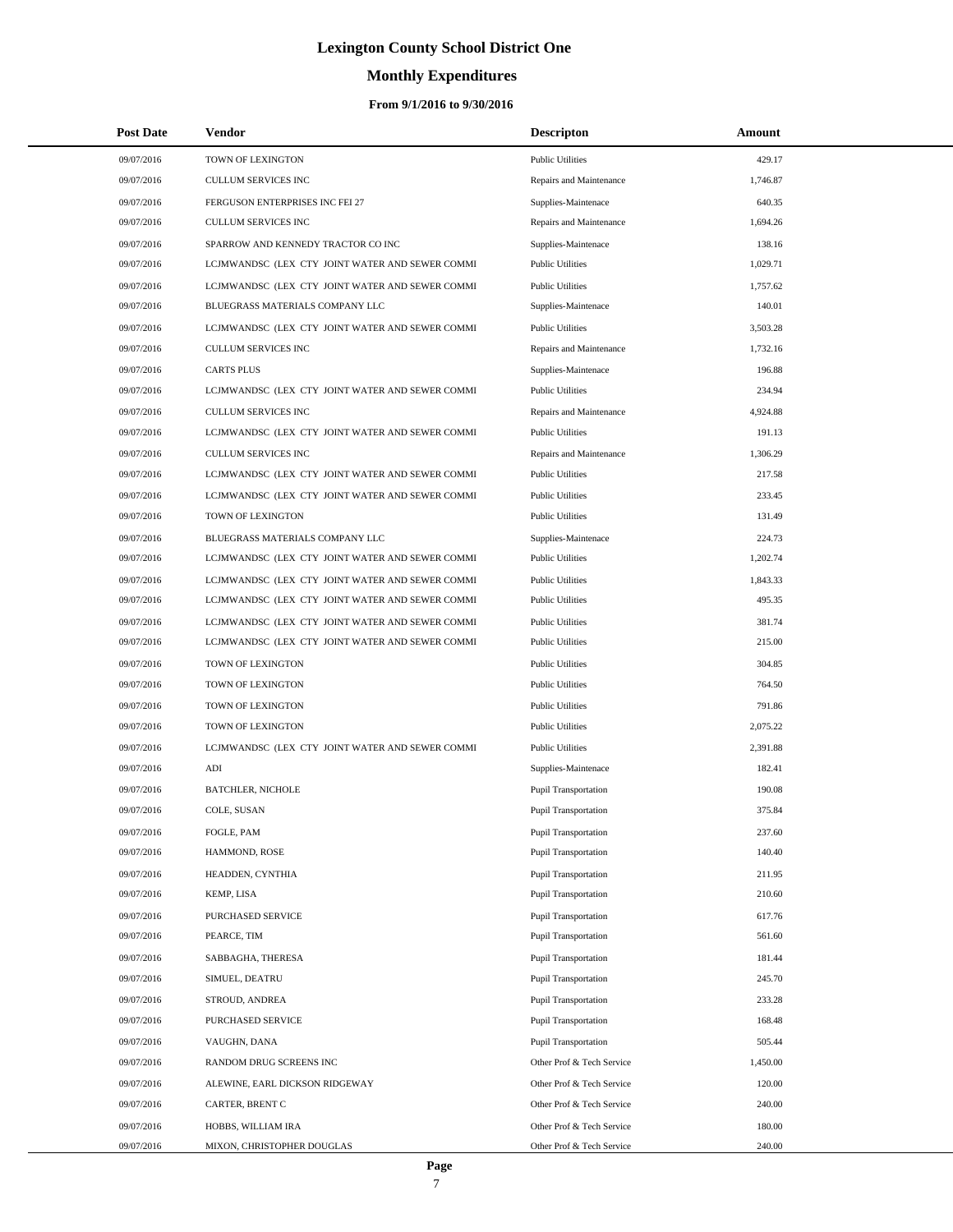# Lexington County School District One

## Monthly Expenditures

### From 9/1/2016 to 9/30/2016

| Post Date | Vendor | Descripton | Amount |
|---|---|---|---|
| 09/07/2016 | TOWN OF LEXINGTON | Public Utilities | 429.17 |
| 09/07/2016 | CULLUM SERVICES INC | Repairs and Maintenance | 1,746.87 |
| 09/07/2016 | FERGUSON ENTERPRISES INC FEI 27 | Supplies-Maintenace | 640.35 |
| 09/07/2016 | CULLUM SERVICES INC | Repairs and Maintenance | 1,694.26 |
| 09/07/2016 | SPARROW AND KENNEDY TRACTOR CO INC | Supplies-Maintenace | 138.16 |
| 09/07/2016 | LCJMWANDSC (LEX CTY JOINT WATER AND SEWER COMMI | Public Utilities | 1,029.71 |
| 09/07/2016 | LCJMWANDSC (LEX CTY JOINT WATER AND SEWER COMMI | Public Utilities | 1,757.62 |
| 09/07/2016 | BLUEGRASS MATERIALS COMPANY LLC | Supplies-Maintenace | 140.01 |
| 09/07/2016 | LCJMWANDSC (LEX CTY JOINT WATER AND SEWER COMMI | Public Utilities | 3,503.28 |
| 09/07/2016 | CULLUM SERVICES INC | Repairs and Maintenance | 1,732.16 |
| 09/07/2016 | CARTS PLUS | Supplies-Maintenace | 196.88 |
| 09/07/2016 | LCJMWANDSC (LEX CTY JOINT WATER AND SEWER COMMI | Public Utilities | 234.94 |
| 09/07/2016 | CULLUM SERVICES INC | Repairs and Maintenance | 4,924.88 |
| 09/07/2016 | LCJMWANDSC (LEX CTY JOINT WATER AND SEWER COMMI | Public Utilities | 191.13 |
| 09/07/2016 | CULLUM SERVICES INC | Repairs and Maintenance | 1,306.29 |
| 09/07/2016 | LCJMWANDSC (LEX CTY JOINT WATER AND SEWER COMMI | Public Utilities | 217.58 |
| 09/07/2016 | LCJMWANDSC (LEX CTY JOINT WATER AND SEWER COMMI | Public Utilities | 233.45 |
| 09/07/2016 | TOWN OF LEXINGTON | Public Utilities | 131.49 |
| 09/07/2016 | BLUEGRASS MATERIALS COMPANY LLC | Supplies-Maintenace | 224.73 |
| 09/07/2016 | LCJMWANDSC (LEX CTY JOINT WATER AND SEWER COMMI | Public Utilities | 1,202.74 |
| 09/07/2016 | LCJMWANDSC (LEX CTY JOINT WATER AND SEWER COMMI | Public Utilities | 1,843.33 |
| 09/07/2016 | LCJMWANDSC (LEX CTY JOINT WATER AND SEWER COMMI | Public Utilities | 495.35 |
| 09/07/2016 | LCJMWANDSC (LEX CTY JOINT WATER AND SEWER COMMI | Public Utilities | 381.74 |
| 09/07/2016 | LCJMWANDSC (LEX CTY JOINT WATER AND SEWER COMMI | Public Utilities | 215.00 |
| 09/07/2016 | TOWN OF LEXINGTON | Public Utilities | 304.85 |
| 09/07/2016 | TOWN OF LEXINGTON | Public Utilities | 764.50 |
| 09/07/2016 | TOWN OF LEXINGTON | Public Utilities | 791.86 |
| 09/07/2016 | TOWN OF LEXINGTON | Public Utilities | 2,075.22 |
| 09/07/2016 | LCJMWANDSC (LEX CTY JOINT WATER AND SEWER COMMI | Public Utilities | 2,391.88 |
| 09/07/2016 | ADI | Supplies-Maintenace | 182.41 |
| 09/07/2016 | BATCHLER, NICHOLE | Pupil Transportation | 190.08 |
| 09/07/2016 | COLE, SUSAN | Pupil Transportation | 375.84 |
| 09/07/2016 | FOGLE, PAM | Pupil Transportation | 237.60 |
| 09/07/2016 | HAMMOND, ROSE | Pupil Transportation | 140.40 |
| 09/07/2016 | HEADDEN, CYNTHIA | Pupil Transportation | 211.95 |
| 09/07/2016 | KEMP, LISA | Pupil Transportation | 210.60 |
| 09/07/2016 | PURCHASED SERVICE | Pupil Transportation | 617.76 |
| 09/07/2016 | PEARCE, TIM | Pupil Transportation | 561.60 |
| 09/07/2016 | SABBAGHA, THERESA | Pupil Transportation | 181.44 |
| 09/07/2016 | SIMUEL, DEATRU | Pupil Transportation | 245.70 |
| 09/07/2016 | STROUD, ANDREA | Pupil Transportation | 233.28 |
| 09/07/2016 | PURCHASED SERVICE | Pupil Transportation | 168.48 |
| 09/07/2016 | VAUGHN, DANA | Pupil Transportation | 505.44 |
| 09/07/2016 | RANDOM DRUG SCREENS INC | Other Prof & Tech Service | 1,450.00 |
| 09/07/2016 | ALEWINE, EARL DICKSON RIDGEWAY | Other Prof & Tech Service | 120.00 |
| 09/07/2016 | CARTER, BRENT C | Other Prof & Tech Service | 240.00 |
| 09/07/2016 | HOBBS, WILLIAM IRA | Other Prof & Tech Service | 180.00 |
| 09/07/2016 | MIXON, CHRISTOPHER DOUGLAS | Other Prof & Tech Service | 240.00 |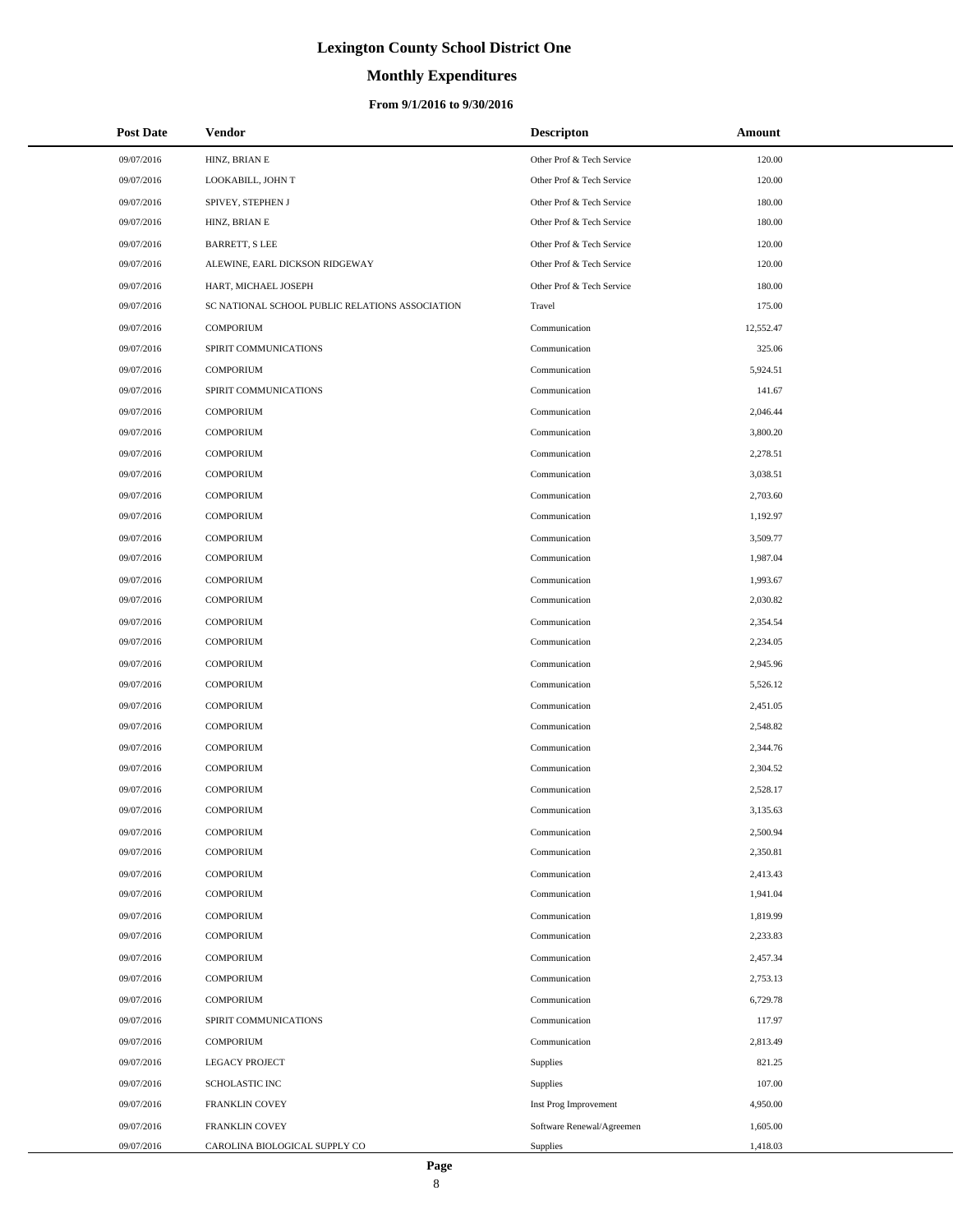# Lexington County School District One

## Monthly Expenditures

### From 9/1/2016 to 9/30/2016

| Post Date | Vendor | Descripton | Amount |
|---|---|---|---|
| 09/07/2016 | HINZ, BRIAN E | Other Prof & Tech Service | 120.00 |
| 09/07/2016 | LOOKABILL, JOHN T | Other Prof & Tech Service | 120.00 |
| 09/07/2016 | SPIVEY, STEPHEN J | Other Prof & Tech Service | 180.00 |
| 09/07/2016 | HINZ, BRIAN E | Other Prof & Tech Service | 180.00 |
| 09/07/2016 | BARRETT, S LEE | Other Prof & Tech Service | 120.00 |
| 09/07/2016 | ALEWINE, EARL DICKSON RIDGEWAY | Other Prof & Tech Service | 120.00 |
| 09/07/2016 | HART, MICHAEL JOSEPH | Other Prof & Tech Service | 180.00 |
| 09/07/2016 | SC NATIONAL SCHOOL PUBLIC RELATIONS ASSOCIATION | Travel | 175.00 |
| 09/07/2016 | COMPORIUM | Communication | 12,552.47 |
| 09/07/2016 | SPIRIT COMMUNICATIONS | Communication | 325.06 |
| 09/07/2016 | COMPORIUM | Communication | 5,924.51 |
| 09/07/2016 | SPIRIT COMMUNICATIONS | Communication | 141.67 |
| 09/07/2016 | COMPORIUM | Communication | 2,046.44 |
| 09/07/2016 | COMPORIUM | Communication | 3,800.20 |
| 09/07/2016 | COMPORIUM | Communication | 2,278.51 |
| 09/07/2016 | COMPORIUM | Communication | 3,038.51 |
| 09/07/2016 | COMPORIUM | Communication | 2,703.60 |
| 09/07/2016 | COMPORIUM | Communication | 1,192.97 |
| 09/07/2016 | COMPORIUM | Communication | 3,509.77 |
| 09/07/2016 | COMPORIUM | Communication | 1,987.04 |
| 09/07/2016 | COMPORIUM | Communication | 1,993.67 |
| 09/07/2016 | COMPORIUM | Communication | 2,030.82 |
| 09/07/2016 | COMPORIUM | Communication | 2,354.54 |
| 09/07/2016 | COMPORIUM | Communication | 2,234.05 |
| 09/07/2016 | COMPORIUM | Communication | 2,945.96 |
| 09/07/2016 | COMPORIUM | Communication | 5,526.12 |
| 09/07/2016 | COMPORIUM | Communication | 2,451.05 |
| 09/07/2016 | COMPORIUM | Communication | 2,548.82 |
| 09/07/2016 | COMPORIUM | Communication | 2,344.76 |
| 09/07/2016 | COMPORIUM | Communication | 2,304.52 |
| 09/07/2016 | COMPORIUM | Communication | 2,528.17 |
| 09/07/2016 | COMPORIUM | Communication | 3,135.63 |
| 09/07/2016 | COMPORIUM | Communication | 2,500.94 |
| 09/07/2016 | COMPORIUM | Communication | 2,350.81 |
| 09/07/2016 | COMPORIUM | Communication | 2,413.43 |
| 09/07/2016 | COMPORIUM | Communication | 1,941.04 |
| 09/07/2016 | COMPORIUM | Communication | 1,819.99 |
| 09/07/2016 | COMPORIUM | Communication | 2,233.83 |
| 09/07/2016 | COMPORIUM | Communication | 2,457.34 |
| 09/07/2016 | COMPORIUM | Communication | 2,753.13 |
| 09/07/2016 | COMPORIUM | Communication | 6,729.78 |
| 09/07/2016 | SPIRIT COMMUNICATIONS | Communication | 117.97 |
| 09/07/2016 | COMPORIUM | Communication | 2,813.49 |
| 09/07/2016 | LEGACY PROJECT | Supplies | 821.25 |
| 09/07/2016 | SCHOLASTIC INC | Supplies | 107.00 |
| 09/07/2016 | FRANKLIN COVEY | Inst Prog Improvement | 4,950.00 |
| 09/07/2016 | FRANKLIN COVEY | Software Renewal/Agreemen | 1,605.00 |
| 09/07/2016 | CAROLINA BIOLOGICAL SUPPLY CO | Supplies | 1,418.03 |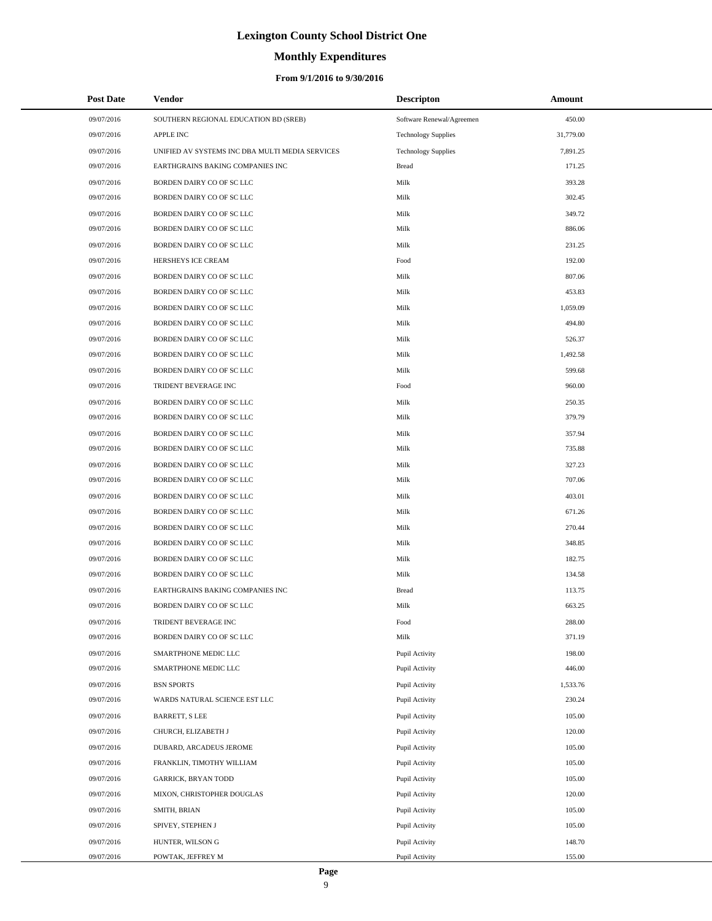# Lexington County School District One

## Monthly Expenditures

### From 9/1/2016 to 9/30/2016

| Post Date | Vendor | Descripton | Amount |
|---|---|---|---|
| 09/07/2016 | SOUTHERN REGIONAL EDUCATION BD (SREB) | Software Renewal/Agreemen | 450.00 |
| 09/07/2016 | APPLE INC | Technology Supplies | 31,779.00 |
| 09/07/2016 | UNIFIED AV SYSTEMS INC DBA MULTI MEDIA SERVICES | Technology Supplies | 7,891.25 |
| 09/07/2016 | EARTHGRAINS BAKING COMPANIES INC | Bread | 171.25 |
| 09/07/2016 | BORDEN DAIRY CO OF SC LLC | Milk | 393.28 |
| 09/07/2016 | BORDEN DAIRY CO OF SC LLC | Milk | 302.45 |
| 09/07/2016 | BORDEN DAIRY CO OF SC LLC | Milk | 349.72 |
| 09/07/2016 | BORDEN DAIRY CO OF SC LLC | Milk | 886.06 |
| 09/07/2016 | BORDEN DAIRY CO OF SC LLC | Milk | 231.25 |
| 09/07/2016 | HERSHEYS ICE CREAM | Food | 192.00 |
| 09/07/2016 | BORDEN DAIRY CO OF SC LLC | Milk | 807.06 |
| 09/07/2016 | BORDEN DAIRY CO OF SC LLC | Milk | 453.83 |
| 09/07/2016 | BORDEN DAIRY CO OF SC LLC | Milk | 1,059.09 |
| 09/07/2016 | BORDEN DAIRY CO OF SC LLC | Milk | 494.80 |
| 09/07/2016 | BORDEN DAIRY CO OF SC LLC | Milk | 526.37 |
| 09/07/2016 | BORDEN DAIRY CO OF SC LLC | Milk | 1,492.58 |
| 09/07/2016 | BORDEN DAIRY CO OF SC LLC | Milk | 599.68 |
| 09/07/2016 | TRIDENT BEVERAGE INC | Food | 960.00 |
| 09/07/2016 | BORDEN DAIRY CO OF SC LLC | Milk | 250.35 |
| 09/07/2016 | BORDEN DAIRY CO OF SC LLC | Milk | 379.79 |
| 09/07/2016 | BORDEN DAIRY CO OF SC LLC | Milk | 357.94 |
| 09/07/2016 | BORDEN DAIRY CO OF SC LLC | Milk | 735.88 |
| 09/07/2016 | BORDEN DAIRY CO OF SC LLC | Milk | 327.23 |
| 09/07/2016 | BORDEN DAIRY CO OF SC LLC | Milk | 707.06 |
| 09/07/2016 | BORDEN DAIRY CO OF SC LLC | Milk | 403.01 |
| 09/07/2016 | BORDEN DAIRY CO OF SC LLC | Milk | 671.26 |
| 09/07/2016 | BORDEN DAIRY CO OF SC LLC | Milk | 270.44 |
| 09/07/2016 | BORDEN DAIRY CO OF SC LLC | Milk | 348.85 |
| 09/07/2016 | BORDEN DAIRY CO OF SC LLC | Milk | 182.75 |
| 09/07/2016 | BORDEN DAIRY CO OF SC LLC | Milk | 134.58 |
| 09/07/2016 | EARTHGRAINS BAKING COMPANIES INC | Bread | 113.75 |
| 09/07/2016 | BORDEN DAIRY CO OF SC LLC | Milk | 663.25 |
| 09/07/2016 | TRIDENT BEVERAGE INC | Food | 288.00 |
| 09/07/2016 | BORDEN DAIRY CO OF SC LLC | Milk | 371.19 |
| 09/07/2016 | SMARTPHONE MEDIC LLC | Pupil Activity | 198.00 |
| 09/07/2016 | SMARTPHONE MEDIC LLC | Pupil Activity | 446.00 |
| 09/07/2016 | BSN SPORTS | Pupil Activity | 1,533.76 |
| 09/07/2016 | WARDS NATURAL SCIENCE EST LLC | Pupil Activity | 230.24 |
| 09/07/2016 | BARRETT, S LEE | Pupil Activity | 105.00 |
| 09/07/2016 | CHURCH, ELIZABETH J | Pupil Activity | 120.00 |
| 09/07/2016 | DUBARD, ARCADEUS JEROME | Pupil Activity | 105.00 |
| 09/07/2016 | FRANKLIN, TIMOTHY WILLIAM | Pupil Activity | 105.00 |
| 09/07/2016 | GARRICK, BRYAN TODD | Pupil Activity | 105.00 |
| 09/07/2016 | MIXON, CHRISTOPHER DOUGLAS | Pupil Activity | 120.00 |
| 09/07/2016 | SMITH, BRIAN | Pupil Activity | 105.00 |
| 09/07/2016 | SPIVEY, STEPHEN J | Pupil Activity | 105.00 |
| 09/07/2016 | HUNTER, WILSON G | Pupil Activity | 148.70 |
| 09/07/2016 | POWTAK, JEFFREY M | Pupil Activity | 155.00 |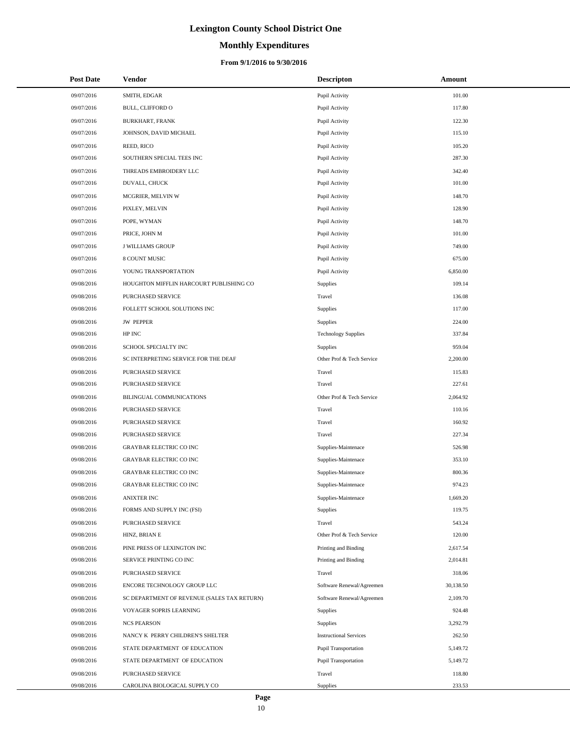# Lexington County School District One

## Monthly Expenditures

### From 9/1/2016 to 9/30/2016

| Post Date | Vendor | Descripton | Amount |
|---|---|---|---|
| 09/07/2016 | SMITH, EDGAR | Pupil Activity | 101.00 |
| 09/07/2016 | BULL, CLIFFORD O | Pupil Activity | 117.80 |
| 09/07/2016 | BURKHART, FRANK | Pupil Activity | 122.30 |
| 09/07/2016 | JOHNSON, DAVID MICHAEL | Pupil Activity | 115.10 |
| 09/07/2016 | REED, RICO | Pupil Activity | 105.20 |
| 09/07/2016 | SOUTHERN SPECIAL TEES INC | Pupil Activity | 287.30 |
| 09/07/2016 | THREADS EMBROIDERY LLC | Pupil Activity | 342.40 |
| 09/07/2016 | DUVALL, CHUCK | Pupil Activity | 101.00 |
| 09/07/2016 | MCGRIER, MELVIN W | Pupil Activity | 148.70 |
| 09/07/2016 | PIXLEY, MELVIN | Pupil Activity | 128.90 |
| 09/07/2016 | POPE, WYMAN | Pupil Activity | 148.70 |
| 09/07/2016 | PRICE, JOHN M | Pupil Activity | 101.00 |
| 09/07/2016 | J WILLIAMS GROUP | Pupil Activity | 749.00 |
| 09/07/2016 | 8 COUNT MUSIC | Pupil Activity | 675.00 |
| 09/07/2016 | YOUNG TRANSPORTATION | Pupil Activity | 6,850.00 |
| 09/08/2016 | HOUGHTON MIFFLIN HARCOURT PUBLISHING CO | Supplies | 109.14 |
| 09/08/2016 | PURCHASED SERVICE | Travel | 136.08 |
| 09/08/2016 | FOLLETT SCHOOL SOLUTIONS INC | Supplies | 117.00 |
| 09/08/2016 | JW PEPPER | Supplies | 224.00 |
| 09/08/2016 | HP INC | Technology Supplies | 337.84 |
| 09/08/2016 | SCHOOL SPECIALTY INC | Supplies | 959.04 |
| 09/08/2016 | SC INTERPRETING SERVICE FOR THE DEAF | Other Prof & Tech Service | 2,200.00 |
| 09/08/2016 | PURCHASED SERVICE | Travel | 115.83 |
| 09/08/2016 | PURCHASED SERVICE | Travel | 227.61 |
| 09/08/2016 | BILINGUAL COMMUNICATIONS | Other Prof & Tech Service | 2,064.92 |
| 09/08/2016 | PURCHASED SERVICE | Travel | 110.16 |
| 09/08/2016 | PURCHASED SERVICE | Travel | 160.92 |
| 09/08/2016 | PURCHASED SERVICE | Travel | 227.34 |
| 09/08/2016 | GRAYBAR ELECTRIC CO INC | Supplies-Maintenace | 526.98 |
| 09/08/2016 | GRAYBAR ELECTRIC CO INC | Supplies-Maintenace | 353.10 |
| 09/08/2016 | GRAYBAR ELECTRIC CO INC | Supplies-Maintenace | 800.36 |
| 09/08/2016 | GRAYBAR ELECTRIC CO INC | Supplies-Maintenace | 974.23 |
| 09/08/2016 | ANIXTER INC | Supplies-Maintenace | 1,669.20 |
| 09/08/2016 | FORMS AND SUPPLY INC (FSI) | Supplies | 119.75 |
| 09/08/2016 | PURCHASED SERVICE | Travel | 543.24 |
| 09/08/2016 | HINZ, BRIAN E | Other Prof & Tech Service | 120.00 |
| 09/08/2016 | PINE PRESS OF LEXINGTON INC | Printing and Binding | 2,617.54 |
| 09/08/2016 | SERVICE PRINTING CO INC | Printing and Binding | 2,014.81 |
| 09/08/2016 | PURCHASED SERVICE | Travel | 318.06 |
| 09/08/2016 | ENCORE TECHNOLOGY GROUP LLC | Software Renewal/Agreemen | 30,138.50 |
| 09/08/2016 | SC DEPARTMENT OF REVENUE (SALES TAX RETURN) | Software Renewal/Agreemen | 2,109.70 |
| 09/08/2016 | VOYAGER SOPRIS LEARNING | Supplies | 924.48 |
| 09/08/2016 | NCS PEARSON | Supplies | 3,292.79 |
| 09/08/2016 | NANCY K PERRY CHILDREN'S SHELTER | Instructional Services | 262.50 |
| 09/08/2016 | STATE DEPARTMENT OF EDUCATION | Pupil Transportation | 5,149.72 |
| 09/08/2016 | STATE DEPARTMENT OF EDUCATION | Pupil Transportation | 5,149.72 |
| 09/08/2016 | PURCHASED SERVICE | Travel | 118.80 |
| 09/08/2016 | CAROLINA BIOLOGICAL SUPPLY CO | Supplies | 233.53 |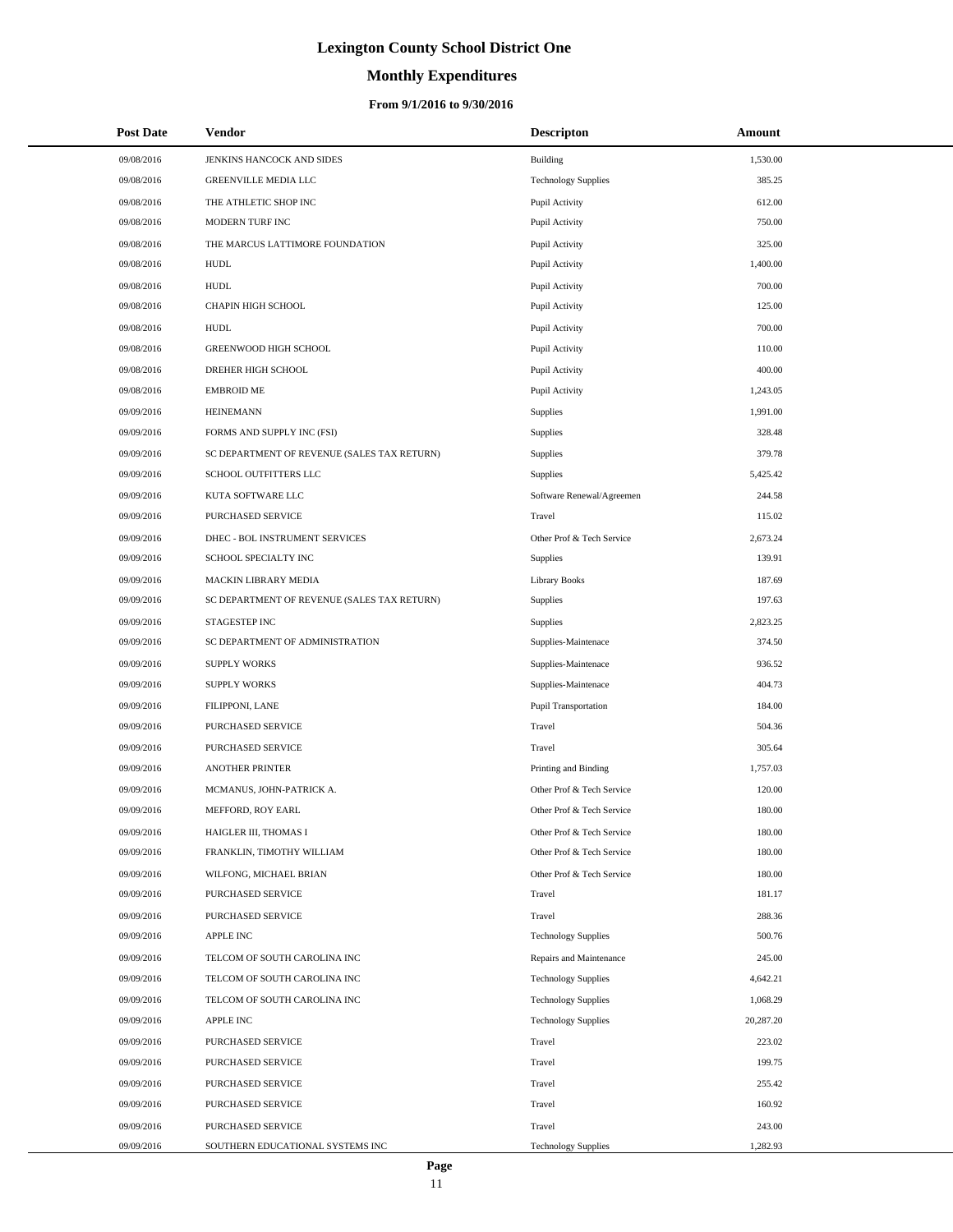# Lexington County School District One

## Monthly Expenditures

### From 9/1/2016 to 9/30/2016

| Post Date | Vendor | Descripton | Amount |
|---|---|---|---|
| 09/08/2016 | JENKINS HANCOCK AND SIDES | Building | 1,530.00 |
| 09/08/2016 | GREENVILLE MEDIA LLC | Technology Supplies | 385.25 |
| 09/08/2016 | THE ATHLETIC SHOP INC | Pupil Activity | 612.00 |
| 09/08/2016 | MODERN TURF INC | Pupil Activity | 750.00 |
| 09/08/2016 | THE MARCUS LATTIMORE FOUNDATION | Pupil Activity | 325.00 |
| 09/08/2016 | HUDL | Pupil Activity | 1,400.00 |
| 09/08/2016 | HUDL | Pupil Activity | 700.00 |
| 09/08/2016 | CHAPIN HIGH SCHOOL | Pupil Activity | 125.00 |
| 09/08/2016 | HUDL | Pupil Activity | 700.00 |
| 09/08/2016 | GREENWOOD HIGH SCHOOL | Pupil Activity | 110.00 |
| 09/08/2016 | DREHER HIGH SCHOOL | Pupil Activity | 400.00 |
| 09/08/2016 | EMBROID ME | Pupil Activity | 1,243.05 |
| 09/09/2016 | HEINEMANN | Supplies | 1,991.00 |
| 09/09/2016 | FORMS AND SUPPLY INC (FSI) | Supplies | 328.48 |
| 09/09/2016 | SC DEPARTMENT OF REVENUE (SALES TAX RETURN) | Supplies | 379.78 |
| 09/09/2016 | SCHOOL OUTFITTERS LLC | Supplies | 5,425.42 |
| 09/09/2016 | KUTA SOFTWARE LLC | Software Renewal/Agreemen | 244.58 |
| 09/09/2016 | PURCHASED SERVICE | Travel | 115.02 |
| 09/09/2016 | DHEC - BOL INSTRUMENT SERVICES | Other Prof & Tech Service | 2,673.24 |
| 09/09/2016 | SCHOOL SPECIALTY INC | Supplies | 139.91 |
| 09/09/2016 | MACKIN LIBRARY MEDIA | Library Books | 187.69 |
| 09/09/2016 | SC DEPARTMENT OF REVENUE (SALES TAX RETURN) | Supplies | 197.63 |
| 09/09/2016 | STAGESTEP INC | Supplies | 2,823.25 |
| 09/09/2016 | SC DEPARTMENT OF ADMINISTRATION | Supplies-Maintenace | 374.50 |
| 09/09/2016 | SUPPLY WORKS | Supplies-Maintenace | 936.52 |
| 09/09/2016 | SUPPLY WORKS | Supplies-Maintenace | 404.73 |
| 09/09/2016 | FILIPPONI, LANE | Pupil Transportation | 184.00 |
| 09/09/2016 | PURCHASED SERVICE | Travel | 504.36 |
| 09/09/2016 | PURCHASED SERVICE | Travel | 305.64 |
| 09/09/2016 | ANOTHER PRINTER | Printing and Binding | 1,757.03 |
| 09/09/2016 | MCMANUS, JOHN-PATRICK A. | Other Prof & Tech Service | 120.00 |
| 09/09/2016 | MEFFORD, ROY EARL | Other Prof & Tech Service | 180.00 |
| 09/09/2016 | HAIGLER III, THOMAS I | Other Prof & Tech Service | 180.00 |
| 09/09/2016 | FRANKLIN, TIMOTHY WILLIAM | Other Prof & Tech Service | 180.00 |
| 09/09/2016 | WILFONG, MICHAEL BRIAN | Other Prof & Tech Service | 180.00 |
| 09/09/2016 | PURCHASED SERVICE | Travel | 181.17 |
| 09/09/2016 | PURCHASED SERVICE | Travel | 288.36 |
| 09/09/2016 | APPLE INC | Technology Supplies | 500.76 |
| 09/09/2016 | TELCOM OF SOUTH CAROLINA INC | Repairs and Maintenance | 245.00 |
| 09/09/2016 | TELCOM OF SOUTH CAROLINA INC | Technology Supplies | 4,642.21 |
| 09/09/2016 | TELCOM OF SOUTH CAROLINA INC | Technology Supplies | 1,068.29 |
| 09/09/2016 | APPLE INC | Technology Supplies | 20,287.20 |
| 09/09/2016 | PURCHASED SERVICE | Travel | 223.02 |
| 09/09/2016 | PURCHASED SERVICE | Travel | 199.75 |
| 09/09/2016 | PURCHASED SERVICE | Travel | 255.42 |
| 09/09/2016 | PURCHASED SERVICE | Travel | 160.92 |
| 09/09/2016 | PURCHASED SERVICE | Travel | 243.00 |
| 09/09/2016 | SOUTHERN EDUCATIONAL SYSTEMS INC | Technology Supplies | 1,282.93 |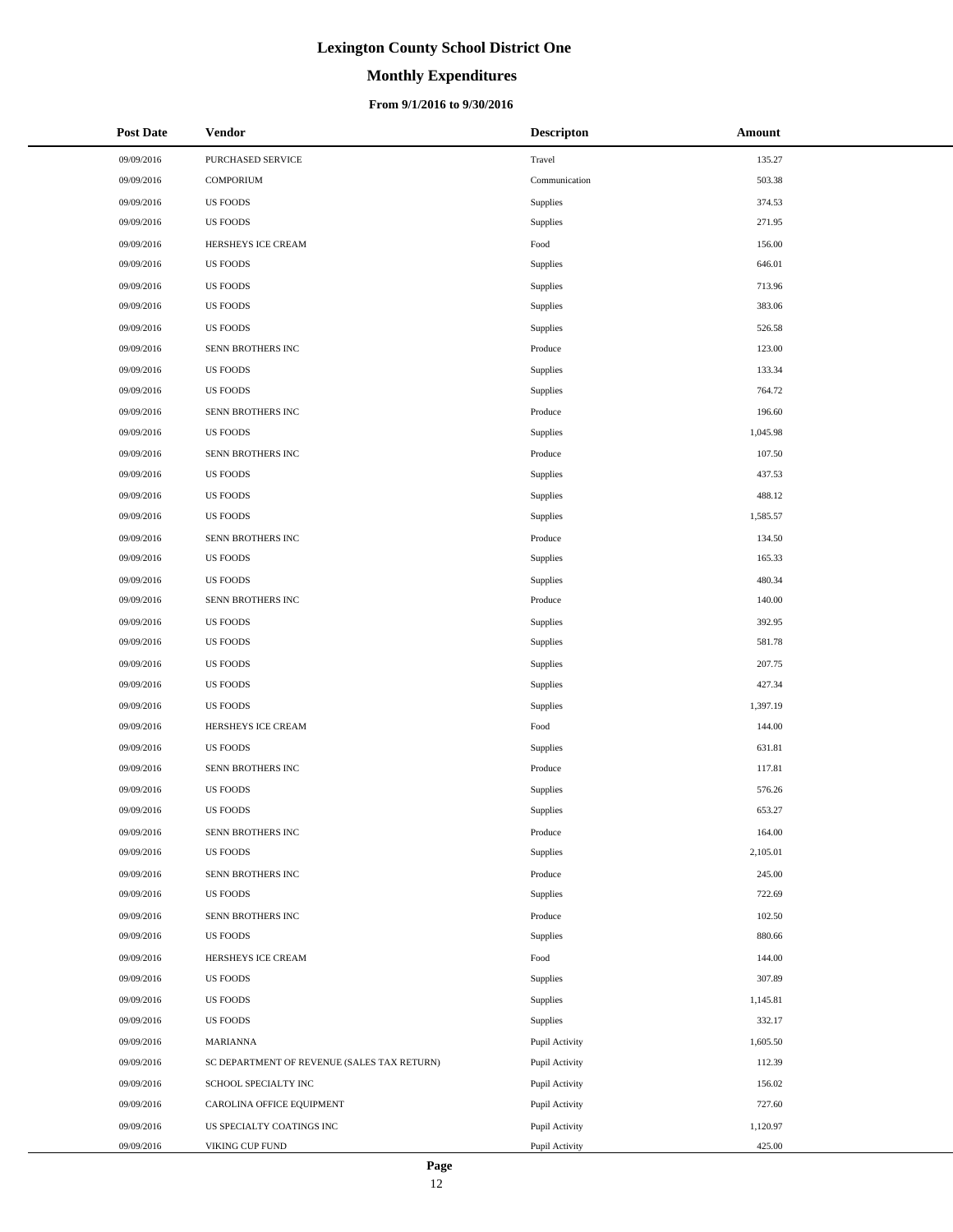# Lexington County School District One

## Monthly Expenditures

### From 9/1/2016 to 9/30/2016

| Post Date | Vendor | Descripton | Amount |
|---|---|---|---|
| 09/09/2016 | PURCHASED SERVICE | Travel | 135.27 |
| 09/09/2016 | COMPORIUM | Communication | 503.38 |
| 09/09/2016 | US FOODS | Supplies | 374.53 |
| 09/09/2016 | US FOODS | Supplies | 271.95 |
| 09/09/2016 | HERSHEYS ICE CREAM | Food | 156.00 |
| 09/09/2016 | US FOODS | Supplies | 646.01 |
| 09/09/2016 | US FOODS | Supplies | 713.96 |
| 09/09/2016 | US FOODS | Supplies | 383.06 |
| 09/09/2016 | US FOODS | Supplies | 526.58 |
| 09/09/2016 | SENN BROTHERS INC | Produce | 123.00 |
| 09/09/2016 | US FOODS | Supplies | 133.34 |
| 09/09/2016 | US FOODS | Supplies | 764.72 |
| 09/09/2016 | SENN BROTHERS INC | Produce | 196.60 |
| 09/09/2016 | US FOODS | Supplies | 1,045.98 |
| 09/09/2016 | SENN BROTHERS INC | Produce | 107.50 |
| 09/09/2016 | US FOODS | Supplies | 437.53 |
| 09/09/2016 | US FOODS | Supplies | 488.12 |
| 09/09/2016 | US FOODS | Supplies | 1,585.57 |
| 09/09/2016 | SENN BROTHERS INC | Produce | 134.50 |
| 09/09/2016 | US FOODS | Supplies | 165.33 |
| 09/09/2016 | US FOODS | Supplies | 480.34 |
| 09/09/2016 | SENN BROTHERS INC | Produce | 140.00 |
| 09/09/2016 | US FOODS | Supplies | 392.95 |
| 09/09/2016 | US FOODS | Supplies | 581.78 |
| 09/09/2016 | US FOODS | Supplies | 207.75 |
| 09/09/2016 | US FOODS | Supplies | 427.34 |
| 09/09/2016 | US FOODS | Supplies | 1,397.19 |
| 09/09/2016 | HERSHEYS ICE CREAM | Food | 144.00 |
| 09/09/2016 | US FOODS | Supplies | 631.81 |
| 09/09/2016 | SENN BROTHERS INC | Produce | 117.81 |
| 09/09/2016 | US FOODS | Supplies | 576.26 |
| 09/09/2016 | US FOODS | Supplies | 653.27 |
| 09/09/2016 | SENN BROTHERS INC | Produce | 164.00 |
| 09/09/2016 | US FOODS | Supplies | 2,105.01 |
| 09/09/2016 | SENN BROTHERS INC | Produce | 245.00 |
| 09/09/2016 | US FOODS | Supplies | 722.69 |
| 09/09/2016 | SENN BROTHERS INC | Produce | 102.50 |
| 09/09/2016 | US FOODS | Supplies | 880.66 |
| 09/09/2016 | HERSHEYS ICE CREAM | Food | 144.00 |
| 09/09/2016 | US FOODS | Supplies | 307.89 |
| 09/09/2016 | US FOODS | Supplies | 1,145.81 |
| 09/09/2016 | US FOODS | Supplies | 332.17 |
| 09/09/2016 | MARIANNA | Pupil Activity | 1,605.50 |
| 09/09/2016 | SC DEPARTMENT OF REVENUE (SALES TAX RETURN) | Pupil Activity | 112.39 |
| 09/09/2016 | SCHOOL SPECIALTY INC | Pupil Activity | 156.02 |
| 09/09/2016 | CAROLINA OFFICE EQUIPMENT | Pupil Activity | 727.60 |
| 09/09/2016 | US SPECIALTY COATINGS INC | Pupil Activity | 1,120.97 |
| 09/09/2016 | VIKING CUP FUND | Pupil Activity | 425.00 |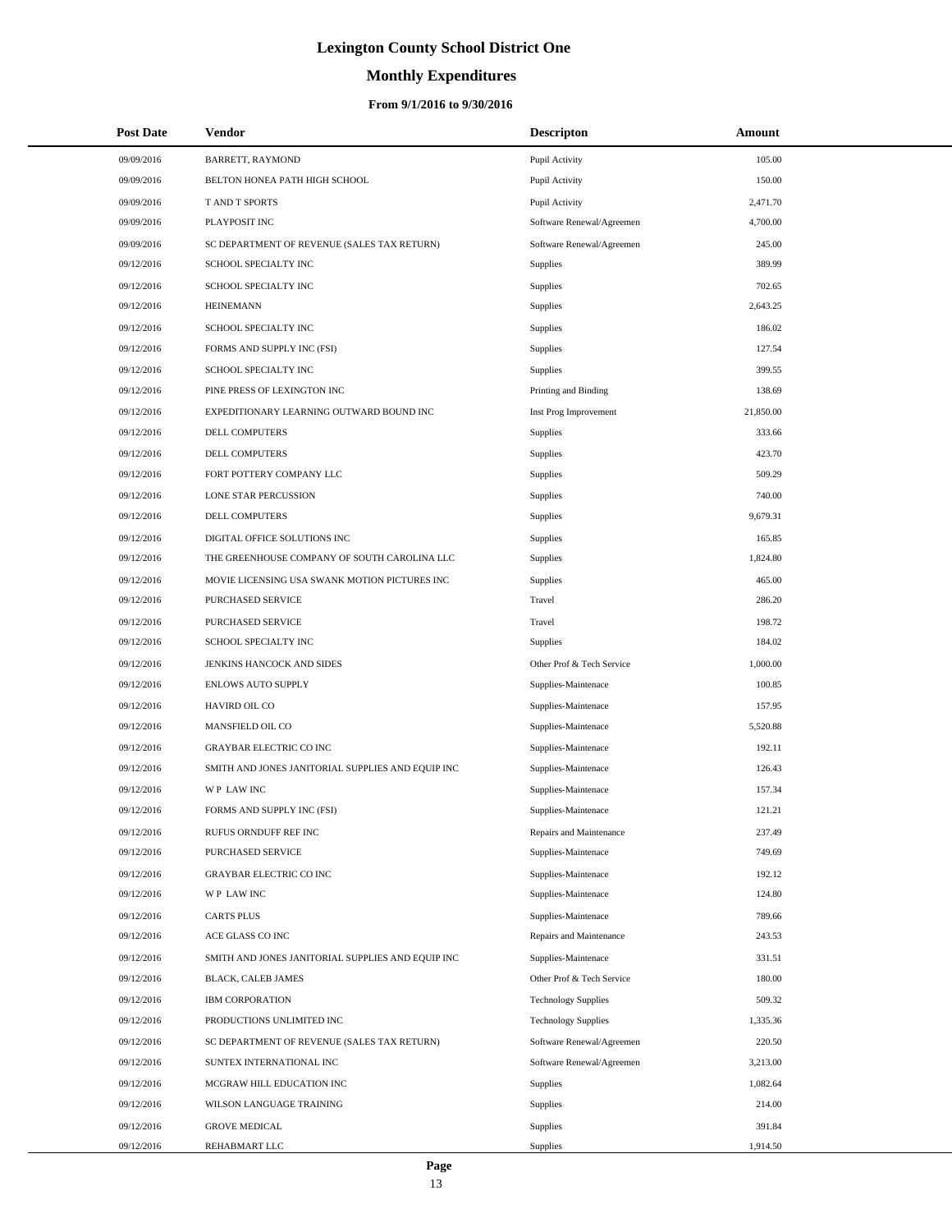# Lexington County School District One

## Monthly Expenditures

### From 9/1/2016 to 9/30/2016

| Post Date | Vendor | Descripton | Amount |
|---|---|---|---|
| 09/09/2016 | BARRETT, RAYMOND | Pupil Activity | 105.00 |
| 09/09/2016 | BELTON HONEA PATH HIGH SCHOOL | Pupil Activity | 150.00 |
| 09/09/2016 | T AND T SPORTS | Pupil Activity | 2,471.70 |
| 09/09/2016 | PLAYPOSIT INC | Software Renewal/Agreemen | 4,700.00 |
| 09/09/2016 | SC DEPARTMENT OF REVENUE (SALES TAX RETURN) | Software Renewal/Agreemen | 245.00 |
| 09/12/2016 | SCHOOL SPECIALTY INC | Supplies | 389.99 |
| 09/12/2016 | SCHOOL SPECIALTY INC | Supplies | 702.65 |
| 09/12/2016 | HEINEMANN | Supplies | 2,643.25 |
| 09/12/2016 | SCHOOL SPECIALTY INC | Supplies | 186.02 |
| 09/12/2016 | FORMS AND SUPPLY INC (FSI) | Supplies | 127.54 |
| 09/12/2016 | SCHOOL SPECIALTY INC | Supplies | 399.55 |
| 09/12/2016 | PINE PRESS OF LEXINGTON INC | Printing and Binding | 138.69 |
| 09/12/2016 | EXPEDITIONARY LEARNING OUTWARD BOUND INC | Inst Prog Improvement | 21,850.00 |
| 09/12/2016 | DELL COMPUTERS | Supplies | 333.66 |
| 09/12/2016 | DELL COMPUTERS | Supplies | 423.70 |
| 09/12/2016 | FORT POTTERY COMPANY LLC | Supplies | 509.29 |
| 09/12/2016 | LONE STAR PERCUSSION | Supplies | 740.00 |
| 09/12/2016 | DELL COMPUTERS | Supplies | 9,679.31 |
| 09/12/2016 | DIGITAL OFFICE SOLUTIONS INC | Supplies | 165.85 |
| 09/12/2016 | THE GREENHOUSE COMPANY OF SOUTH CAROLINA LLC | Supplies | 1,824.80 |
| 09/12/2016 | MOVIE LICENSING USA SWANK MOTION PICTURES INC | Supplies | 465.00 |
| 09/12/2016 | PURCHASED SERVICE | Travel | 286.20 |
| 09/12/2016 | PURCHASED SERVICE | Travel | 198.72 |
| 09/12/2016 | SCHOOL SPECIALTY INC | Supplies | 184.02 |
| 09/12/2016 | JENKINS HANCOCK AND SIDES | Other Prof & Tech Service | 1,000.00 |
| 09/12/2016 | ENLOWS AUTO SUPPLY | Supplies-Maintenace | 100.85 |
| 09/12/2016 | HAVIRD OIL CO | Supplies-Maintenace | 157.95 |
| 09/12/2016 | MANSFIELD OIL CO | Supplies-Maintenace | 5,520.88 |
| 09/12/2016 | GRAYBAR ELECTRIC CO INC | Supplies-Maintenace | 192.11 |
| 09/12/2016 | SMITH AND JONES JANITORIAL SUPPLIES AND EQUIP INC | Supplies-Maintenace | 126.43 |
| 09/12/2016 | W P LAW INC | Supplies-Maintenace | 157.34 |
| 09/12/2016 | FORMS AND SUPPLY INC (FSI) | Supplies-Maintenace | 121.21 |
| 09/12/2016 | RUFUS ORNDUFF REF INC | Repairs and Maintenance | 237.49 |
| 09/12/2016 | PURCHASED SERVICE | Supplies-Maintenace | 749.69 |
| 09/12/2016 | GRAYBAR ELECTRIC CO INC | Supplies-Maintenace | 192.12 |
| 09/12/2016 | W P LAW INC | Supplies-Maintenace | 124.80 |
| 09/12/2016 | CARTS PLUS | Supplies-Maintenace | 789.66 |
| 09/12/2016 | ACE GLASS CO INC | Repairs and Maintenance | 243.53 |
| 09/12/2016 | SMITH AND JONES JANITORIAL SUPPLIES AND EQUIP INC | Supplies-Maintenace | 331.51 |
| 09/12/2016 | BLACK, CALEB JAMES | Other Prof & Tech Service | 180.00 |
| 09/12/2016 | IBM CORPORATION | Technology Supplies | 509.32 |
| 09/12/2016 | PRODUCTIONS UNLIMITED INC | Technology Supplies | 1,335.36 |
| 09/12/2016 | SC DEPARTMENT OF REVENUE (SALES TAX RETURN) | Software Renewal/Agreemen | 220.50 |
| 09/12/2016 | SUNTEX INTERNATIONAL INC | Software Renewal/Agreemen | 3,213.00 |
| 09/12/2016 | MCGRAW HILL EDUCATION INC | Supplies | 1,082.64 |
| 09/12/2016 | WILSON LANGUAGE TRAINING | Supplies | 214.00 |
| 09/12/2016 | GROVE MEDICAL | Supplies | 391.84 |
| 09/12/2016 | REHABMART LLC | Supplies | 1,914.50 |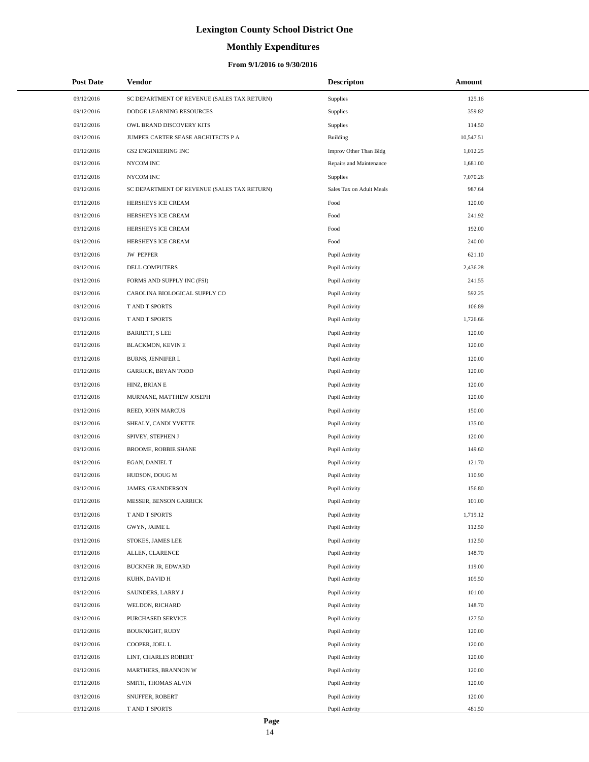# Lexington County School District One

## Monthly Expenditures

### From 9/1/2016 to 9/30/2016

| Post Date | Vendor | Descripton | Amount |
|---|---|---|---|
| 09/12/2016 | SC DEPARTMENT OF REVENUE (SALES TAX RETURN) | Supplies | 125.16 |
| 09/12/2016 | DODGE LEARNING RESOURCES | Supplies | 359.82 |
| 09/12/2016 | OWL BRAND DISCOVERY KITS | Supplies | 114.50 |
| 09/12/2016 | JUMPER CARTER SEASE ARCHITECTS P A | Building | 10,547.51 |
| 09/12/2016 | GS2 ENGINEERING INC | Improv Other Than Bldg | 1,012.25 |
| 09/12/2016 | NYCOM INC | Repairs and Maintenance | 1,681.00 |
| 09/12/2016 | NYCOM INC | Supplies | 7,070.26 |
| 09/12/2016 | SC DEPARTMENT OF REVENUE (SALES TAX RETURN) | Sales Tax on Adult Meals | 987.64 |
| 09/12/2016 | HERSHEYS ICE CREAM | Food | 120.00 |
| 09/12/2016 | HERSHEYS ICE CREAM | Food | 241.92 |
| 09/12/2016 | HERSHEYS ICE CREAM | Food | 192.00 |
| 09/12/2016 | HERSHEYS ICE CREAM | Food | 240.00 |
| 09/12/2016 | JW PEPPER | Pupil Activity | 621.10 |
| 09/12/2016 | DELL COMPUTERS | Pupil Activity | 2,436.28 |
| 09/12/2016 | FORMS AND SUPPLY INC (FSI) | Pupil Activity | 241.55 |
| 09/12/2016 | CAROLINA BIOLOGICAL SUPPLY CO | Pupil Activity | 592.25 |
| 09/12/2016 | T AND T SPORTS | Pupil Activity | 106.89 |
| 09/12/2016 | T AND T SPORTS | Pupil Activity | 1,726.66 |
| 09/12/2016 | BARRETT, S LEE | Pupil Activity | 120.00 |
| 09/12/2016 | BLACKMON, KEVIN E | Pupil Activity | 120.00 |
| 09/12/2016 | BURNS, JENNIFER L | Pupil Activity | 120.00 |
| 09/12/2016 | GARRICK, BRYAN TODD | Pupil Activity | 120.00 |
| 09/12/2016 | HINZ, BRIAN E | Pupil Activity | 120.00 |
| 09/12/2016 | MURNANE, MATTHEW JOSEPH | Pupil Activity | 120.00 |
| 09/12/2016 | REED, JOHN MARCUS | Pupil Activity | 150.00 |
| 09/12/2016 | SHEALY, CANDI YVETTE | Pupil Activity | 135.00 |
| 09/12/2016 | SPIVEY, STEPHEN J | Pupil Activity | 120.00 |
| 09/12/2016 | BROOME, ROBBIE SHANE | Pupil Activity | 149.60 |
| 09/12/2016 | EGAN, DANIEL T | Pupil Activity | 121.70 |
| 09/12/2016 | HUDSON, DOUG M | Pupil Activity | 110.90 |
| 09/12/2016 | JAMES, GRANDERSON | Pupil Activity | 156.80 |
| 09/12/2016 | MESSER, BENSON GARRICK | Pupil Activity | 101.00 |
| 09/12/2016 | T AND T SPORTS | Pupil Activity | 1,719.12 |
| 09/12/2016 | GWYN, JAIME L | Pupil Activity | 112.50 |
| 09/12/2016 | STOKES, JAMES LEE | Pupil Activity | 112.50 |
| 09/12/2016 | ALLEN, CLARENCE | Pupil Activity | 148.70 |
| 09/12/2016 | BUCKNER JR, EDWARD | Pupil Activity | 119.00 |
| 09/12/2016 | KUHN, DAVID H | Pupil Activity | 105.50 |
| 09/12/2016 | SAUNDERS, LARRY J | Pupil Activity | 101.00 |
| 09/12/2016 | WELDON, RICHARD | Pupil Activity | 148.70 |
| 09/12/2016 | PURCHASED SERVICE | Pupil Activity | 127.50 |
| 09/12/2016 | BOUKNIGHT, RUDY | Pupil Activity | 120.00 |
| 09/12/2016 | COOPER, JOEL L | Pupil Activity | 120.00 |
| 09/12/2016 | LINT, CHARLES ROBERT | Pupil Activity | 120.00 |
| 09/12/2016 | MARTHERS, BRANNON W | Pupil Activity | 120.00 |
| 09/12/2016 | SMITH, THOMAS ALVIN | Pupil Activity | 120.00 |
| 09/12/2016 | SNUFFER, ROBERT | Pupil Activity | 120.00 |
| 09/12/2016 | T AND T SPORTS | Pupil Activity | 481.50 |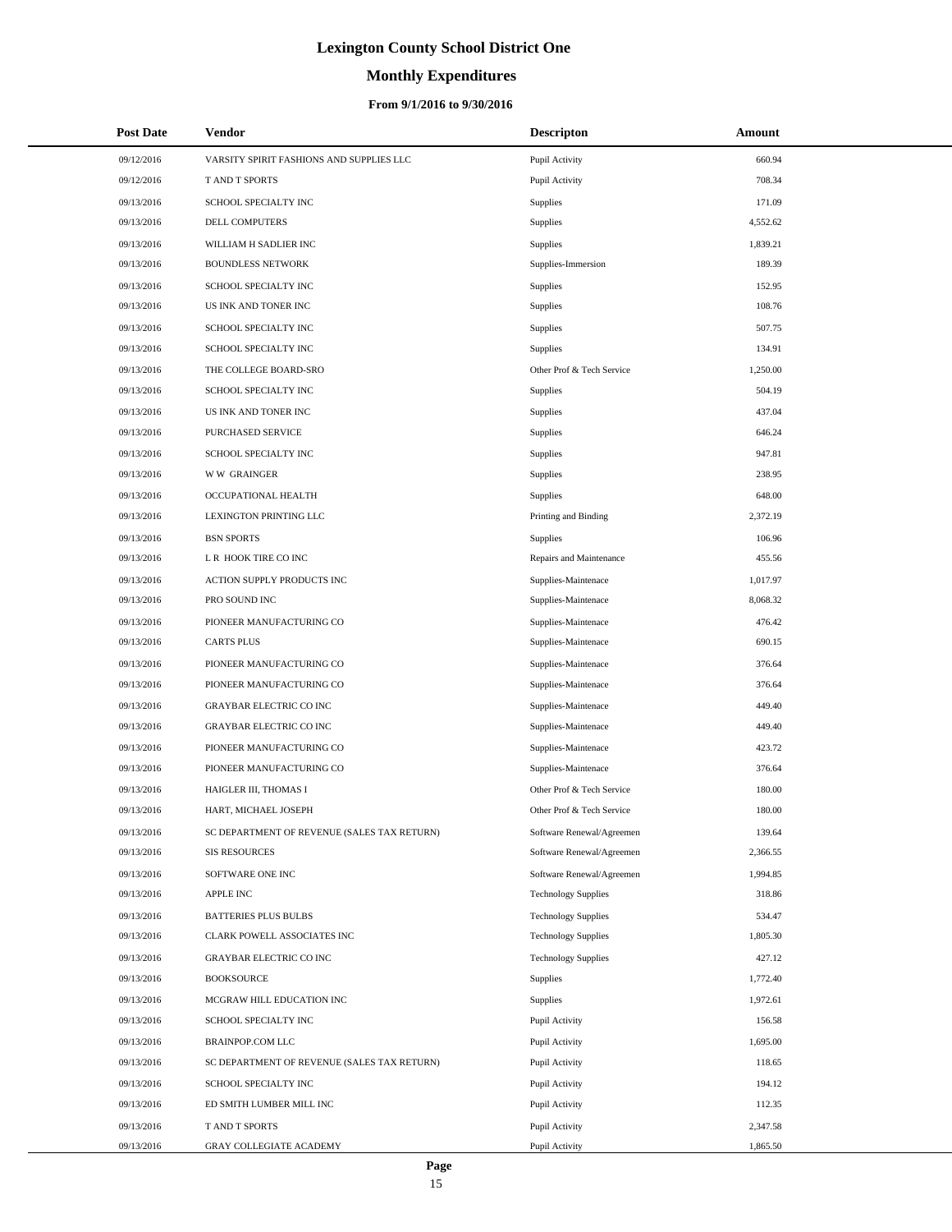# Lexington County School District One

## Monthly Expenditures

### From 9/1/2016 to 9/30/2016

| Post Date | Vendor | Descripton | Amount |
|---|---|---|---|
| 09/12/2016 | VARSITY SPIRIT FASHIONS AND SUPPLIES LLC | Pupil Activity | 660.94 |
| 09/12/2016 | T AND T SPORTS | Pupil Activity | 708.34 |
| 09/13/2016 | SCHOOL SPECIALTY INC | Supplies | 171.09 |
| 09/13/2016 | DELL COMPUTERS | Supplies | 4,552.62 |
| 09/13/2016 | WILLIAM H SADLIER INC | Supplies | 1,839.21 |
| 09/13/2016 | BOUNDLESS NETWORK | Supplies-Immersion | 189.39 |
| 09/13/2016 | SCHOOL SPECIALTY INC | Supplies | 152.95 |
| 09/13/2016 | US INK AND TONER INC | Supplies | 108.76 |
| 09/13/2016 | SCHOOL SPECIALTY INC | Supplies | 507.75 |
| 09/13/2016 | SCHOOL SPECIALTY INC | Supplies | 134.91 |
| 09/13/2016 | THE COLLEGE BOARD-SRO | Other Prof & Tech Service | 1,250.00 |
| 09/13/2016 | SCHOOL SPECIALTY INC | Supplies | 504.19 |
| 09/13/2016 | US INK AND TONER INC | Supplies | 437.04 |
| 09/13/2016 | PURCHASED SERVICE | Supplies | 646.24 |
| 09/13/2016 | SCHOOL SPECIALTY INC | Supplies | 947.81 |
| 09/13/2016 | W W GRAINGER | Supplies | 238.95 |
| 09/13/2016 | OCCUPATIONAL HEALTH | Supplies | 648.00 |
| 09/13/2016 | LEXINGTON PRINTING LLC | Printing and Binding | 2,372.19 |
| 09/13/2016 | BSN SPORTS | Supplies | 106.96 |
| 09/13/2016 | L R HOOK TIRE CO INC | Repairs and Maintenance | 455.56 |
| 09/13/2016 | ACTION SUPPLY PRODUCTS INC | Supplies-Maintenace | 1,017.97 |
| 09/13/2016 | PRO SOUND INC | Supplies-Maintenace | 8,068.32 |
| 09/13/2016 | PIONEER MANUFACTURING CO | Supplies-Maintenace | 476.42 |
| 09/13/2016 | CARTS PLUS | Supplies-Maintenace | 690.15 |
| 09/13/2016 | PIONEER MANUFACTURING CO | Supplies-Maintenace | 376.64 |
| 09/13/2016 | PIONEER MANUFACTURING CO | Supplies-Maintenace | 376.64 |
| 09/13/2016 | GRAYBAR ELECTRIC CO INC | Supplies-Maintenace | 449.40 |
| 09/13/2016 | GRAYBAR ELECTRIC CO INC | Supplies-Maintenace | 449.40 |
| 09/13/2016 | PIONEER MANUFACTURING CO | Supplies-Maintenace | 423.72 |
| 09/13/2016 | PIONEER MANUFACTURING CO | Supplies-Maintenace | 376.64 |
| 09/13/2016 | HAIGLER III, THOMAS I | Other Prof & Tech Service | 180.00 |
| 09/13/2016 | HART, MICHAEL JOSEPH | Other Prof & Tech Service | 180.00 |
| 09/13/2016 | SC DEPARTMENT OF REVENUE (SALES TAX RETURN) | Software Renewal/Agreemen | 139.64 |
| 09/13/2016 | SIS RESOURCES | Software Renewal/Agreemen | 2,366.55 |
| 09/13/2016 | SOFTWARE ONE INC | Software Renewal/Agreemen | 1,994.85 |
| 09/13/2016 | APPLE INC | Technology Supplies | 318.86 |
| 09/13/2016 | BATTERIES PLUS BULBS | Technology Supplies | 534.47 |
| 09/13/2016 | CLARK POWELL ASSOCIATES INC | Technology Supplies | 1,805.30 |
| 09/13/2016 | GRAYBAR ELECTRIC CO INC | Technology Supplies | 427.12 |
| 09/13/2016 | BOOKSOURCE | Supplies | 1,772.40 |
| 09/13/2016 | MCGRAW HILL EDUCATION INC | Supplies | 1,972.61 |
| 09/13/2016 | SCHOOL SPECIALTY INC | Pupil Activity | 156.58 |
| 09/13/2016 | BRAINPOP.COM LLC | Pupil Activity | 1,695.00 |
| 09/13/2016 | SC DEPARTMENT OF REVENUE (SALES TAX RETURN) | Pupil Activity | 118.65 |
| 09/13/2016 | SCHOOL SPECIALTY INC | Pupil Activity | 194.12 |
| 09/13/2016 | ED SMITH LUMBER MILL INC | Pupil Activity | 112.35 |
| 09/13/2016 | T AND T SPORTS | Pupil Activity | 2,347.58 |
| 09/13/2016 | GRAY COLLEGIATE ACADEMY | Pupil Activity | 1,865.50 |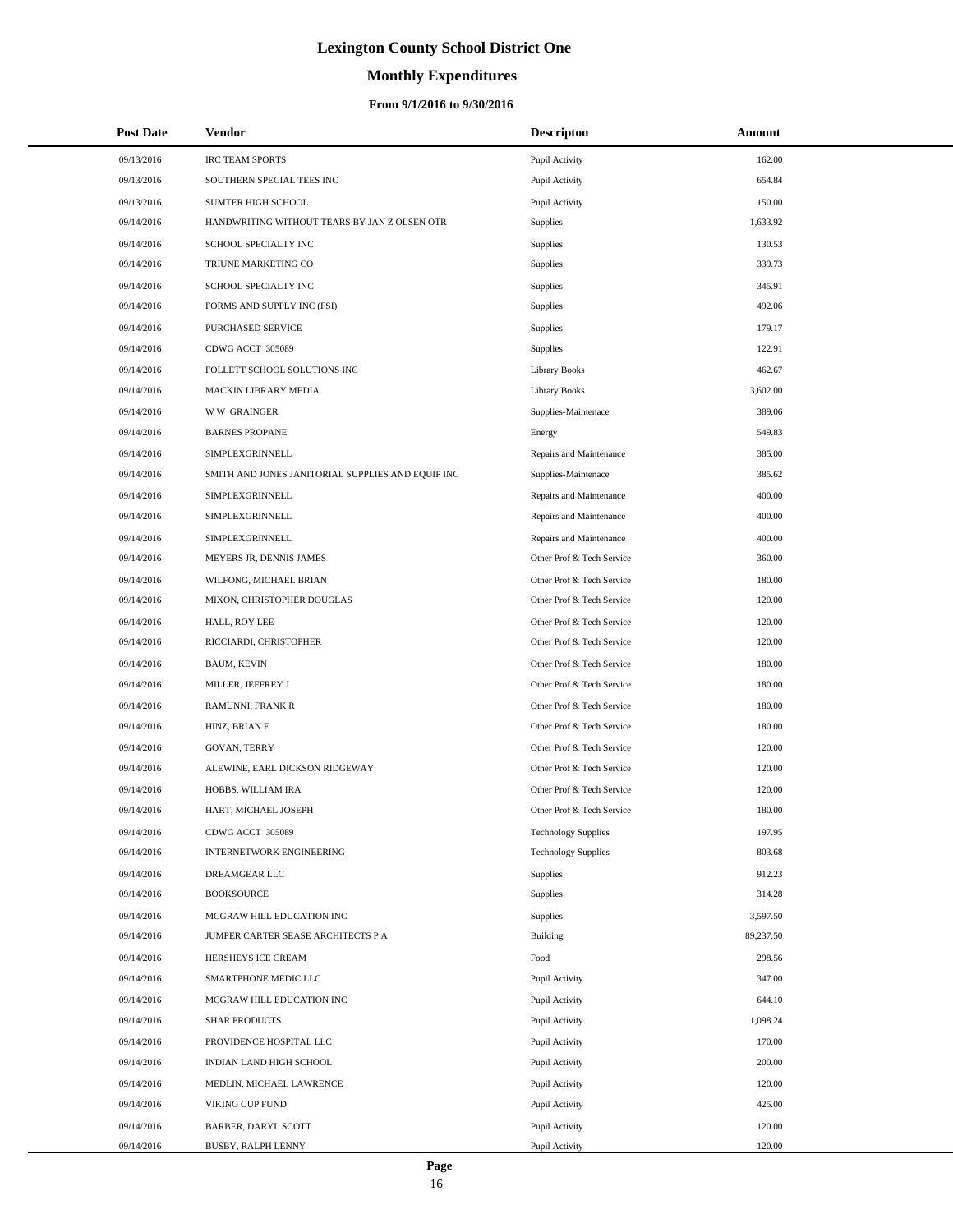# Lexington County School District One

## Monthly Expenditures

### From 9/1/2016 to 9/30/2016

| Post Date | Vendor | Descripton | Amount |
|---|---|---|---|
| 09/13/2016 | IRC TEAM SPORTS | Pupil Activity | 162.00 |
| 09/13/2016 | SOUTHERN SPECIAL TEES INC | Pupil Activity | 654.84 |
| 09/13/2016 | SUMTER HIGH SCHOOL | Pupil Activity | 150.00 |
| 09/14/2016 | HANDWRITING WITHOUT TEARS BY JAN Z OLSEN OTR | Supplies | 1,633.92 |
| 09/14/2016 | SCHOOL SPECIALTY INC | Supplies | 130.53 |
| 09/14/2016 | TRIUNE MARKETING CO | Supplies | 339.73 |
| 09/14/2016 | SCHOOL SPECIALTY INC | Supplies | 345.91 |
| 09/14/2016 | FORMS AND SUPPLY INC (FSI) | Supplies | 492.06 |
| 09/14/2016 | PURCHASED SERVICE | Supplies | 179.17 |
| 09/14/2016 | CDWG ACCT 305089 | Supplies | 122.91 |
| 09/14/2016 | FOLLETT SCHOOL SOLUTIONS INC | Library Books | 462.67 |
| 09/14/2016 | MACKIN LIBRARY MEDIA | Library Books | 3,602.00 |
| 09/14/2016 | W W GRAINGER | Supplies-Maintenace | 389.06 |
| 09/14/2016 | BARNES PROPANE | Energy | 549.83 |
| 09/14/2016 | SIMPLEXGRINNELL | Repairs and Maintenance | 385.00 |
| 09/14/2016 | SMITH AND JONES JANITORIAL SUPPLIES AND EQUIP INC | Supplies-Maintenace | 385.62 |
| 09/14/2016 | SIMPLEXGRINNELL | Repairs and Maintenance | 400.00 |
| 09/14/2016 | SIMPLEXGRINNELL | Repairs and Maintenance | 400.00 |
| 09/14/2016 | SIMPLEXGRINNELL | Repairs and Maintenance | 400.00 |
| 09/14/2016 | MEYERS JR, DENNIS JAMES | Other Prof & Tech Service | 360.00 |
| 09/14/2016 | WILFONG, MICHAEL BRIAN | Other Prof & Tech Service | 180.00 |
| 09/14/2016 | MIXON, CHRISTOPHER DOUGLAS | Other Prof & Tech Service | 120.00 |
| 09/14/2016 | HALL, ROY LEE | Other Prof & Tech Service | 120.00 |
| 09/14/2016 | RICCIARDI, CHRISTOPHER | Other Prof & Tech Service | 120.00 |
| 09/14/2016 | BAUM, KEVIN | Other Prof & Tech Service | 180.00 |
| 09/14/2016 | MILLER, JEFFREY J | Other Prof & Tech Service | 180.00 |
| 09/14/2016 | RAMUNNI, FRANK R | Other Prof & Tech Service | 180.00 |
| 09/14/2016 | HINZ, BRIAN E | Other Prof & Tech Service | 180.00 |
| 09/14/2016 | GOVAN, TERRY | Other Prof & Tech Service | 120.00 |
| 09/14/2016 | ALEWINE, EARL DICKSON RIDGEWAY | Other Prof & Tech Service | 120.00 |
| 09/14/2016 | HOBBS, WILLIAM IRA | Other Prof & Tech Service | 120.00 |
| 09/14/2016 | HART, MICHAEL JOSEPH | Other Prof & Tech Service | 180.00 |
| 09/14/2016 | CDWG ACCT 305089 | Technology Supplies | 197.95 |
| 09/14/2016 | INTERNETWORK ENGINEERING | Technology Supplies | 803.68 |
| 09/14/2016 | DREAMGEAR LLC | Supplies | 912.23 |
| 09/14/2016 | BOOKSOURCE | Supplies | 314.28 |
| 09/14/2016 | MCGRAW HILL EDUCATION INC | Supplies | 3,597.50 |
| 09/14/2016 | JUMPER CARTER SEASE ARCHITECTS P A | Building | 89,237.50 |
| 09/14/2016 | HERSHEYS ICE CREAM | Food | 298.56 |
| 09/14/2016 | SMARTPHONE MEDIC LLC | Pupil Activity | 347.00 |
| 09/14/2016 | MCGRAW HILL EDUCATION INC | Pupil Activity | 644.10 |
| 09/14/2016 | SHAR PRODUCTS | Pupil Activity | 1,098.24 |
| 09/14/2016 | PROVIDENCE HOSPITAL LLC | Pupil Activity | 170.00 |
| 09/14/2016 | INDIAN LAND HIGH SCHOOL | Pupil Activity | 200.00 |
| 09/14/2016 | MEDLIN, MICHAEL LAWRENCE | Pupil Activity | 120.00 |
| 09/14/2016 | VIKING CUP FUND | Pupil Activity | 425.00 |
| 09/14/2016 | BARBER, DARYL SCOTT | Pupil Activity | 120.00 |
| 09/14/2016 | BUSBY, RALPH LENNY | Pupil Activity | 120.00 |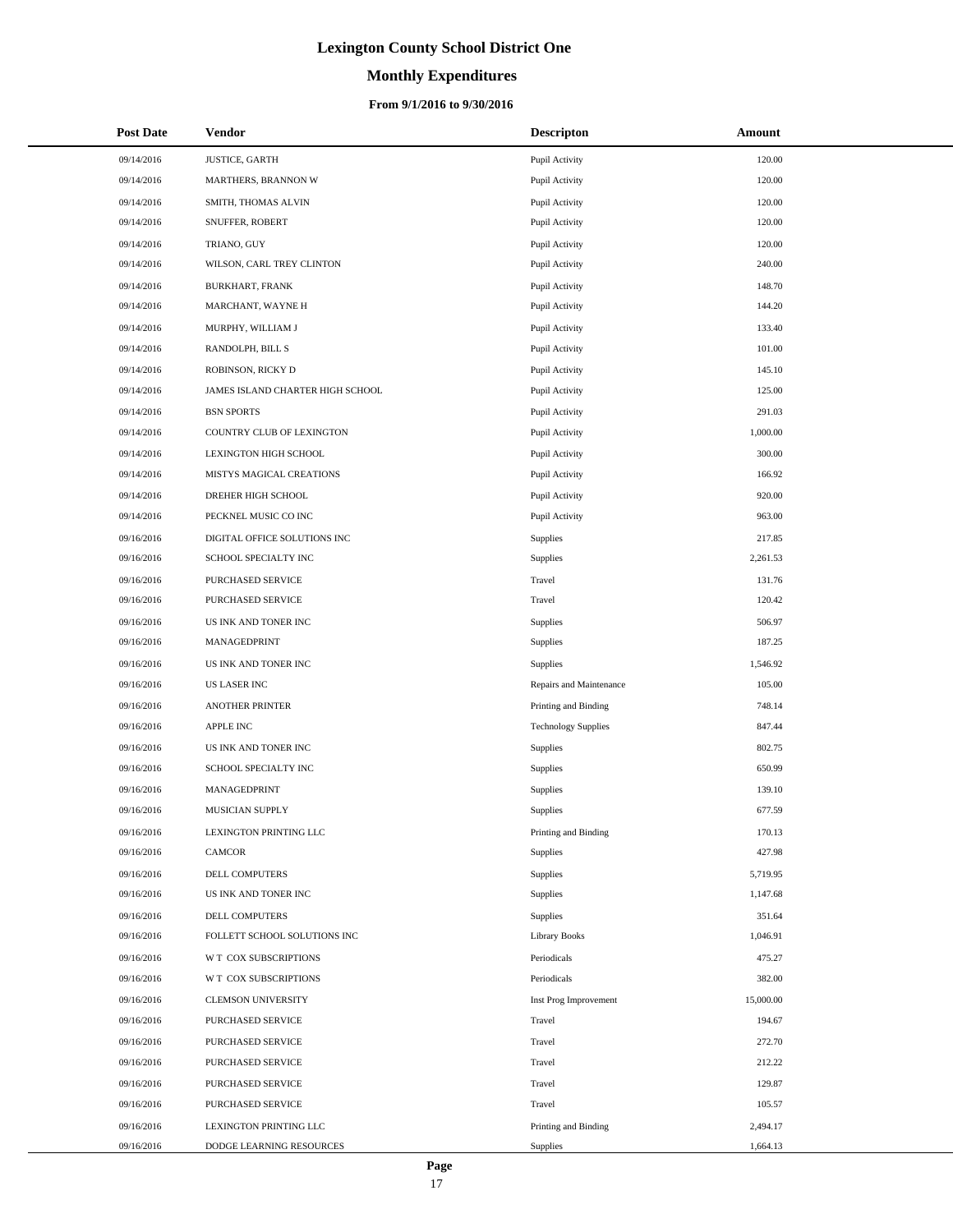# Lexington County School District One

## Monthly Expenditures

### From 9/1/2016 to 9/30/2016

| Post Date | Vendor | Descripton | Amount |
|---|---|---|---|
| 09/14/2016 | JUSTICE, GARTH | Pupil Activity | 120.00 |
| 09/14/2016 | MARTHERS, BRANNON W | Pupil Activity | 120.00 |
| 09/14/2016 | SMITH, THOMAS ALVIN | Pupil Activity | 120.00 |
| 09/14/2016 | SNUFFER, ROBERT | Pupil Activity | 120.00 |
| 09/14/2016 | TRIANO, GUY | Pupil Activity | 120.00 |
| 09/14/2016 | WILSON, CARL TREY CLINTON | Pupil Activity | 240.00 |
| 09/14/2016 | BURKHART, FRANK | Pupil Activity | 148.70 |
| 09/14/2016 | MARCHANT, WAYNE H | Pupil Activity | 144.20 |
| 09/14/2016 | MURPHY, WILLIAM J | Pupil Activity | 133.40 |
| 09/14/2016 | RANDOLPH, BILL S | Pupil Activity | 101.00 |
| 09/14/2016 | ROBINSON, RICKY D | Pupil Activity | 145.10 |
| 09/14/2016 | JAMES ISLAND CHARTER HIGH SCHOOL | Pupil Activity | 125.00 |
| 09/14/2016 | BSN SPORTS | Pupil Activity | 291.03 |
| 09/14/2016 | COUNTRY CLUB OF LEXINGTON | Pupil Activity | 1,000.00 |
| 09/14/2016 | LEXINGTON HIGH SCHOOL | Pupil Activity | 300.00 |
| 09/14/2016 | MISTYS MAGICAL CREATIONS | Pupil Activity | 166.92 |
| 09/14/2016 | DREHER HIGH SCHOOL | Pupil Activity | 920.00 |
| 09/14/2016 | PECKNEL MUSIC CO INC | Pupil Activity | 963.00 |
| 09/16/2016 | DIGITAL OFFICE SOLUTIONS INC | Supplies | 217.85 |
| 09/16/2016 | SCHOOL SPECIALTY INC | Supplies | 2,261.53 |
| 09/16/2016 | PURCHASED SERVICE | Travel | 131.76 |
| 09/16/2016 | PURCHASED SERVICE | Travel | 120.42 |
| 09/16/2016 | US INK AND TONER INC | Supplies | 506.97 |
| 09/16/2016 | MANAGEDPRINT | Supplies | 187.25 |
| 09/16/2016 | US INK AND TONER INC | Supplies | 1,546.92 |
| 09/16/2016 | US LASER INC | Repairs and Maintenance | 105.00 |
| 09/16/2016 | ANOTHER PRINTER | Printing and Binding | 748.14 |
| 09/16/2016 | APPLE INC | Technology Supplies | 847.44 |
| 09/16/2016 | US INK AND TONER INC | Supplies | 802.75 |
| 09/16/2016 | SCHOOL SPECIALTY INC | Supplies | 650.99 |
| 09/16/2016 | MANAGEDPRINT | Supplies | 139.10 |
| 09/16/2016 | MUSICIAN SUPPLY | Supplies | 677.59 |
| 09/16/2016 | LEXINGTON PRINTING LLC | Printing and Binding | 170.13 |
| 09/16/2016 | CAMCOR | Supplies | 427.98 |
| 09/16/2016 | DELL COMPUTERS | Supplies | 5,719.95 |
| 09/16/2016 | US INK AND TONER INC | Supplies | 1,147.68 |
| 09/16/2016 | DELL COMPUTERS | Supplies | 351.64 |
| 09/16/2016 | FOLLETT SCHOOL SOLUTIONS INC | Library Books | 1,046.91 |
| 09/16/2016 | W T COX SUBSCRIPTIONS | Periodicals | 475.27 |
| 09/16/2016 | W T COX SUBSCRIPTIONS | Periodicals | 382.00 |
| 09/16/2016 | CLEMSON UNIVERSITY | Inst Prog Improvement | 15,000.00 |
| 09/16/2016 | PURCHASED SERVICE | Travel | 194.67 |
| 09/16/2016 | PURCHASED SERVICE | Travel | 272.70 |
| 09/16/2016 | PURCHASED SERVICE | Travel | 212.22 |
| 09/16/2016 | PURCHASED SERVICE | Travel | 129.87 |
| 09/16/2016 | PURCHASED SERVICE | Travel | 105.57 |
| 09/16/2016 | LEXINGTON PRINTING LLC | Printing and Binding | 2,494.17 |
| 09/16/2016 | DODGE LEARNING RESOURCES | Supplies | 1,664.13 |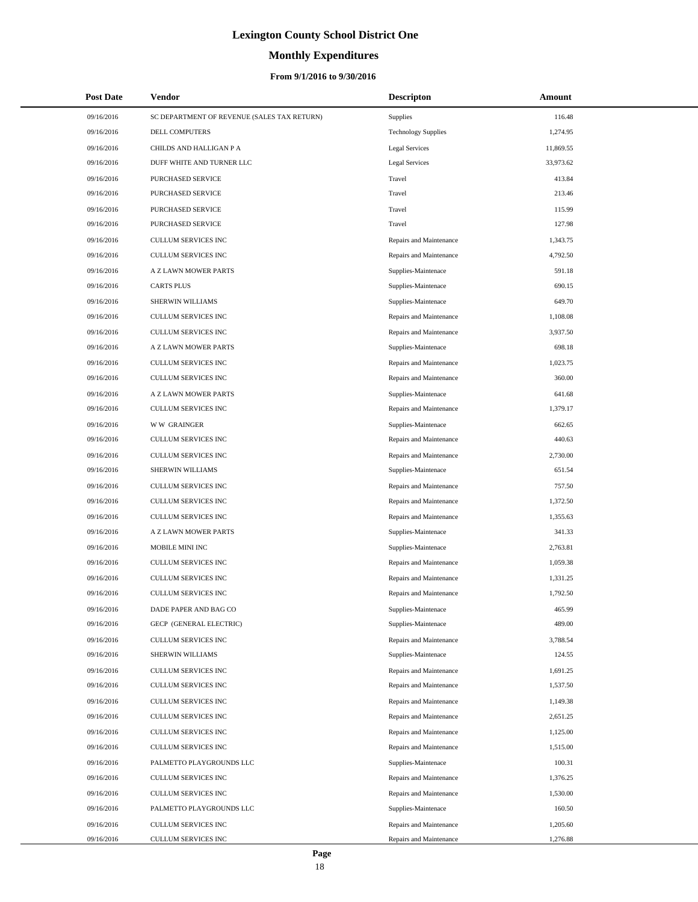# Lexington County School District One

## Monthly Expenditures

### From 9/1/2016 to 9/30/2016

| Post Date | Vendor | Descripton | Amount |
|---|---|---|---|
| 09/16/2016 | SC DEPARTMENT OF REVENUE (SALES TAX RETURN) | Supplies | 116.48 |
| 09/16/2016 | DELL COMPUTERS | Technology Supplies | 1,274.95 |
| 09/16/2016 | CHILDS AND HALLIGAN P A | Legal Services | 11,869.55 |
| 09/16/2016 | DUFF WHITE AND TURNER LLC | Legal Services | 33,973.62 |
| 09/16/2016 | PURCHASED SERVICE | Travel | 413.84 |
| 09/16/2016 | PURCHASED SERVICE | Travel | 213.46 |
| 09/16/2016 | PURCHASED SERVICE | Travel | 115.99 |
| 09/16/2016 | PURCHASED SERVICE | Travel | 127.98 |
| 09/16/2016 | CULLUM SERVICES INC | Repairs and Maintenance | 1,343.75 |
| 09/16/2016 | CULLUM SERVICES INC | Repairs and Maintenance | 4,792.50 |
| 09/16/2016 | A Z LAWN MOWER PARTS | Supplies-Maintenace | 591.18 |
| 09/16/2016 | CARTS PLUS | Supplies-Maintenace | 690.15 |
| 09/16/2016 | SHERWIN WILLIAMS | Supplies-Maintenace | 649.70 |
| 09/16/2016 | CULLUM SERVICES INC | Repairs and Maintenance | 1,108.08 |
| 09/16/2016 | CULLUM SERVICES INC | Repairs and Maintenance | 3,937.50 |
| 09/16/2016 | A Z LAWN MOWER PARTS | Supplies-Maintenace | 698.18 |
| 09/16/2016 | CULLUM SERVICES INC | Repairs and Maintenance | 1,023.75 |
| 09/16/2016 | CULLUM SERVICES INC | Repairs and Maintenance | 360.00 |
| 09/16/2016 | A Z LAWN MOWER PARTS | Supplies-Maintenace | 641.68 |
| 09/16/2016 | CULLUM SERVICES INC | Repairs and Maintenance | 1,379.17 |
| 09/16/2016 | W W GRAINGER | Supplies-Maintenace | 662.65 |
| 09/16/2016 | CULLUM SERVICES INC | Repairs and Maintenance | 440.63 |
| 09/16/2016 | CULLUM SERVICES INC | Repairs and Maintenance | 2,730.00 |
| 09/16/2016 | SHERWIN WILLIAMS | Supplies-Maintenace | 651.54 |
| 09/16/2016 | CULLUM SERVICES INC | Repairs and Maintenance | 757.50 |
| 09/16/2016 | CULLUM SERVICES INC | Repairs and Maintenance | 1,372.50 |
| 09/16/2016 | CULLUM SERVICES INC | Repairs and Maintenance | 1,355.63 |
| 09/16/2016 | A Z LAWN MOWER PARTS | Supplies-Maintenace | 341.33 |
| 09/16/2016 | MOBILE MINI INC | Supplies-Maintenace | 2,763.81 |
| 09/16/2016 | CULLUM SERVICES INC | Repairs and Maintenance | 1,059.38 |
| 09/16/2016 | CULLUM SERVICES INC | Repairs and Maintenance | 1,331.25 |
| 09/16/2016 | CULLUM SERVICES INC | Repairs and Maintenance | 1,792.50 |
| 09/16/2016 | DADE PAPER AND BAG CO | Supplies-Maintenace | 465.99 |
| 09/16/2016 | GECP (GENERAL ELECTRIC) | Supplies-Maintenace | 489.00 |
| 09/16/2016 | CULLUM SERVICES INC | Repairs and Maintenance | 3,788.54 |
| 09/16/2016 | SHERWIN WILLIAMS | Supplies-Maintenace | 124.55 |
| 09/16/2016 | CULLUM SERVICES INC | Repairs and Maintenance | 1,691.25 |
| 09/16/2016 | CULLUM SERVICES INC | Repairs and Maintenance | 1,537.50 |
| 09/16/2016 | CULLUM SERVICES INC | Repairs and Maintenance | 1,149.38 |
| 09/16/2016 | CULLUM SERVICES INC | Repairs and Maintenance | 2,651.25 |
| 09/16/2016 | CULLUM SERVICES INC | Repairs and Maintenance | 1,125.00 |
| 09/16/2016 | CULLUM SERVICES INC | Repairs and Maintenance | 1,515.00 |
| 09/16/2016 | PALMETTO PLAYGROUNDS LLC | Supplies-Maintenace | 100.31 |
| 09/16/2016 | CULLUM SERVICES INC | Repairs and Maintenance | 1,376.25 |
| 09/16/2016 | CULLUM SERVICES INC | Repairs and Maintenance | 1,530.00 |
| 09/16/2016 | PALMETTO PLAYGROUNDS LLC | Supplies-Maintenace | 160.50 |
| 09/16/2016 | CULLUM SERVICES INC | Repairs and Maintenance | 1,205.60 |
| 09/16/2016 | CULLUM SERVICES INC | Repairs and Maintenance | 1,276.88 |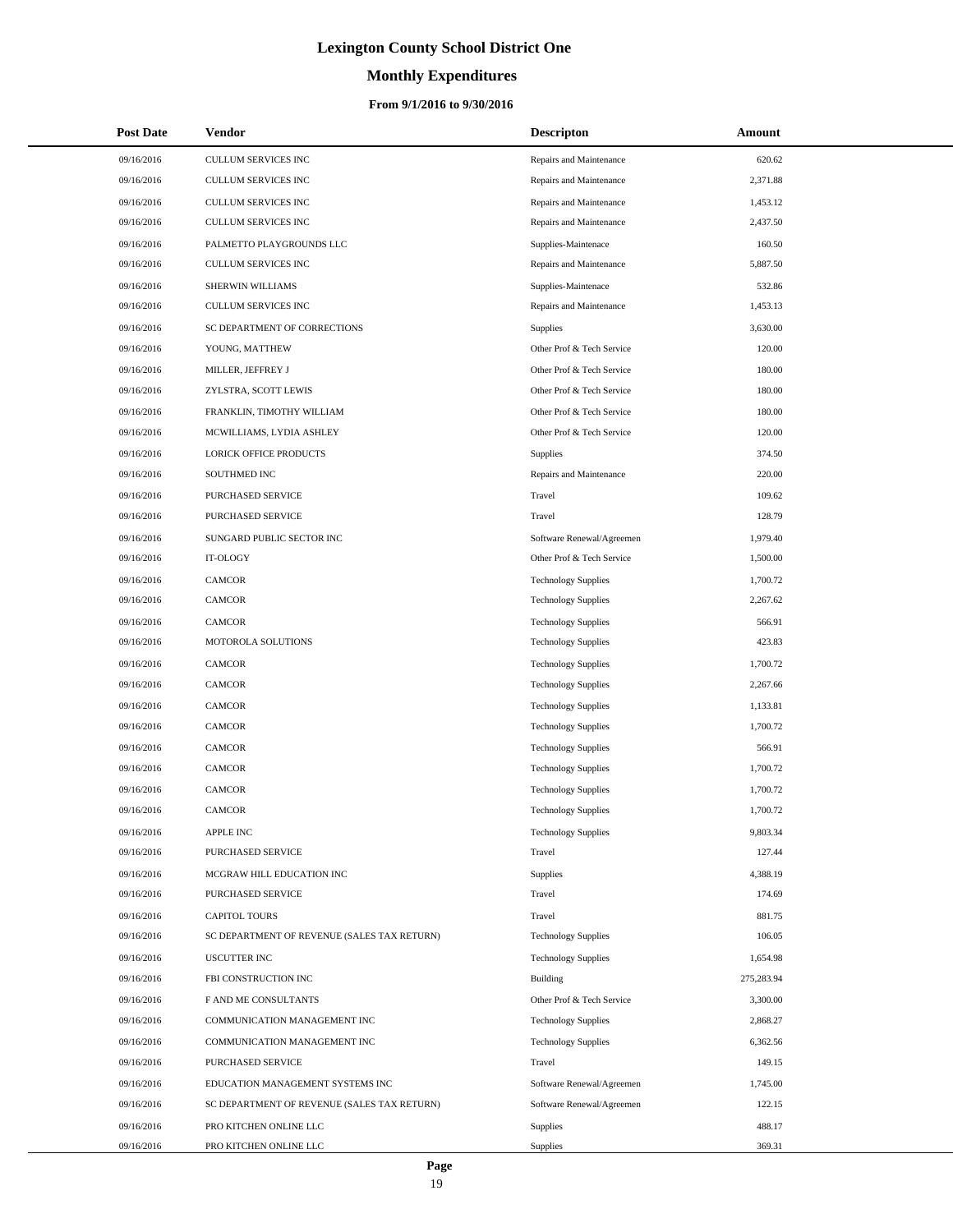# Lexington County School District One

## Monthly Expenditures

### From 9/1/2016 to 9/30/2016

| Post Date | Vendor | Descripton | Amount |
| --- | --- | --- | --- |
| 09/16/2016 | CULLUM SERVICES INC | Repairs and Maintenance | 620.62 |
| 09/16/2016 | CULLUM SERVICES INC | Repairs and Maintenance | 2,371.88 |
| 09/16/2016 | CULLUM SERVICES INC | Repairs and Maintenance | 1,453.12 |
| 09/16/2016 | CULLUM SERVICES INC | Repairs and Maintenance | 2,437.50 |
| 09/16/2016 | PALMETTO PLAYGROUNDS LLC | Supplies-Maintenace | 160.50 |
| 09/16/2016 | CULLUM SERVICES INC | Repairs and Maintenance | 5,887.50 |
| 09/16/2016 | SHERWIN WILLIAMS | Supplies-Maintenace | 532.86 |
| 09/16/2016 | CULLUM SERVICES INC | Repairs and Maintenance | 1,453.13 |
| 09/16/2016 | SC DEPARTMENT OF CORRECTIONS | Supplies | 3,630.00 |
| 09/16/2016 | YOUNG, MATTHEW | Other Prof & Tech Service | 120.00 |
| 09/16/2016 | MILLER, JEFFREY J | Other Prof & Tech Service | 180.00 |
| 09/16/2016 | ZYLSTRA, SCOTT LEWIS | Other Prof & Tech Service | 180.00 |
| 09/16/2016 | FRANKLIN, TIMOTHY WILLIAM | Other Prof & Tech Service | 180.00 |
| 09/16/2016 | MCWILLIAMS, LYDIA ASHLEY | Other Prof & Tech Service | 120.00 |
| 09/16/2016 | LORICK OFFICE PRODUCTS | Supplies | 374.50 |
| 09/16/2016 | SOUTHMED INC | Repairs and Maintenance | 220.00 |
| 09/16/2016 | PURCHASED SERVICE | Travel | 109.62 |
| 09/16/2016 | PURCHASED SERVICE | Travel | 128.79 |
| 09/16/2016 | SUNGARD PUBLIC SECTOR INC | Software Renewal/Agreemen | 1,979.40 |
| 09/16/2016 | IT-OLOGY | Other Prof & Tech Service | 1,500.00 |
| 09/16/2016 | CAMCOR | Technology Supplies | 1,700.72 |
| 09/16/2016 | CAMCOR | Technology Supplies | 2,267.62 |
| 09/16/2016 | CAMCOR | Technology Supplies | 566.91 |
| 09/16/2016 | MOTOROLA SOLUTIONS | Technology Supplies | 423.83 |
| 09/16/2016 | CAMCOR | Technology Supplies | 1,700.72 |
| 09/16/2016 | CAMCOR | Technology Supplies | 2,267.66 |
| 09/16/2016 | CAMCOR | Technology Supplies | 1,133.81 |
| 09/16/2016 | CAMCOR | Technology Supplies | 1,700.72 |
| 09/16/2016 | CAMCOR | Technology Supplies | 566.91 |
| 09/16/2016 | CAMCOR | Technology Supplies | 1,700.72 |
| 09/16/2016 | CAMCOR | Technology Supplies | 1,700.72 |
| 09/16/2016 | CAMCOR | Technology Supplies | 1,700.72 |
| 09/16/2016 | APPLE INC | Technology Supplies | 9,803.34 |
| 09/16/2016 | PURCHASED SERVICE | Travel | 127.44 |
| 09/16/2016 | MCGRAW HILL EDUCATION INC | Supplies | 4,388.19 |
| 09/16/2016 | PURCHASED SERVICE | Travel | 174.69 |
| 09/16/2016 | CAPITOL TOURS | Travel | 881.75 |
| 09/16/2016 | SC DEPARTMENT OF REVENUE (SALES TAX RETURN) | Technology Supplies | 106.05 |
| 09/16/2016 | USCUTTER INC | Technology Supplies | 1,654.98 |
| 09/16/2016 | FBI CONSTRUCTION INC | Building | 275,283.94 |
| 09/16/2016 | F AND ME CONSULTANTS | Other Prof & Tech Service | 3,300.00 |
| 09/16/2016 | COMMUNICATION MANAGEMENT INC | Technology Supplies | 2,868.27 |
| 09/16/2016 | COMMUNICATION MANAGEMENT INC | Technology Supplies | 6,362.56 |
| 09/16/2016 | PURCHASED SERVICE | Travel | 149.15 |
| 09/16/2016 | EDUCATION MANAGEMENT SYSTEMS INC | Software Renewal/Agreemen | 1,745.00 |
| 09/16/2016 | SC DEPARTMENT OF REVENUE (SALES TAX RETURN) | Software Renewal/Agreemen | 122.15 |
| 09/16/2016 | PRO KITCHEN ONLINE LLC | Supplies | 488.17 |
| 09/16/2016 | PRO KITCHEN ONLINE LLC | Supplies | 369.31 |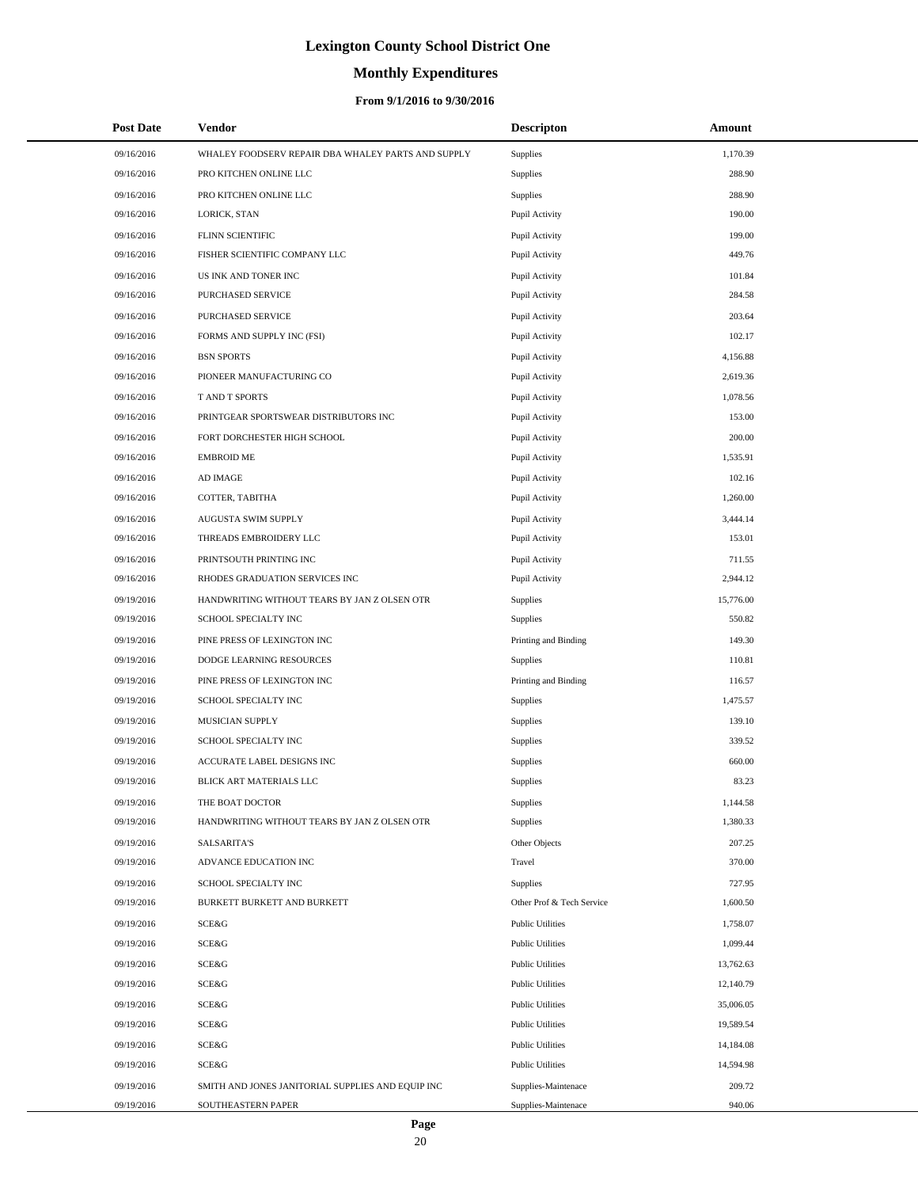# Lexington County School District One

## Monthly Expenditures

### From 9/1/2016 to 9/30/2016

| Post Date | Vendor | Descripton | Amount |
|---|---|---|---|
| 09/16/2016 | WHALEY FOODSERV REPAIR DBA WHALEY PARTS AND SUPPLY | Supplies | 1,170.39 |
| 09/16/2016 | PRO KITCHEN ONLINE LLC | Supplies | 288.90 |
| 09/16/2016 | PRO KITCHEN ONLINE LLC | Supplies | 288.90 |
| 09/16/2016 | LORICK, STAN | Pupil Activity | 190.00 |
| 09/16/2016 | FLINN SCIENTIFIC | Pupil Activity | 199.00 |
| 09/16/2016 | FISHER SCIENTIFIC COMPANY LLC | Pupil Activity | 449.76 |
| 09/16/2016 | US INK AND TONER INC | Pupil Activity | 101.84 |
| 09/16/2016 | PURCHASED SERVICE | Pupil Activity | 284.58 |
| 09/16/2016 | PURCHASED SERVICE | Pupil Activity | 203.64 |
| 09/16/2016 | FORMS AND SUPPLY INC (FSI) | Pupil Activity | 102.17 |
| 09/16/2016 | BSN SPORTS | Pupil Activity | 4,156.88 |
| 09/16/2016 | PIONEER MANUFACTURING CO | Pupil Activity | 2,619.36 |
| 09/16/2016 | T AND T SPORTS | Pupil Activity | 1,078.56 |
| 09/16/2016 | PRINTGEAR SPORTSWEAR DISTRIBUTORS INC | Pupil Activity | 153.00 |
| 09/16/2016 | FORT DORCHESTER HIGH SCHOOL | Pupil Activity | 200.00 |
| 09/16/2016 | EMBROID ME | Pupil Activity | 1,535.91 |
| 09/16/2016 | AD IMAGE | Pupil Activity | 102.16 |
| 09/16/2016 | COTTER, TABITHA | Pupil Activity | 1,260.00 |
| 09/16/2016 | AUGUSTA SWIM SUPPLY | Pupil Activity | 3,444.14 |
| 09/16/2016 | THREADS EMBROIDERY LLC | Pupil Activity | 153.01 |
| 09/16/2016 | PRINTSOUTH PRINTING INC | Pupil Activity | 711.55 |
| 09/16/2016 | RHODES GRADUATION SERVICES INC | Pupil Activity | 2,944.12 |
| 09/19/2016 | HANDWRITING WITHOUT TEARS BY JAN Z OLSEN OTR | Supplies | 15,776.00 |
| 09/19/2016 | SCHOOL SPECIALTY INC | Supplies | 550.82 |
| 09/19/2016 | PINE PRESS OF LEXINGTON INC | Printing and Binding | 149.30 |
| 09/19/2016 | DODGE LEARNING RESOURCES | Supplies | 110.81 |
| 09/19/2016 | PINE PRESS OF LEXINGTON INC | Printing and Binding | 116.57 |
| 09/19/2016 | SCHOOL SPECIALTY INC | Supplies | 1,475.57 |
| 09/19/2016 | MUSICIAN SUPPLY | Supplies | 139.10 |
| 09/19/2016 | SCHOOL SPECIALTY INC | Supplies | 339.52 |
| 09/19/2016 | ACCURATE LABEL DESIGNS INC | Supplies | 660.00 |
| 09/19/2016 | BLICK ART MATERIALS LLC | Supplies | 83.23 |
| 09/19/2016 | THE BOAT DOCTOR | Supplies | 1,144.58 |
| 09/19/2016 | HANDWRITING WITHOUT TEARS BY JAN Z OLSEN OTR | Supplies | 1,380.33 |
| 09/19/2016 | SALSARITA'S | Other Objects | 207.25 |
| 09/19/2016 | ADVANCE EDUCATION INC | Travel | 370.00 |
| 09/19/2016 | SCHOOL SPECIALTY INC | Supplies | 727.95 |
| 09/19/2016 | BURKETT BURKETT AND BURKETT | Other Prof & Tech Service | 1,600.50 |
| 09/19/2016 | SCE&G | Public Utilities | 1,758.07 |
| 09/19/2016 | SCE&G | Public Utilities | 1,099.44 |
| 09/19/2016 | SCE&G | Public Utilities | 13,762.63 |
| 09/19/2016 | SCE&G | Public Utilities | 12,140.79 |
| 09/19/2016 | SCE&G | Public Utilities | 35,006.05 |
| 09/19/2016 | SCE&G | Public Utilities | 19,589.54 |
| 09/19/2016 | SCE&G | Public Utilities | 14,184.08 |
| 09/19/2016 | SCE&G | Public Utilities | 14,594.98 |
| 09/19/2016 | SMITH AND JONES JANITORIAL SUPPLIES AND EQUIP INC | Supplies-Maintenace | 209.72 |
| 09/19/2016 | SOUTHEASTERN PAPER | Supplies-Maintenace | 940.06 |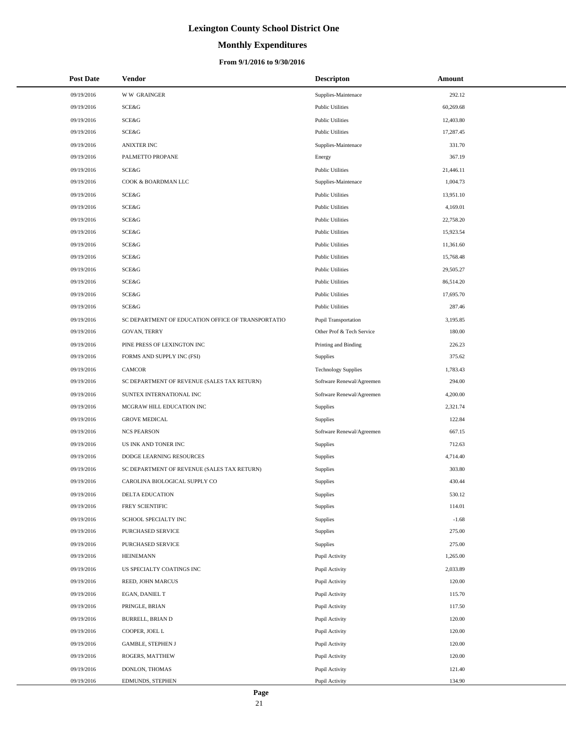# Lexington County School District One

## Monthly Expenditures

### From 9/1/2016 to 9/30/2016

| Post Date | Vendor | Descripton | Amount |
|---|---|---|---|
| 09/19/2016 | W W GRAINGER | Supplies-Maintenace | 292.12 |
| 09/19/2016 | SCE&G | Public Utilities | 60,269.68 |
| 09/19/2016 | SCE&G | Public Utilities | 12,403.80 |
| 09/19/2016 | SCE&G | Public Utilities | 17,287.45 |
| 09/19/2016 | ANIXTER INC | Supplies-Maintenace | 331.70 |
| 09/19/2016 | PALMETTO PROPANE | Energy | 367.19 |
| 09/19/2016 | SCE&G | Public Utilities | 21,446.11 |
| 09/19/2016 | COOK & BOARDMAN LLC | Supplies-Maintenace | 1,004.73 |
| 09/19/2016 | SCE&G | Public Utilities | 13,951.10 |
| 09/19/2016 | SCE&G | Public Utilities | 4,169.01 |
| 09/19/2016 | SCE&G | Public Utilities | 22,758.20 |
| 09/19/2016 | SCE&G | Public Utilities | 15,923.54 |
| 09/19/2016 | SCE&G | Public Utilities | 11,361.60 |
| 09/19/2016 | SCE&G | Public Utilities | 15,768.48 |
| 09/19/2016 | SCE&G | Public Utilities | 29,505.27 |
| 09/19/2016 | SCE&G | Public Utilities | 86,514.20 |
| 09/19/2016 | SCE&G | Public Utilities | 17,695.70 |
| 09/19/2016 | SCE&G | Public Utilities | 287.46 |
| 09/19/2016 | SC DEPARTMENT OF EDUCATION OFFICE OF TRANSPORTATIO | Pupil Transportation | 3,195.85 |
| 09/19/2016 | GOVAN, TERRY | Other Prof & Tech Service | 180.00 |
| 09/19/2016 | PINE PRESS OF LEXINGTON INC | Printing and Binding | 226.23 |
| 09/19/2016 | FORMS AND SUPPLY INC (FSI) | Supplies | 375.62 |
| 09/19/2016 | CAMCOR | Technology Supplies | 1,783.43 |
| 09/19/2016 | SC DEPARTMENT OF REVENUE (SALES TAX RETURN) | Software Renewal/Agreemen | 294.00 |
| 09/19/2016 | SUNTEX INTERNATIONAL INC | Software Renewal/Agreemen | 4,200.00 |
| 09/19/2016 | MCGRAW HILL EDUCATION INC | Supplies | 2,321.74 |
| 09/19/2016 | GROVE MEDICAL | Supplies | 122.84 |
| 09/19/2016 | NCS PEARSON | Software Renewal/Agreemen | 667.15 |
| 09/19/2016 | US INK AND TONER INC | Supplies | 712.63 |
| 09/19/2016 | DODGE LEARNING RESOURCES | Supplies | 4,714.40 |
| 09/19/2016 | SC DEPARTMENT OF REVENUE (SALES TAX RETURN) | Supplies | 303.80 |
| 09/19/2016 | CAROLINA BIOLOGICAL SUPPLY CO | Supplies | 430.44 |
| 09/19/2016 | DELTA EDUCATION | Supplies | 530.12 |
| 09/19/2016 | FREY SCIENTIFIC | Supplies | 114.01 |
| 09/19/2016 | SCHOOL SPECIALTY INC | Supplies | -1.68 |
| 09/19/2016 | PURCHASED SERVICE | Supplies | 275.00 |
| 09/19/2016 | PURCHASED SERVICE | Supplies | 275.00 |
| 09/19/2016 | HEINEMANN | Pupil Activity | 1,265.00 |
| 09/19/2016 | US SPECIALTY COATINGS INC | Pupil Activity | 2,033.89 |
| 09/19/2016 | REED, JOHN MARCUS | Pupil Activity | 120.00 |
| 09/19/2016 | EGAN, DANIEL T | Pupil Activity | 115.70 |
| 09/19/2016 | PRINGLE, BRIAN | Pupil Activity | 117.50 |
| 09/19/2016 | BURRELL, BRIAN D | Pupil Activity | 120.00 |
| 09/19/2016 | COOPER, JOEL L | Pupil Activity | 120.00 |
| 09/19/2016 | GAMBLE, STEPHEN J | Pupil Activity | 120.00 |
| 09/19/2016 | ROGERS, MATTHEW | Pupil Activity | 120.00 |
| 09/19/2016 | DONLON, THOMAS | Pupil Activity | 121.40 |
| 09/19/2016 | EDMUNDS, STEPHEN | Pupil Activity | 134.90 |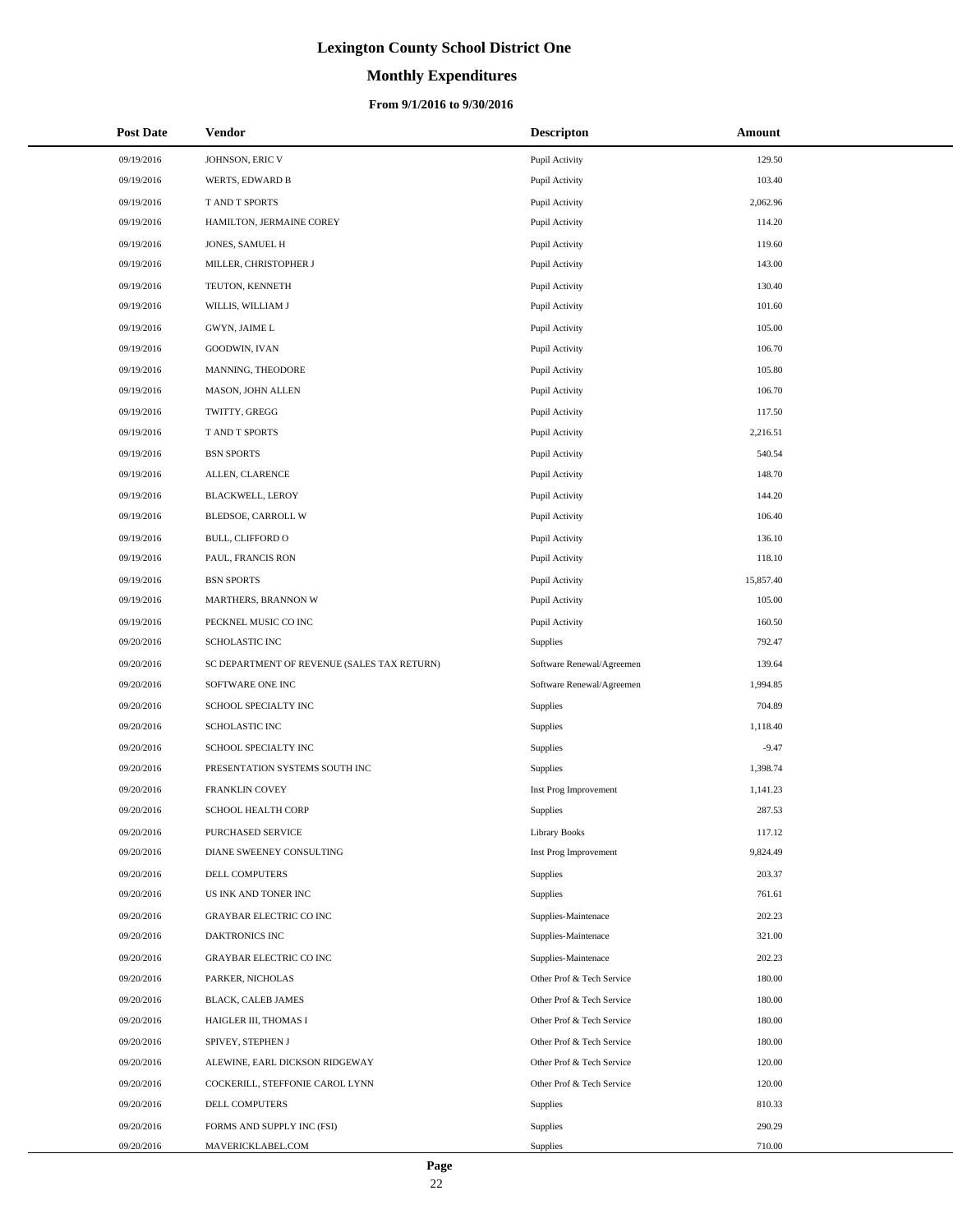# Lexington County School District One

## Monthly Expenditures

### From 9/1/2016 to 9/30/2016

| Post Date | Vendor | Descripton | Amount |
|---|---|---|---|
| 09/19/2016 | JOHNSON, ERIC V | Pupil Activity | 129.50 |
| 09/19/2016 | WERTS, EDWARD B | Pupil Activity | 103.40 |
| 09/19/2016 | T AND T SPORTS | Pupil Activity | 2,062.96 |
| 09/19/2016 | HAMILTON, JERMAINE COREY | Pupil Activity | 114.20 |
| 09/19/2016 | JONES, SAMUEL H | Pupil Activity | 119.60 |
| 09/19/2016 | MILLER, CHRISTOPHER J | Pupil Activity | 143.00 |
| 09/19/2016 | TEUTON, KENNETH | Pupil Activity | 130.40 |
| 09/19/2016 | WILLIS, WILLIAM J | Pupil Activity | 101.60 |
| 09/19/2016 | GWYN, JAIME L | Pupil Activity | 105.00 |
| 09/19/2016 | GOODWIN, IVAN | Pupil Activity | 106.70 |
| 09/19/2016 | MANNING, THEODORE | Pupil Activity | 105.80 |
| 09/19/2016 | MASON, JOHN ALLEN | Pupil Activity | 106.70 |
| 09/19/2016 | TWITTY, GREGG | Pupil Activity | 117.50 |
| 09/19/2016 | T AND T SPORTS | Pupil Activity | 2,216.51 |
| 09/19/2016 | BSN SPORTS | Pupil Activity | 540.54 |
| 09/19/2016 | ALLEN, CLARENCE | Pupil Activity | 148.70 |
| 09/19/2016 | BLACKWELL, LEROY | Pupil Activity | 144.20 |
| 09/19/2016 | BLEDSOE, CARROLL W | Pupil Activity | 106.40 |
| 09/19/2016 | BULL, CLIFFORD O | Pupil Activity | 136.10 |
| 09/19/2016 | PAUL, FRANCIS RON | Pupil Activity | 118.10 |
| 09/19/2016 | BSN SPORTS | Pupil Activity | 15,857.40 |
| 09/19/2016 | MARTHERS, BRANNON W | Pupil Activity | 105.00 |
| 09/19/2016 | PECKNEL MUSIC CO INC | Pupil Activity | 160.50 |
| 09/20/2016 | SCHOLASTIC INC | Supplies | 792.47 |
| 09/20/2016 | SC DEPARTMENT OF REVENUE (SALES TAX RETURN) | Software Renewal/Agreemen | 139.64 |
| 09/20/2016 | SOFTWARE ONE INC | Software Renewal/Agreemen | 1,994.85 |
| 09/20/2016 | SCHOOL SPECIALTY INC | Supplies | 704.89 |
| 09/20/2016 | SCHOLASTIC INC | Supplies | 1,118.40 |
| 09/20/2016 | SCHOOL SPECIALTY INC | Supplies | -9.47 |
| 09/20/2016 | PRESENTATION SYSTEMS SOUTH INC | Supplies | 1,398.74 |
| 09/20/2016 | FRANKLIN COVEY | Inst Prog Improvement | 1,141.23 |
| 09/20/2016 | SCHOOL HEALTH CORP | Supplies | 287.53 |
| 09/20/2016 | PURCHASED SERVICE | Library Books | 117.12 |
| 09/20/2016 | DIANE SWEENEY CONSULTING | Inst Prog Improvement | 9,824.49 |
| 09/20/2016 | DELL COMPUTERS | Supplies | 203.37 |
| 09/20/2016 | US INK AND TONER INC | Supplies | 761.61 |
| 09/20/2016 | GRAYBAR ELECTRIC CO INC | Supplies-Maintenace | 202.23 |
| 09/20/2016 | DAKTRONICS INC | Supplies-Maintenace | 321.00 |
| 09/20/2016 | GRAYBAR ELECTRIC CO INC | Supplies-Maintenace | 202.23 |
| 09/20/2016 | PARKER, NICHOLAS | Other Prof & Tech Service | 180.00 |
| 09/20/2016 | BLACK, CALEB JAMES | Other Prof & Tech Service | 180.00 |
| 09/20/2016 | HAIGLER III, THOMAS I | Other Prof & Tech Service | 180.00 |
| 09/20/2016 | SPIVEY, STEPHEN J | Other Prof & Tech Service | 180.00 |
| 09/20/2016 | ALEWINE, EARL DICKSON RIDGEWAY | Other Prof & Tech Service | 120.00 |
| 09/20/2016 | COCKERILL, STEFFONIE CAROL LYNN | Other Prof & Tech Service | 120.00 |
| 09/20/2016 | DELL COMPUTERS | Supplies | 810.33 |
| 09/20/2016 | FORMS AND SUPPLY INC (FSI) | Supplies | 290.29 |
| 09/20/2016 | MAVERICKLABEL.COM | Supplies | 710.00 |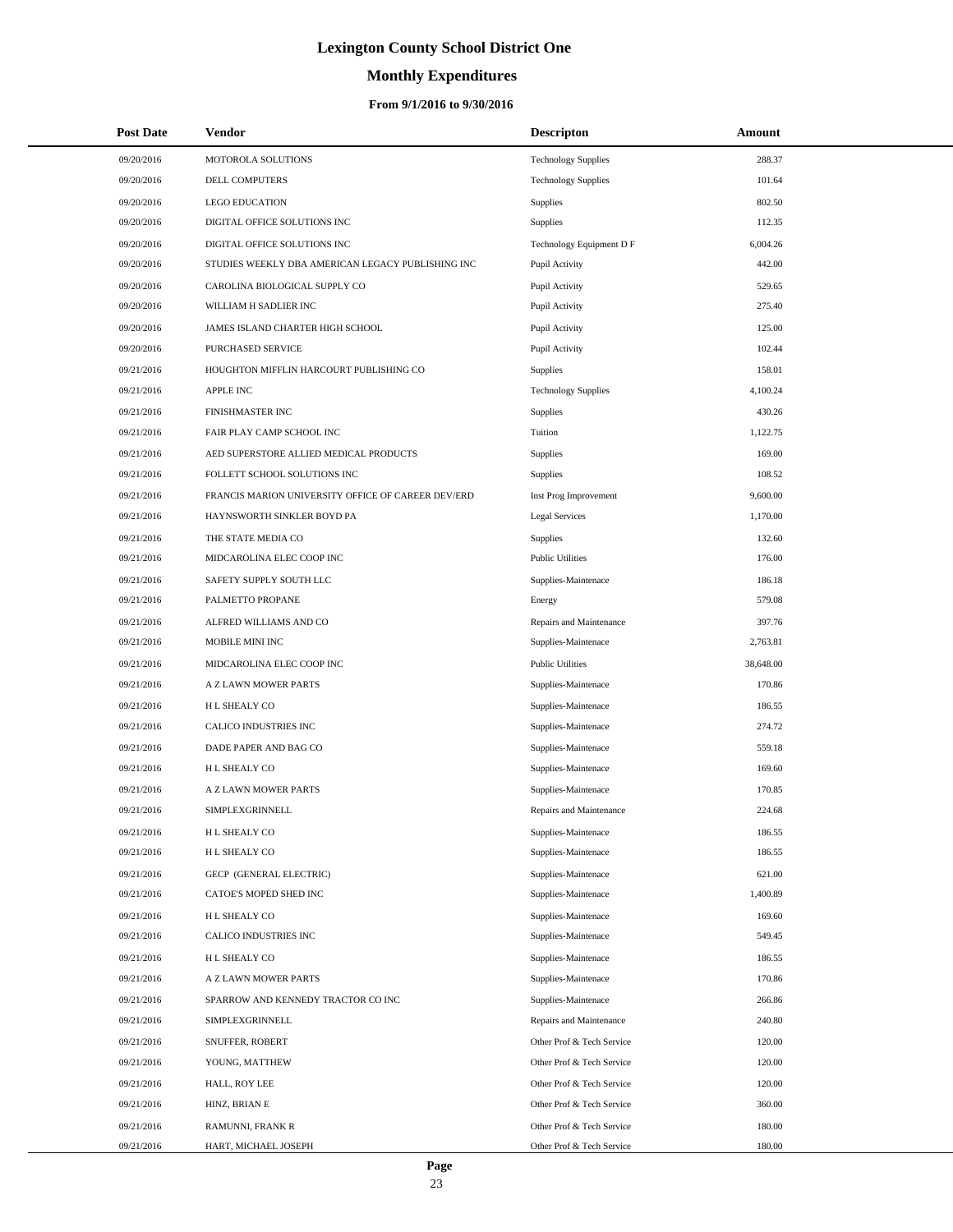# Lexington County School District One

## Monthly Expenditures

### From 9/1/2016 to 9/30/2016

| Post Date | Vendor | Descripton | Amount |
|---|---|---|---|
| 09/20/2016 | MOTOROLA SOLUTIONS | Technology Supplies | 288.37 |
| 09/20/2016 | DELL COMPUTERS | Technology Supplies | 101.64 |
| 09/20/2016 | LEGO EDUCATION | Supplies | 802.50 |
| 09/20/2016 | DIGITAL OFFICE SOLUTIONS INC | Supplies | 112.35 |
| 09/20/2016 | DIGITAL OFFICE SOLUTIONS INC | Technology Equipment D F | 6,004.26 |
| 09/20/2016 | STUDIES WEEKLY DBA AMERICAN LEGACY PUBLISHING INC | Pupil Activity | 442.00 |
| 09/20/2016 | CAROLINA BIOLOGICAL SUPPLY CO | Pupil Activity | 529.65 |
| 09/20/2016 | WILLIAM H SADLIER INC | Pupil Activity | 275.40 |
| 09/20/2016 | JAMES ISLAND CHARTER HIGH SCHOOL | Pupil Activity | 125.00 |
| 09/20/2016 | PURCHASED SERVICE | Pupil Activity | 102.44 |
| 09/21/2016 | HOUGHTON MIFFLIN HARCOURT PUBLISHING CO | Supplies | 158.01 |
| 09/21/2016 | APPLE INC | Technology Supplies | 4,100.24 |
| 09/21/2016 | FINISHMASTER INC | Supplies | 430.26 |
| 09/21/2016 | FAIR PLAY CAMP SCHOOL INC | Tuition | 1,122.75 |
| 09/21/2016 | AED SUPERSTORE ALLIED MEDICAL PRODUCTS | Supplies | 169.00 |
| 09/21/2016 | FOLLETT SCHOOL SOLUTIONS INC | Supplies | 108.52 |
| 09/21/2016 | FRANCIS MARION UNIVERSITY OFFICE OF CAREER DEV/ERD | Inst Prog Improvement | 9,600.00 |
| 09/21/2016 | HAYNSWORTH SINKLER BOYD PA | Legal Services | 1,170.00 |
| 09/21/2016 | THE STATE MEDIA CO | Supplies | 132.60 |
| 09/21/2016 | MIDCAROLINA ELEC COOP INC | Public Utilities | 176.00 |
| 09/21/2016 | SAFETY SUPPLY SOUTH LLC | Supplies-Maintenace | 186.18 |
| 09/21/2016 | PALMETTO PROPANE | Energy | 579.08 |
| 09/21/2016 | ALFRED WILLIAMS AND CO | Repairs and Maintenance | 397.76 |
| 09/21/2016 | MOBILE MINI INC | Supplies-Maintenace | 2,763.81 |
| 09/21/2016 | MIDCAROLINA ELEC COOP INC | Public Utilities | 38,648.00 |
| 09/21/2016 | A Z LAWN MOWER PARTS | Supplies-Maintenace | 170.86 |
| 09/21/2016 | H L SHEALY CO | Supplies-Maintenace | 186.55 |
| 09/21/2016 | CALICO INDUSTRIES INC | Supplies-Maintenace | 274.72 |
| 09/21/2016 | DADE PAPER AND BAG CO | Supplies-Maintenace | 559.18 |
| 09/21/2016 | H L SHEALY CO | Supplies-Maintenace | 169.60 |
| 09/21/2016 | A Z LAWN MOWER PARTS | Supplies-Maintenace | 170.85 |
| 09/21/2016 | SIMPLEXGRINNELL | Repairs and Maintenance | 224.68 |
| 09/21/2016 | H L SHEALY CO | Supplies-Maintenace | 186.55 |
| 09/21/2016 | H L SHEALY CO | Supplies-Maintenace | 186.55 |
| 09/21/2016 | GECP (GENERAL ELECTRIC) | Supplies-Maintenace | 621.00 |
| 09/21/2016 | CATOE'S MOPED SHED INC | Supplies-Maintenace | 1,400.89 |
| 09/21/2016 | H L SHEALY CO | Supplies-Maintenace | 169.60 |
| 09/21/2016 | CALICO INDUSTRIES INC | Supplies-Maintenace | 549.45 |
| 09/21/2016 | H L SHEALY CO | Supplies-Maintenace | 186.55 |
| 09/21/2016 | A Z LAWN MOWER PARTS | Supplies-Maintenace | 170.86 |
| 09/21/2016 | SPARROW AND KENNEDY TRACTOR CO INC | Supplies-Maintenace | 266.86 |
| 09/21/2016 | SIMPLEXGRINNELL | Repairs and Maintenance | 240.80 |
| 09/21/2016 | SNUFFER, ROBERT | Other Prof & Tech Service | 120.00 |
| 09/21/2016 | YOUNG, MATTHEW | Other Prof & Tech Service | 120.00 |
| 09/21/2016 | HALL, ROY LEE | Other Prof & Tech Service | 120.00 |
| 09/21/2016 | HINZ, BRIAN E | Other Prof & Tech Service | 360.00 |
| 09/21/2016 | RAMUNNI, FRANK R | Other Prof & Tech Service | 180.00 |
| 09/21/2016 | HART, MICHAEL JOSEPH | Other Prof & Tech Service | 180.00 |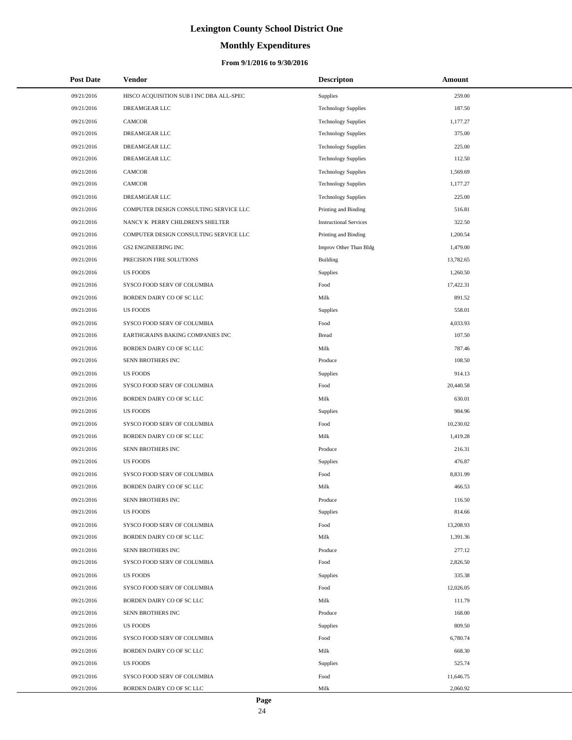# Lexington County School District One

## Monthly Expenditures

### From 9/1/2016 to 9/30/2016

| Post Date | Vendor | Descripton | Amount |
|---|---|---|---|
| 09/21/2016 | HISCO ACQUISITION SUB I INC DBA ALL-SPEC | Supplies | 259.00 |
| 09/21/2016 | DREAMGEAR LLC | Technology Supplies | 187.50 |
| 09/21/2016 | CAMCOR | Technology Supplies | 1,177.27 |
| 09/21/2016 | DREAMGEAR LLC | Technology Supplies | 375.00 |
| 09/21/2016 | DREAMGEAR LLC | Technology Supplies | 225.00 |
| 09/21/2016 | DREAMGEAR LLC | Technology Supplies | 112.50 |
| 09/21/2016 | CAMCOR | Technology Supplies | 1,569.69 |
| 09/21/2016 | CAMCOR | Technology Supplies | 1,177.27 |
| 09/21/2016 | DREAMGEAR LLC | Technology Supplies | 225.00 |
| 09/21/2016 | COMPUTER DESIGN CONSULTING SERVICE LLC | Printing and Binding | 516.81 |
| 09/21/2016 | NANCY K PERRY CHILDREN'S SHELTER | Instructional Services | 322.50 |
| 09/21/2016 | COMPUTER DESIGN CONSULTING SERVICE LLC | Printing and Binding | 1,200.54 |
| 09/21/2016 | GS2 ENGINEERING INC | Improv Other Than Bldg | 1,479.00 |
| 09/21/2016 | PRECISION FIRE SOLUTIONS | Building | 13,782.65 |
| 09/21/2016 | US FOODS | Supplies | 1,260.50 |
| 09/21/2016 | SYSCO FOOD SERV OF COLUMBIA | Food | 17,422.31 |
| 09/21/2016 | BORDEN DAIRY CO OF SC LLC | Milk | 891.52 |
| 09/21/2016 | US FOODS | Supplies | 558.01 |
| 09/21/2016 | SYSCO FOOD SERV OF COLUMBIA | Food | 4,033.93 |
| 09/21/2016 | EARTHGRAINS BAKING COMPANIES INC | Bread | 107.50 |
| 09/21/2016 | BORDEN DAIRY CO OF SC LLC | Milk | 787.46 |
| 09/21/2016 | SENN BROTHERS INC | Produce | 108.50 |
| 09/21/2016 | US FOODS | Supplies | 914.13 |
| 09/21/2016 | SYSCO FOOD SERV OF COLUMBIA | Food | 20,440.58 |
| 09/21/2016 | BORDEN DAIRY CO OF SC LLC | Milk | 630.01 |
| 09/21/2016 | US FOODS | Supplies | 984.96 |
| 09/21/2016 | SYSCO FOOD SERV OF COLUMBIA | Food | 10,230.02 |
| 09/21/2016 | BORDEN DAIRY CO OF SC LLC | Milk | 1,419.28 |
| 09/21/2016 | SENN BROTHERS INC | Produce | 216.31 |
| 09/21/2016 | US FOODS | Supplies | 476.87 |
| 09/21/2016 | SYSCO FOOD SERV OF COLUMBIA | Food | 8,831.99 |
| 09/21/2016 | BORDEN DAIRY CO OF SC LLC | Milk | 466.53 |
| 09/21/2016 | SENN BROTHERS INC | Produce | 116.50 |
| 09/21/2016 | US FOODS | Supplies | 814.66 |
| 09/21/2016 | SYSCO FOOD SERV OF COLUMBIA | Food | 13,208.93 |
| 09/21/2016 | BORDEN DAIRY CO OF SC LLC | Milk | 1,391.36 |
| 09/21/2016 | SENN BROTHERS INC | Produce | 277.12 |
| 09/21/2016 | SYSCO FOOD SERV OF COLUMBIA | Food | 2,826.50 |
| 09/21/2016 | US FOODS | Supplies | 335.38 |
| 09/21/2016 | SYSCO FOOD SERV OF COLUMBIA | Food | 12,026.05 |
| 09/21/2016 | BORDEN DAIRY CO OF SC LLC | Milk | 111.79 |
| 09/21/2016 | SENN BROTHERS INC | Produce | 168.00 |
| 09/21/2016 | US FOODS | Supplies | 809.50 |
| 09/21/2016 | SYSCO FOOD SERV OF COLUMBIA | Food | 6,780.74 |
| 09/21/2016 | BORDEN DAIRY CO OF SC LLC | Milk | 668.30 |
| 09/21/2016 | US FOODS | Supplies | 525.74 |
| 09/21/2016 | SYSCO FOOD SERV OF COLUMBIA | Food | 11,646.75 |
| 09/21/2016 | BORDEN DAIRY CO OF SC LLC | Milk | 2,060.92 |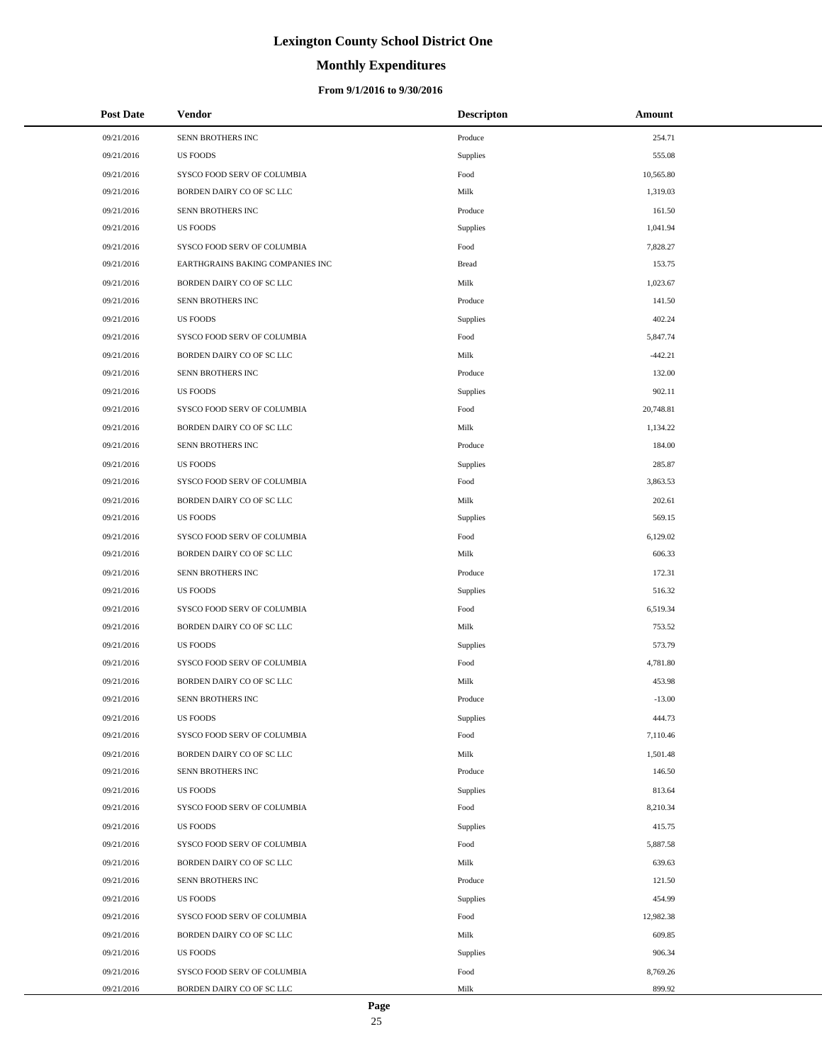# Lexington County School District One

## Monthly Expenditures

### From 9/1/2016 to 9/30/2016

| Post Date | Vendor | Descripton | Amount |
|---|---|---|---|
| 09/21/2016 | SENN BROTHERS INC | Produce | 254.71 |
| 09/21/2016 | US FOODS | Supplies | 555.08 |
| 09/21/2016 | SYSCO FOOD SERV OF COLUMBIA | Food | 10,565.80 |
| 09/21/2016 | BORDEN DAIRY CO OF SC LLC | Milk | 1,319.03 |
| 09/21/2016 | SENN BROTHERS INC | Produce | 161.50 |
| 09/21/2016 | US FOODS | Supplies | 1,041.94 |
| 09/21/2016 | SYSCO FOOD SERV OF COLUMBIA | Food | 7,828.27 |
| 09/21/2016 | EARTHGRAINS BAKING COMPANIES INC | Bread | 153.75 |
| 09/21/2016 | BORDEN DAIRY CO OF SC LLC | Milk | 1,023.67 |
| 09/21/2016 | SENN BROTHERS INC | Produce | 141.50 |
| 09/21/2016 | US FOODS | Supplies | 402.24 |
| 09/21/2016 | SYSCO FOOD SERV OF COLUMBIA | Food | 5,847.74 |
| 09/21/2016 | BORDEN DAIRY CO OF SC LLC | Milk | -442.21 |
| 09/21/2016 | SENN BROTHERS INC | Produce | 132.00 |
| 09/21/2016 | US FOODS | Supplies | 902.11 |
| 09/21/2016 | SYSCO FOOD SERV OF COLUMBIA | Food | 20,748.81 |
| 09/21/2016 | BORDEN DAIRY CO OF SC LLC | Milk | 1,134.22 |
| 09/21/2016 | SENN BROTHERS INC | Produce | 184.00 |
| 09/21/2016 | US FOODS | Supplies | 285.87 |
| 09/21/2016 | SYSCO FOOD SERV OF COLUMBIA | Food | 3,863.53 |
| 09/21/2016 | BORDEN DAIRY CO OF SC LLC | Milk | 202.61 |
| 09/21/2016 | US FOODS | Supplies | 569.15 |
| 09/21/2016 | SYSCO FOOD SERV OF COLUMBIA | Food | 6,129.02 |
| 09/21/2016 | BORDEN DAIRY CO OF SC LLC | Milk | 606.33 |
| 09/21/2016 | SENN BROTHERS INC | Produce | 172.31 |
| 09/21/2016 | US FOODS | Supplies | 516.32 |
| 09/21/2016 | SYSCO FOOD SERV OF COLUMBIA | Food | 6,519.34 |
| 09/21/2016 | BORDEN DAIRY CO OF SC LLC | Milk | 753.52 |
| 09/21/2016 | US FOODS | Supplies | 573.79 |
| 09/21/2016 | SYSCO FOOD SERV OF COLUMBIA | Food | 4,781.80 |
| 09/21/2016 | BORDEN DAIRY CO OF SC LLC | Milk | 453.98 |
| 09/21/2016 | SENN BROTHERS INC | Produce | -13.00 |
| 09/21/2016 | US FOODS | Supplies | 444.73 |
| 09/21/2016 | SYSCO FOOD SERV OF COLUMBIA | Food | 7,110.46 |
| 09/21/2016 | BORDEN DAIRY CO OF SC LLC | Milk | 1,501.48 |
| 09/21/2016 | SENN BROTHERS INC | Produce | 146.50 |
| 09/21/2016 | US FOODS | Supplies | 813.64 |
| 09/21/2016 | SYSCO FOOD SERV OF COLUMBIA | Food | 8,210.34 |
| 09/21/2016 | US FOODS | Supplies | 415.75 |
| 09/21/2016 | SYSCO FOOD SERV OF COLUMBIA | Food | 5,887.58 |
| 09/21/2016 | BORDEN DAIRY CO OF SC LLC | Milk | 639.63 |
| 09/21/2016 | SENN BROTHERS INC | Produce | 121.50 |
| 09/21/2016 | US FOODS | Supplies | 454.99 |
| 09/21/2016 | SYSCO FOOD SERV OF COLUMBIA | Food | 12,982.38 |
| 09/21/2016 | BORDEN DAIRY CO OF SC LLC | Milk | 609.85 |
| 09/21/2016 | US FOODS | Supplies | 906.34 |
| 09/21/2016 | SYSCO FOOD SERV OF COLUMBIA | Food | 8,769.26 |
| 09/21/2016 | BORDEN DAIRY CO OF SC LLC | Milk | 899.92 |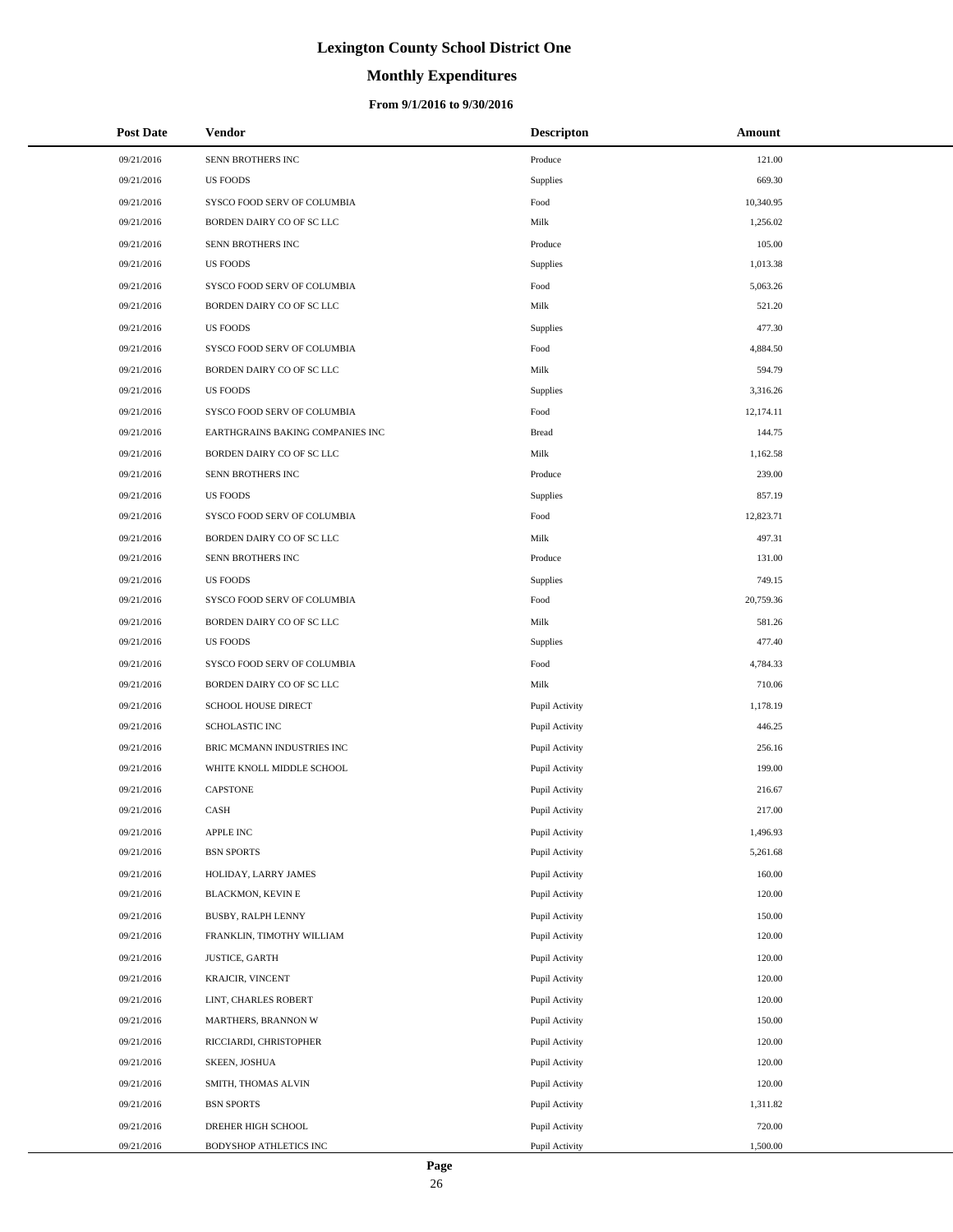# Lexington County School District One

## Monthly Expenditures

### From 9/1/2016 to 9/30/2016

| Post Date | Vendor | Descripton | Amount |
|---|---|---|---|
| 09/21/2016 | SENN BROTHERS INC | Produce | 121.00 |
| 09/21/2016 | US FOODS | Supplies | 669.30 |
| 09/21/2016 | SYSCO FOOD SERV OF COLUMBIA | Food | 10,340.95 |
| 09/21/2016 | BORDEN DAIRY CO OF SC LLC | Milk | 1,256.02 |
| 09/21/2016 | SENN BROTHERS INC | Produce | 105.00 |
| 09/21/2016 | US FOODS | Supplies | 1,013.38 |
| 09/21/2016 | SYSCO FOOD SERV OF COLUMBIA | Food | 5,063.26 |
| 09/21/2016 | BORDEN DAIRY CO OF SC LLC | Milk | 521.20 |
| 09/21/2016 | US FOODS | Supplies | 477.30 |
| 09/21/2016 | SYSCO FOOD SERV OF COLUMBIA | Food | 4,884.50 |
| 09/21/2016 | BORDEN DAIRY CO OF SC LLC | Milk | 594.79 |
| 09/21/2016 | US FOODS | Supplies | 3,316.26 |
| 09/21/2016 | SYSCO FOOD SERV OF COLUMBIA | Food | 12,174.11 |
| 09/21/2016 | EARTHGRAINS BAKING COMPANIES INC | Bread | 144.75 |
| 09/21/2016 | BORDEN DAIRY CO OF SC LLC | Milk | 1,162.58 |
| 09/21/2016 | SENN BROTHERS INC | Produce | 239.00 |
| 09/21/2016 | US FOODS | Supplies | 857.19 |
| 09/21/2016 | SYSCO FOOD SERV OF COLUMBIA | Food | 12,823.71 |
| 09/21/2016 | BORDEN DAIRY CO OF SC LLC | Milk | 497.31 |
| 09/21/2016 | SENN BROTHERS INC | Produce | 131.00 |
| 09/21/2016 | US FOODS | Supplies | 749.15 |
| 09/21/2016 | SYSCO FOOD SERV OF COLUMBIA | Food | 20,759.36 |
| 09/21/2016 | BORDEN DAIRY CO OF SC LLC | Milk | 581.26 |
| 09/21/2016 | US FOODS | Supplies | 477.40 |
| 09/21/2016 | SYSCO FOOD SERV OF COLUMBIA | Food | 4,784.33 |
| 09/21/2016 | BORDEN DAIRY CO OF SC LLC | Milk | 710.06 |
| 09/21/2016 | SCHOOL HOUSE DIRECT | Pupil Activity | 1,178.19 |
| 09/21/2016 | SCHOLASTIC INC | Pupil Activity | 446.25 |
| 09/21/2016 | BRIC MCMANN INDUSTRIES INC | Pupil Activity | 256.16 |
| 09/21/2016 | WHITE KNOLL MIDDLE SCHOOL | Pupil Activity | 199.00 |
| 09/21/2016 | CAPSTONE | Pupil Activity | 216.67 |
| 09/21/2016 | CASH | Pupil Activity | 217.00 |
| 09/21/2016 | APPLE INC | Pupil Activity | 1,496.93 |
| 09/21/2016 | BSN SPORTS | Pupil Activity | 5,261.68 |
| 09/21/2016 | HOLIDAY, LARRY JAMES | Pupil Activity | 160.00 |
| 09/21/2016 | BLACKMON, KEVIN E | Pupil Activity | 120.00 |
| 09/21/2016 | BUSBY, RALPH LENNY | Pupil Activity | 150.00 |
| 09/21/2016 | FRANKLIN, TIMOTHY WILLIAM | Pupil Activity | 120.00 |
| 09/21/2016 | JUSTICE, GARTH | Pupil Activity | 120.00 |
| 09/21/2016 | KRAJCIR, VINCENT | Pupil Activity | 120.00 |
| 09/21/2016 | LINT, CHARLES ROBERT | Pupil Activity | 120.00 |
| 09/21/2016 | MARTHERS, BRANNON W | Pupil Activity | 150.00 |
| 09/21/2016 | RICCIARDI, CHRISTOPHER | Pupil Activity | 120.00 |
| 09/21/2016 | SKEEN, JOSHUA | Pupil Activity | 120.00 |
| 09/21/2016 | SMITH, THOMAS ALVIN | Pupil Activity | 120.00 |
| 09/21/2016 | BSN SPORTS | Pupil Activity | 1,311.82 |
| 09/21/2016 | DREHER HIGH SCHOOL | Pupil Activity | 720.00 |
| 09/21/2016 | BODYSHOP ATHLETICS INC | Pupil Activity | 1,500.00 |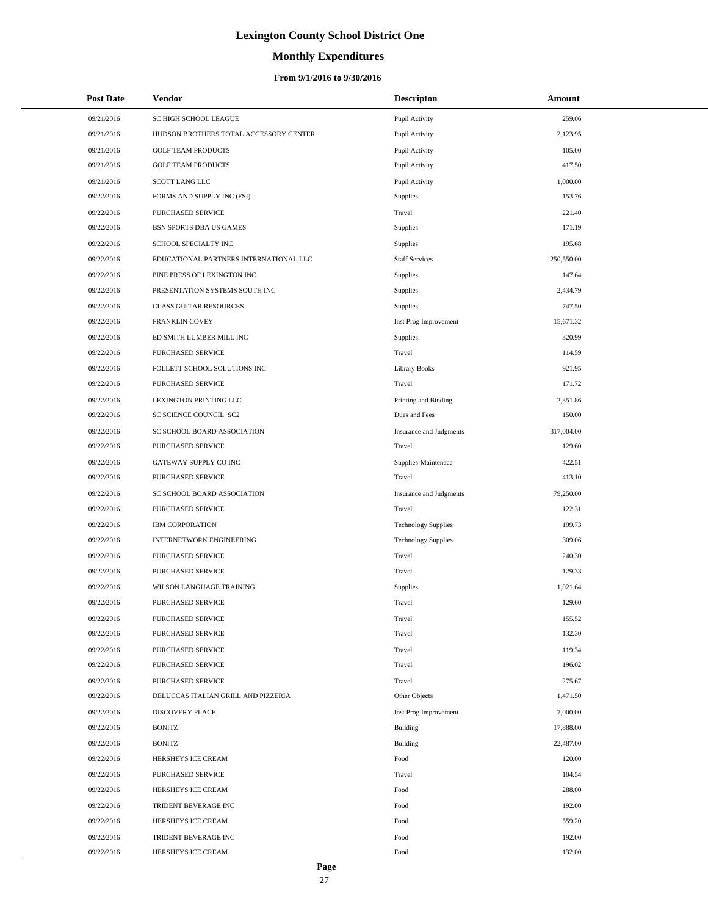# Lexington County School District One

## Monthly Expenditures

### From 9/1/2016 to 9/30/2016

| Post Date | Vendor | Descripton | Amount |
|---|---|---|---|
| 09/21/2016 | SC HIGH SCHOOL LEAGUE | Pupil Activity | 259.06 |
| 09/21/2016 | HUDSON BROTHERS TOTAL ACCESSORY CENTER | Pupil Activity | 2,123.95 |
| 09/21/2016 | GOLF TEAM PRODUCTS | Pupil Activity | 105.00 |
| 09/21/2016 | GOLF TEAM PRODUCTS | Pupil Activity | 417.50 |
| 09/21/2016 | SCOTT LANG LLC | Pupil Activity | 1,000.00 |
| 09/22/2016 | FORMS AND SUPPLY INC (FSI) | Supplies | 153.76 |
| 09/22/2016 | PURCHASED SERVICE | Travel | 221.40 |
| 09/22/2016 | BSN SPORTS DBA US GAMES | Supplies | 171.19 |
| 09/22/2016 | SCHOOL SPECIALTY INC | Supplies | 195.68 |
| 09/22/2016 | EDUCATIONAL PARTNERS INTERNATIONAL LLC | Staff Services | 250,550.00 |
| 09/22/2016 | PINE PRESS OF LEXINGTON INC | Supplies | 147.64 |
| 09/22/2016 | PRESENTATION SYSTEMS SOUTH INC | Supplies | 2,434.79 |
| 09/22/2016 | CLASS GUITAR RESOURCES | Supplies | 747.50 |
| 09/22/2016 | FRANKLIN COVEY | Inst Prog Improvement | 15,671.32 |
| 09/22/2016 | ED SMITH LUMBER MILL INC | Supplies | 320.99 |
| 09/22/2016 | PURCHASED SERVICE | Travel | 114.59 |
| 09/22/2016 | FOLLETT SCHOOL SOLUTIONS INC | Library Books | 921.95 |
| 09/22/2016 | PURCHASED SERVICE | Travel | 171.72 |
| 09/22/2016 | LEXINGTON PRINTING LLC | Printing and Binding | 2,351.86 |
| 09/22/2016 | SC SCIENCE COUNCIL SC2 | Dues and Fees | 150.00 |
| 09/22/2016 | SC SCHOOL BOARD ASSOCIATION | Insurance and Judgments | 317,004.00 |
| 09/22/2016 | PURCHASED SERVICE | Travel | 129.60 |
| 09/22/2016 | GATEWAY SUPPLY CO INC | Supplies-Maintenace | 422.51 |
| 09/22/2016 | PURCHASED SERVICE | Travel | 413.10 |
| 09/22/2016 | SC SCHOOL BOARD ASSOCIATION | Insurance and Judgments | 79,250.00 |
| 09/22/2016 | PURCHASED SERVICE | Travel | 122.31 |
| 09/22/2016 | IBM CORPORATION | Technology Supplies | 199.73 |
| 09/22/2016 | INTERNETWORK ENGINEERING | Technology Supplies | 309.06 |
| 09/22/2016 | PURCHASED SERVICE | Travel | 240.30 |
| 09/22/2016 | PURCHASED SERVICE | Travel | 129.33 |
| 09/22/2016 | WILSON LANGUAGE TRAINING | Supplies | 1,021.64 |
| 09/22/2016 | PURCHASED SERVICE | Travel | 129.60 |
| 09/22/2016 | PURCHASED SERVICE | Travel | 155.52 |
| 09/22/2016 | PURCHASED SERVICE | Travel | 132.30 |
| 09/22/2016 | PURCHASED SERVICE | Travel | 119.34 |
| 09/22/2016 | PURCHASED SERVICE | Travel | 196.02 |
| 09/22/2016 | PURCHASED SERVICE | Travel | 275.67 |
| 09/22/2016 | DELUCCAS ITALIAN GRILL AND PIZZERIA | Other Objects | 1,471.50 |
| 09/22/2016 | DISCOVERY PLACE | Inst Prog Improvement | 7,000.00 |
| 09/22/2016 | BONITZ | Building | 17,888.00 |
| 09/22/2016 | BONITZ | Building | 22,487.00 |
| 09/22/2016 | HERSHEYS ICE CREAM | Food | 120.00 |
| 09/22/2016 | PURCHASED SERVICE | Travel | 104.54 |
| 09/22/2016 | HERSHEYS ICE CREAM | Food | 288.00 |
| 09/22/2016 | TRIDENT BEVERAGE INC | Food | 192.00 |
| 09/22/2016 | HERSHEYS ICE CREAM | Food | 559.20 |
| 09/22/2016 | TRIDENT BEVERAGE INC | Food | 192.00 |
| 09/22/2016 | HERSHEYS ICE CREAM | Food | 132.00 |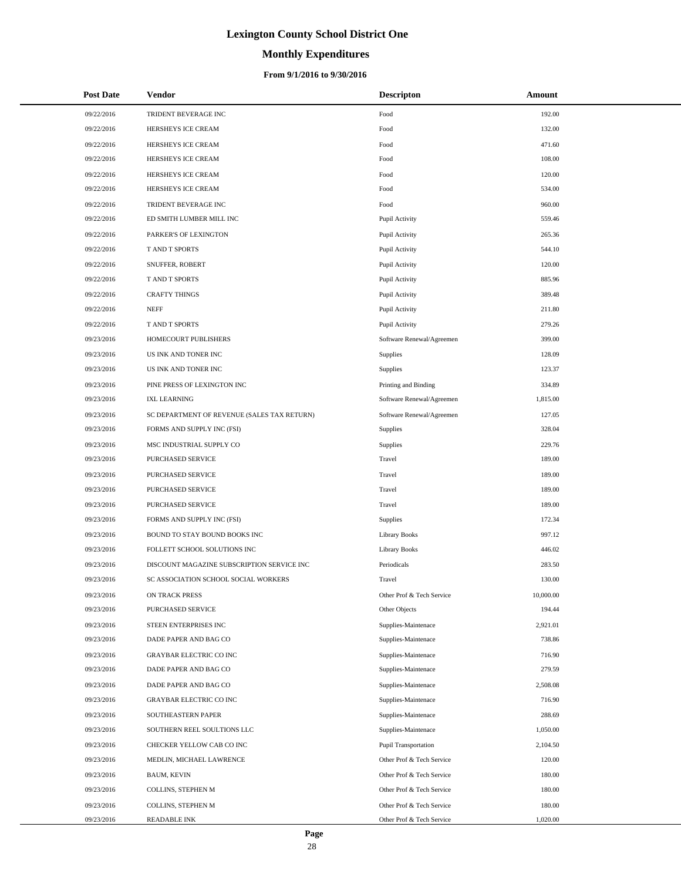# Lexington County School District One

## Monthly Expenditures

### From 9/1/2016 to 9/30/2016

| Post Date | Vendor | Descripton | Amount |
|---|---|---|---|
| 09/22/2016 | TRIDENT BEVERAGE INC | Food | 192.00 |
| 09/22/2016 | HERSHEYS ICE CREAM | Food | 132.00 |
| 09/22/2016 | HERSHEYS ICE CREAM | Food | 471.60 |
| 09/22/2016 | HERSHEYS ICE CREAM | Food | 108.00 |
| 09/22/2016 | HERSHEYS ICE CREAM | Food | 120.00 |
| 09/22/2016 | HERSHEYS ICE CREAM | Food | 534.00 |
| 09/22/2016 | TRIDENT BEVERAGE INC | Food | 960.00 |
| 09/22/2016 | ED SMITH LUMBER MILL INC | Pupil Activity | 559.46 |
| 09/22/2016 | PARKER'S OF LEXINGTON | Pupil Activity | 265.36 |
| 09/22/2016 | T AND T SPORTS | Pupil Activity | 544.10 |
| 09/22/2016 | SNUFFER, ROBERT | Pupil Activity | 120.00 |
| 09/22/2016 | T AND T SPORTS | Pupil Activity | 885.96 |
| 09/22/2016 | CRAFTY THINGS | Pupil Activity | 389.48 |
| 09/22/2016 | NEFF | Pupil Activity | 211.80 |
| 09/22/2016 | T AND T SPORTS | Pupil Activity | 279.26 |
| 09/23/2016 | HOMECOURT PUBLISHERS | Software Renewal/Agreemen | 399.00 |
| 09/23/2016 | US INK AND TONER INC | Supplies | 128.09 |
| 09/23/2016 | US INK AND TONER INC | Supplies | 123.37 |
| 09/23/2016 | PINE PRESS OF LEXINGTON INC | Printing and Binding | 334.89 |
| 09/23/2016 | IXL LEARNING | Software Renewal/Agreemen | 1,815.00 |
| 09/23/2016 | SC DEPARTMENT OF REVENUE (SALES TAX RETURN) | Software Renewal/Agreemen | 127.05 |
| 09/23/2016 | FORMS AND SUPPLY INC (FSI) | Supplies | 328.04 |
| 09/23/2016 | MSC INDUSTRIAL SUPPLY CO | Supplies | 229.76 |
| 09/23/2016 | PURCHASED SERVICE | Travel | 189.00 |
| 09/23/2016 | PURCHASED SERVICE | Travel | 189.00 |
| 09/23/2016 | PURCHASED SERVICE | Travel | 189.00 |
| 09/23/2016 | PURCHASED SERVICE | Travel | 189.00 |
| 09/23/2016 | FORMS AND SUPPLY INC (FSI) | Supplies | 172.34 |
| 09/23/2016 | BOUND TO STAY BOUND BOOKS INC | Library Books | 997.12 |
| 09/23/2016 | FOLLETT SCHOOL SOLUTIONS INC | Library Books | 446.02 |
| 09/23/2016 | DISCOUNT MAGAZINE SUBSCRIPTION SERVICE INC | Periodicals | 283.50 |
| 09/23/2016 | SC ASSOCIATION SCHOOL SOCIAL WORKERS | Travel | 130.00 |
| 09/23/2016 | ON TRACK PRESS | Other Prof & Tech Service | 10,000.00 |
| 09/23/2016 | PURCHASED SERVICE | Other Objects | 194.44 |
| 09/23/2016 | STEEN ENTERPRISES INC | Supplies-Maintenace | 2,921.01 |
| 09/23/2016 | DADE PAPER AND BAG CO | Supplies-Maintenace | 738.86 |
| 09/23/2016 | GRAYBAR ELECTRIC CO INC | Supplies-Maintenace | 716.90 |
| 09/23/2016 | DADE PAPER AND BAG CO | Supplies-Maintenace | 279.59 |
| 09/23/2016 | DADE PAPER AND BAG CO | Supplies-Maintenace | 2,508.08 |
| 09/23/2016 | GRAYBAR ELECTRIC CO INC | Supplies-Maintenace | 716.90 |
| 09/23/2016 | SOUTHEASTERN PAPER | Supplies-Maintenace | 288.69 |
| 09/23/2016 | SOUTHERN REEL SOULTIONS LLC | Supplies-Maintenace | 1,050.00 |
| 09/23/2016 | CHECKER YELLOW CAB CO INC | Pupil Transportation | 2,104.50 |
| 09/23/2016 | MEDLIN, MICHAEL LAWRENCE | Other Prof & Tech Service | 120.00 |
| 09/23/2016 | BAUM, KEVIN | Other Prof & Tech Service | 180.00 |
| 09/23/2016 | COLLINS, STEPHEN M | Other Prof & Tech Service | 180.00 |
| 09/23/2016 | COLLINS, STEPHEN M | Other Prof & Tech Service | 180.00 |
| 09/23/2016 | READABLE INK | Other Prof & Tech Service | 1,020.00 |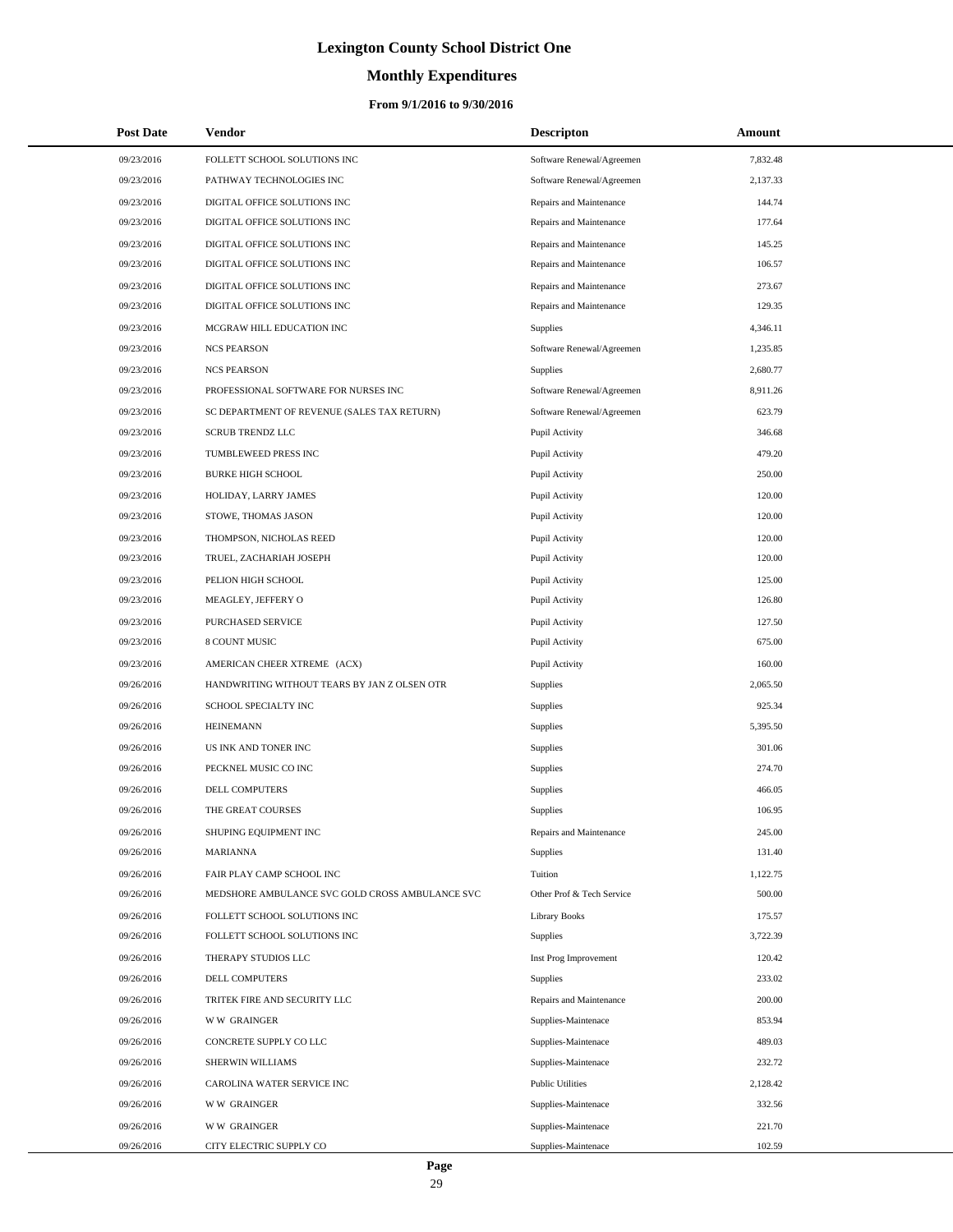# Lexington County School District One

## Monthly Expenditures

### From 9/1/2016 to 9/30/2016

| Post Date | Vendor | Descripton | Amount |
|---|---|---|---|
| 09/23/2016 | FOLLETT SCHOOL SOLUTIONS INC | Software Renewal/Agreemen | 7,832.48 |
| 09/23/2016 | PATHWAY TECHNOLOGIES INC | Software Renewal/Agreemen | 2,137.33 |
| 09/23/2016 | DIGITAL OFFICE SOLUTIONS INC | Repairs and Maintenance | 144.74 |
| 09/23/2016 | DIGITAL OFFICE SOLUTIONS INC | Repairs and Maintenance | 177.64 |
| 09/23/2016 | DIGITAL OFFICE SOLUTIONS INC | Repairs and Maintenance | 145.25 |
| 09/23/2016 | DIGITAL OFFICE SOLUTIONS INC | Repairs and Maintenance | 106.57 |
| 09/23/2016 | DIGITAL OFFICE SOLUTIONS INC | Repairs and Maintenance | 273.67 |
| 09/23/2016 | DIGITAL OFFICE SOLUTIONS INC | Repairs and Maintenance | 129.35 |
| 09/23/2016 | MCGRAW HILL EDUCATION INC | Supplies | 4,346.11 |
| 09/23/2016 | NCS PEARSON | Software Renewal/Agreemen | 1,235.85 |
| 09/23/2016 | NCS PEARSON | Supplies | 2,680.77 |
| 09/23/2016 | PROFESSIONAL SOFTWARE FOR NURSES INC | Software Renewal/Agreemen | 8,911.26 |
| 09/23/2016 | SC DEPARTMENT OF REVENUE (SALES TAX RETURN) | Software Renewal/Agreemen | 623.79 |
| 09/23/2016 | SCRUB TRENDZ LLC | Pupil Activity | 346.68 |
| 09/23/2016 | TUMBLEWEED PRESS INC | Pupil Activity | 479.20 |
| 09/23/2016 | BURKE HIGH SCHOOL | Pupil Activity | 250.00 |
| 09/23/2016 | HOLIDAY, LARRY JAMES | Pupil Activity | 120.00 |
| 09/23/2016 | STOWE, THOMAS JASON | Pupil Activity | 120.00 |
| 09/23/2016 | THOMPSON, NICHOLAS REED | Pupil Activity | 120.00 |
| 09/23/2016 | TRUEL, ZACHARIAH JOSEPH | Pupil Activity | 120.00 |
| 09/23/2016 | PELION HIGH SCHOOL | Pupil Activity | 125.00 |
| 09/23/2016 | MEAGLEY, JEFFERY O | Pupil Activity | 126.80 |
| 09/23/2016 | PURCHASED SERVICE | Pupil Activity | 127.50 |
| 09/23/2016 | 8 COUNT MUSIC | Pupil Activity | 675.00 |
| 09/23/2016 | AMERICAN CHEER XTREME (ACX) | Pupil Activity | 160.00 |
| 09/26/2016 | HANDWRITING WITHOUT TEARS BY JAN Z OLSEN OTR | Supplies | 2,065.50 |
| 09/26/2016 | SCHOOL SPECIALTY INC | Supplies | 925.34 |
| 09/26/2016 | HEINEMANN | Supplies | 5,395.50 |
| 09/26/2016 | US INK AND TONER INC | Supplies | 301.06 |
| 09/26/2016 | PECKNEL MUSIC CO INC | Supplies | 274.70 |
| 09/26/2016 | DELL COMPUTERS | Supplies | 466.05 |
| 09/26/2016 | THE GREAT COURSES | Supplies | 106.95 |
| 09/26/2016 | SHUPING EQUIPMENT INC | Repairs and Maintenance | 245.00 |
| 09/26/2016 | MARIANNA | Supplies | 131.40 |
| 09/26/2016 | FAIR PLAY CAMP SCHOOL INC | Tuition | 1,122.75 |
| 09/26/2016 | MEDSHORE AMBULANCE SVC GOLD CROSS AMBULANCE SVC | Other Prof & Tech Service | 500.00 |
| 09/26/2016 | FOLLETT SCHOOL SOLUTIONS INC | Library Books | 175.57 |
| 09/26/2016 | FOLLETT SCHOOL SOLUTIONS INC | Supplies | 3,722.39 |
| 09/26/2016 | THERAPY STUDIOS LLC | Inst Prog Improvement | 120.42 |
| 09/26/2016 | DELL COMPUTERS | Supplies | 233.02 |
| 09/26/2016 | TRITEK FIRE AND SECURITY LLC | Repairs and Maintenance | 200.00 |
| 09/26/2016 | W W GRAINGER | Supplies-Maintenace | 853.94 |
| 09/26/2016 | CONCRETE SUPPLY CO LLC | Supplies-Maintenace | 489.03 |
| 09/26/2016 | SHERWIN WILLIAMS | Supplies-Maintenace | 232.72 |
| 09/26/2016 | CAROLINA WATER SERVICE INC | Public Utilities | 2,128.42 |
| 09/26/2016 | W W GRAINGER | Supplies-Maintenace | 332.56 |
| 09/26/2016 | W W GRAINGER | Supplies-Maintenace | 221.70 |
| 09/26/2016 | CITY ELECTRIC SUPPLY CO | Supplies-Maintenace | 102.59 |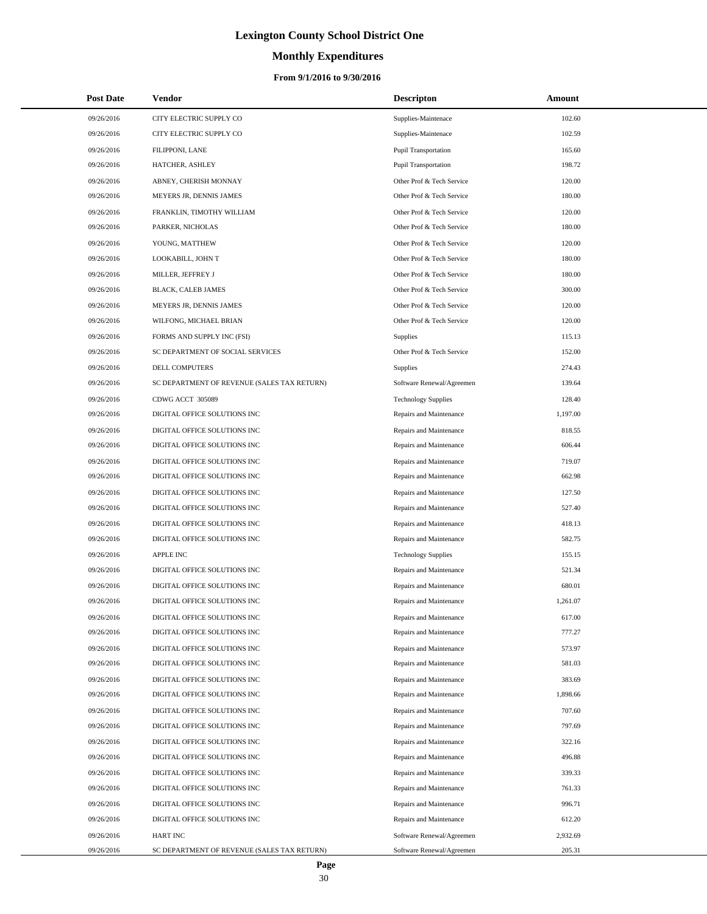# Lexington County School District One

## Monthly Expenditures

### From 9/1/2016 to 9/30/2016

| Post Date | Vendor | Descripton | Amount |
|---|---|---|---|
| 09/26/2016 | CITY ELECTRIC SUPPLY CO | Supplies-Maintenace | 102.60 |
| 09/26/2016 | CITY ELECTRIC SUPPLY CO | Supplies-Maintenace | 102.59 |
| 09/26/2016 | FILIPPONI, LANE | Pupil Transportation | 165.60 |
| 09/26/2016 | HATCHER, ASHLEY | Pupil Transportation | 198.72 |
| 09/26/2016 | ABNEY, CHERISH MONNAY | Other Prof & Tech Service | 120.00 |
| 09/26/2016 | MEYERS JR, DENNIS JAMES | Other Prof & Tech Service | 180.00 |
| 09/26/2016 | FRANKLIN, TIMOTHY WILLIAM | Other Prof & Tech Service | 120.00 |
| 09/26/2016 | PARKER, NICHOLAS | Other Prof & Tech Service | 180.00 |
| 09/26/2016 | YOUNG, MATTHEW | Other Prof & Tech Service | 120.00 |
| 09/26/2016 | LOOKABILL, JOHN T | Other Prof & Tech Service | 180.00 |
| 09/26/2016 | MILLER, JEFFREY J | Other Prof & Tech Service | 180.00 |
| 09/26/2016 | BLACK, CALEB JAMES | Other Prof & Tech Service | 300.00 |
| 09/26/2016 | MEYERS JR, DENNIS JAMES | Other Prof & Tech Service | 120.00 |
| 09/26/2016 | WILFONG, MICHAEL BRIAN | Other Prof & Tech Service | 120.00 |
| 09/26/2016 | FORMS AND SUPPLY INC (FSI) | Supplies | 115.13 |
| 09/26/2016 | SC DEPARTMENT OF SOCIAL SERVICES | Other Prof & Tech Service | 152.00 |
| 09/26/2016 | DELL COMPUTERS | Supplies | 274.43 |
| 09/26/2016 | SC DEPARTMENT OF REVENUE (SALES TAX RETURN) | Software Renewal/Agreemen | 139.64 |
| 09/26/2016 | CDWG ACCT 305089 | Technology Supplies | 128.40 |
| 09/26/2016 | DIGITAL OFFICE SOLUTIONS INC | Repairs and Maintenance | 1,197.00 |
| 09/26/2016 | DIGITAL OFFICE SOLUTIONS INC | Repairs and Maintenance | 818.55 |
| 09/26/2016 | DIGITAL OFFICE SOLUTIONS INC | Repairs and Maintenance | 606.44 |
| 09/26/2016 | DIGITAL OFFICE SOLUTIONS INC | Repairs and Maintenance | 719.07 |
| 09/26/2016 | DIGITAL OFFICE SOLUTIONS INC | Repairs and Maintenance | 662.98 |
| 09/26/2016 | DIGITAL OFFICE SOLUTIONS INC | Repairs and Maintenance | 127.50 |
| 09/26/2016 | DIGITAL OFFICE SOLUTIONS INC | Repairs and Maintenance | 527.40 |
| 09/26/2016 | DIGITAL OFFICE SOLUTIONS INC | Repairs and Maintenance | 418.13 |
| 09/26/2016 | DIGITAL OFFICE SOLUTIONS INC | Repairs and Maintenance | 582.75 |
| 09/26/2016 | APPLE INC | Technology Supplies | 155.15 |
| 09/26/2016 | DIGITAL OFFICE SOLUTIONS INC | Repairs and Maintenance | 521.34 |
| 09/26/2016 | DIGITAL OFFICE SOLUTIONS INC | Repairs and Maintenance | 680.01 |
| 09/26/2016 | DIGITAL OFFICE SOLUTIONS INC | Repairs and Maintenance | 1,261.07 |
| 09/26/2016 | DIGITAL OFFICE SOLUTIONS INC | Repairs and Maintenance | 617.00 |
| 09/26/2016 | DIGITAL OFFICE SOLUTIONS INC | Repairs and Maintenance | 777.27 |
| 09/26/2016 | DIGITAL OFFICE SOLUTIONS INC | Repairs and Maintenance | 573.97 |
| 09/26/2016 | DIGITAL OFFICE SOLUTIONS INC | Repairs and Maintenance | 581.03 |
| 09/26/2016 | DIGITAL OFFICE SOLUTIONS INC | Repairs and Maintenance | 383.69 |
| 09/26/2016 | DIGITAL OFFICE SOLUTIONS INC | Repairs and Maintenance | 1,898.66 |
| 09/26/2016 | DIGITAL OFFICE SOLUTIONS INC | Repairs and Maintenance | 707.60 |
| 09/26/2016 | DIGITAL OFFICE SOLUTIONS INC | Repairs and Maintenance | 797.69 |
| 09/26/2016 | DIGITAL OFFICE SOLUTIONS INC | Repairs and Maintenance | 322.16 |
| 09/26/2016 | DIGITAL OFFICE SOLUTIONS INC | Repairs and Maintenance | 496.88 |
| 09/26/2016 | DIGITAL OFFICE SOLUTIONS INC | Repairs and Maintenance | 339.33 |
| 09/26/2016 | DIGITAL OFFICE SOLUTIONS INC | Repairs and Maintenance | 761.33 |
| 09/26/2016 | DIGITAL OFFICE SOLUTIONS INC | Repairs and Maintenance | 996.71 |
| 09/26/2016 | DIGITAL OFFICE SOLUTIONS INC | Repairs and Maintenance | 612.20 |
| 09/26/2016 | HART INC | Software Renewal/Agreemen | 2,932.69 |
| 09/26/2016 | SC DEPARTMENT OF REVENUE (SALES TAX RETURN) | Software Renewal/Agreemen | 205.31 |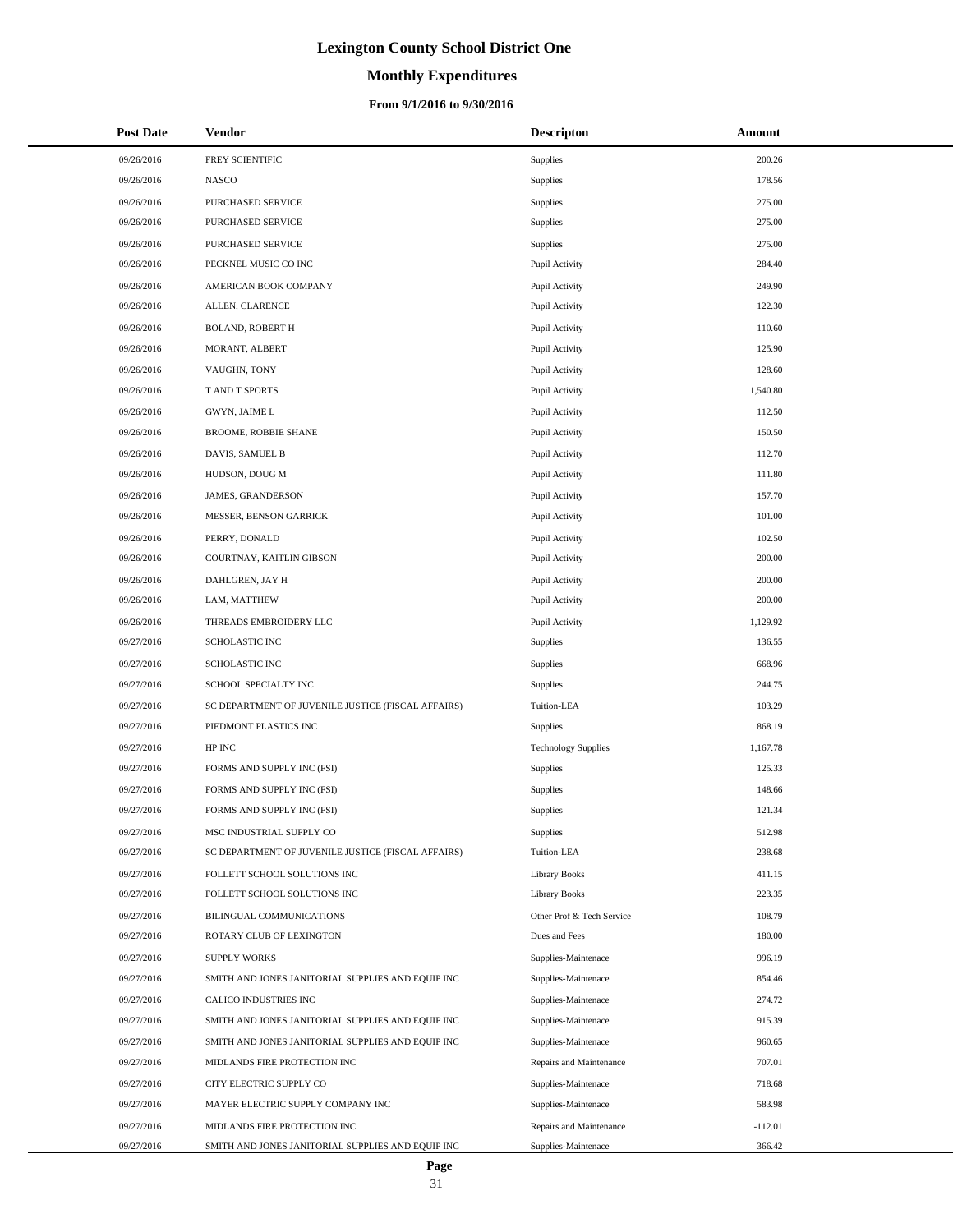# Lexington County School District One

## Monthly Expenditures

### From 9/1/2016 to 9/30/2016

| Post Date | Vendor | Descripton | Amount |
|---|---|---|---|
| 09/26/2016 | FREY SCIENTIFIC | Supplies | 200.26 |
| 09/26/2016 | NASCO | Supplies | 178.56 |
| 09/26/2016 | PURCHASED SERVICE | Supplies | 275.00 |
| 09/26/2016 | PURCHASED SERVICE | Supplies | 275.00 |
| 09/26/2016 | PURCHASED SERVICE | Supplies | 275.00 |
| 09/26/2016 | PECKNEL MUSIC CO INC | Pupil Activity | 284.40 |
| 09/26/2016 | AMERICAN BOOK COMPANY | Pupil Activity | 249.90 |
| 09/26/2016 | ALLEN, CLARENCE | Pupil Activity | 122.30 |
| 09/26/2016 | BOLAND, ROBERT H | Pupil Activity | 110.60 |
| 09/26/2016 | MORANT, ALBERT | Pupil Activity | 125.90 |
| 09/26/2016 | VAUGHN, TONY | Pupil Activity | 128.60 |
| 09/26/2016 | T AND T SPORTS | Pupil Activity | 1,540.80 |
| 09/26/2016 | GWYN, JAIME L | Pupil Activity | 112.50 |
| 09/26/2016 | BROOME, ROBBIE SHANE | Pupil Activity | 150.50 |
| 09/26/2016 | DAVIS, SAMUEL B | Pupil Activity | 112.70 |
| 09/26/2016 | HUDSON, DOUG M | Pupil Activity | 111.80 |
| 09/26/2016 | JAMES, GRANDERSON | Pupil Activity | 157.70 |
| 09/26/2016 | MESSER, BENSON GARRICK | Pupil Activity | 101.00 |
| 09/26/2016 | PERRY, DONALD | Pupil Activity | 102.50 |
| 09/26/2016 | COURTNAY, KAITLIN GIBSON | Pupil Activity | 200.00 |
| 09/26/2016 | DAHLGREN, JAY H | Pupil Activity | 200.00 |
| 09/26/2016 | LAM, MATTHEW | Pupil Activity | 200.00 |
| 09/26/2016 | THREADS EMBROIDERY LLC | Pupil Activity | 1,129.92 |
| 09/27/2016 | SCHOLASTIC INC | Supplies | 136.55 |
| 09/27/2016 | SCHOLASTIC INC | Supplies | 668.96 |
| 09/27/2016 | SCHOOL SPECIALTY INC | Supplies | 244.75 |
| 09/27/2016 | SC DEPARTMENT OF JUVENILE JUSTICE (FISCAL AFFAIRS) | Tuition-LEA | 103.29 |
| 09/27/2016 | PIEDMONT PLASTICS INC | Supplies | 868.19 |
| 09/27/2016 | HP INC | Technology Supplies | 1,167.78 |
| 09/27/2016 | FORMS AND SUPPLY INC (FSI) | Supplies | 125.33 |
| 09/27/2016 | FORMS AND SUPPLY INC (FSI) | Supplies | 148.66 |
| 09/27/2016 | FORMS AND SUPPLY INC (FSI) | Supplies | 121.34 |
| 09/27/2016 | MSC INDUSTRIAL SUPPLY CO | Supplies | 512.98 |
| 09/27/2016 | SC DEPARTMENT OF JUVENILE JUSTICE (FISCAL AFFAIRS) | Tuition-LEA | 238.68 |
| 09/27/2016 | FOLLETT SCHOOL SOLUTIONS INC | Library Books | 411.15 |
| 09/27/2016 | FOLLETT SCHOOL SOLUTIONS INC | Library Books | 223.35 |
| 09/27/2016 | BILINGUAL COMMUNICATIONS | Other Prof & Tech Service | 108.79 |
| 09/27/2016 | ROTARY CLUB OF LEXINGTON | Dues and Fees | 180.00 |
| 09/27/2016 | SUPPLY WORKS | Supplies-Maintenace | 996.19 |
| 09/27/2016 | SMITH AND JONES JANITORIAL SUPPLIES AND EQUIP INC | Supplies-Maintenace | 854.46 |
| 09/27/2016 | CALICO INDUSTRIES INC | Supplies-Maintenace | 274.72 |
| 09/27/2016 | SMITH AND JONES JANITORIAL SUPPLIES AND EQUIP INC | Supplies-Maintenace | 915.39 |
| 09/27/2016 | SMITH AND JONES JANITORIAL SUPPLIES AND EQUIP INC | Supplies-Maintenace | 960.65 |
| 09/27/2016 | MIDLANDS FIRE PROTECTION INC | Repairs and Maintenance | 707.01 |
| 09/27/2016 | CITY ELECTRIC SUPPLY CO | Supplies-Maintenace | 718.68 |
| 09/27/2016 | MAYER ELECTRIC SUPPLY COMPANY INC | Supplies-Maintenace | 583.98 |
| 09/27/2016 | MIDLANDS FIRE PROTECTION INC | Repairs and Maintenance | -112.01 |
| 09/27/2016 | SMITH AND JONES JANITORIAL SUPPLIES AND EQUIP INC | Supplies-Maintenace | 366.42 |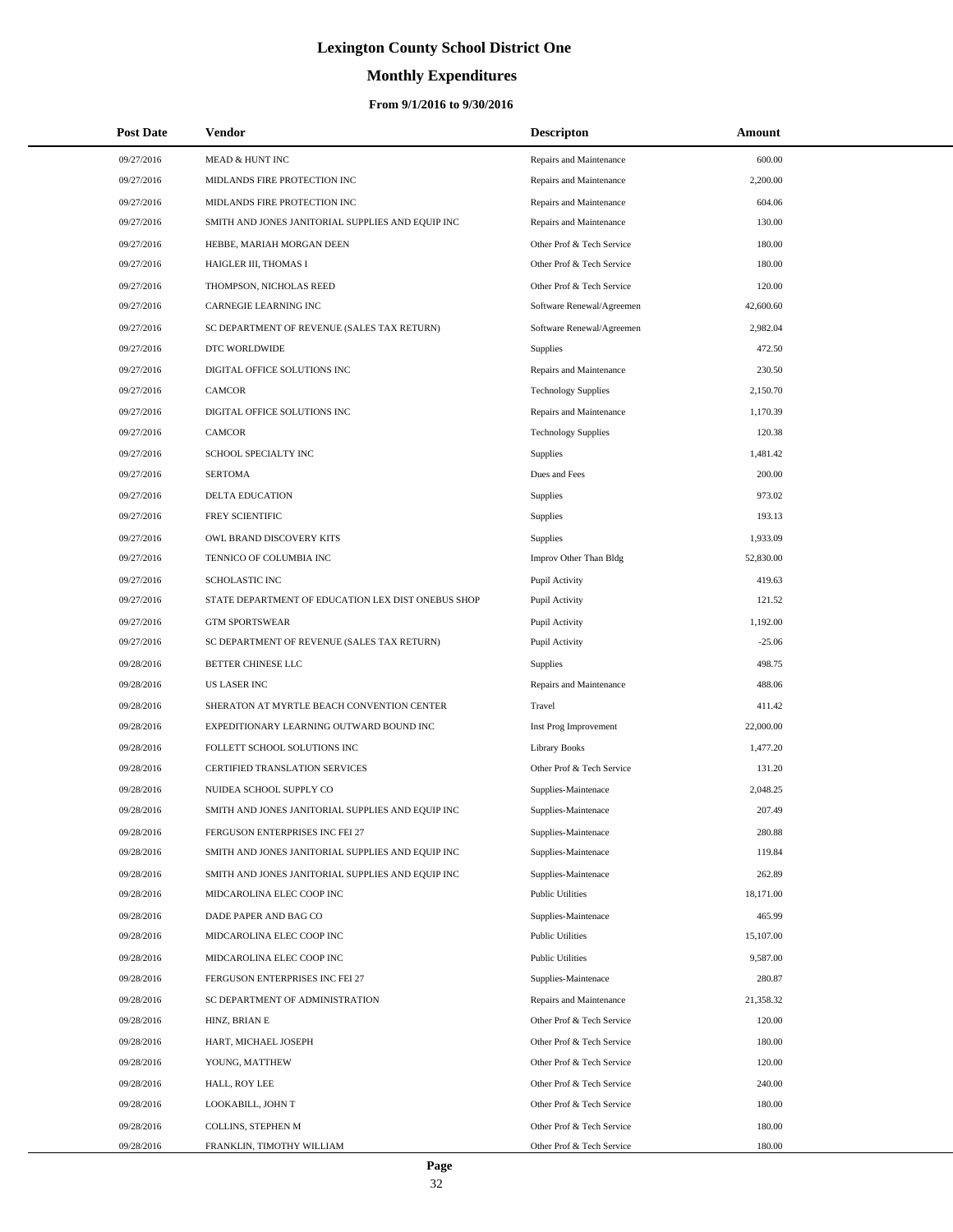# Lexington County School District One

## Monthly Expenditures

### From 9/1/2016 to 9/30/2016

| Post Date | Vendor | Descripton | Amount |
|---|---|---|---|
| 09/27/2016 | MEAD & HUNT INC | Repairs and Maintenance | 600.00 |
| 09/27/2016 | MIDLANDS FIRE PROTECTION INC | Repairs and Maintenance | 2,200.00 |
| 09/27/2016 | MIDLANDS FIRE PROTECTION INC | Repairs and Maintenance | 604.06 |
| 09/27/2016 | SMITH AND JONES JANITORIAL SUPPLIES AND EQUIP INC | Repairs and Maintenance | 130.00 |
| 09/27/2016 | HEBBE, MARIAH MORGAN DEEN | Other Prof & Tech Service | 180.00 |
| 09/27/2016 | HAIGLER III, THOMAS I | Other Prof & Tech Service | 180.00 |
| 09/27/2016 | THOMPSON, NICHOLAS REED | Other Prof & Tech Service | 120.00 |
| 09/27/2016 | CARNEGIE LEARNING INC | Software Renewal/Agreemen | 42,600.60 |
| 09/27/2016 | SC DEPARTMENT OF REVENUE (SALES TAX RETURN) | Software Renewal/Agreemen | 2,982.04 |
| 09/27/2016 | DTC WORLDWIDE | Supplies | 472.50 |
| 09/27/2016 | DIGITAL OFFICE SOLUTIONS INC | Repairs and Maintenance | 230.50 |
| 09/27/2016 | CAMCOR | Technology Supplies | 2,150.70 |
| 09/27/2016 | DIGITAL OFFICE SOLUTIONS INC | Repairs and Maintenance | 1,170.39 |
| 09/27/2016 | CAMCOR | Technology Supplies | 120.38 |
| 09/27/2016 | SCHOOL SPECIALTY INC | Supplies | 1,481.42 |
| 09/27/2016 | SERTOMA | Dues and Fees | 200.00 |
| 09/27/2016 | DELTA EDUCATION | Supplies | 973.02 |
| 09/27/2016 | FREY SCIENTIFIC | Supplies | 193.13 |
| 09/27/2016 | OWL BRAND DISCOVERY KITS | Supplies | 1,933.09 |
| 09/27/2016 | TENNICO OF COLUMBIA INC | Improv Other Than Bldg | 52,830.00 |
| 09/27/2016 | SCHOLASTIC INC | Pupil Activity | 419.63 |
| 09/27/2016 | STATE DEPARTMENT OF EDUCATION LEX DIST ONEBUS SHOP | Pupil Activity | 121.52 |
| 09/27/2016 | GTM SPORTSWEAR | Pupil Activity | 1,192.00 |
| 09/27/2016 | SC DEPARTMENT OF REVENUE (SALES TAX RETURN) | Pupil Activity | -25.06 |
| 09/28/2016 | BETTER CHINESE LLC | Supplies | 498.75 |
| 09/28/2016 | US LASER INC | Repairs and Maintenance | 488.06 |
| 09/28/2016 | SHERATON AT MYRTLE BEACH CONVENTION CENTER | Travel | 411.42 |
| 09/28/2016 | EXPEDITIONARY LEARNING OUTWARD BOUND INC | Inst Prog Improvement | 22,000.00 |
| 09/28/2016 | FOLLETT SCHOOL SOLUTIONS INC | Library Books | 1,477.20 |
| 09/28/2016 | CERTIFIED TRANSLATION SERVICES | Other Prof & Tech Service | 131.20 |
| 09/28/2016 | NUIDEA SCHOOL SUPPLY CO | Supplies-Maintenace | 2,048.25 |
| 09/28/2016 | SMITH AND JONES JANITORIAL SUPPLIES AND EQUIP INC | Supplies-Maintenace | 207.49 |
| 09/28/2016 | FERGUSON ENTERPRISES INC FEI 27 | Supplies-Maintenace | 280.88 |
| 09/28/2016 | SMITH AND JONES JANITORIAL SUPPLIES AND EQUIP INC | Supplies-Maintenace | 119.84 |
| 09/28/2016 | SMITH AND JONES JANITORIAL SUPPLIES AND EQUIP INC | Supplies-Maintenace | 262.89 |
| 09/28/2016 | MIDCAROLINA ELEC COOP INC | Public Utilities | 18,171.00 |
| 09/28/2016 | DADE PAPER AND BAG CO | Supplies-Maintenace | 465.99 |
| 09/28/2016 | MIDCAROLINA ELEC COOP INC | Public Utilities | 15,107.00 |
| 09/28/2016 | MIDCAROLINA ELEC COOP INC | Public Utilities | 9,587.00 |
| 09/28/2016 | FERGUSON ENTERPRISES INC FEI 27 | Supplies-Maintenace | 280.87 |
| 09/28/2016 | SC DEPARTMENT OF ADMINISTRATION | Repairs and Maintenance | 21,358.32 |
| 09/28/2016 | HINZ, BRIAN E | Other Prof & Tech Service | 120.00 |
| 09/28/2016 | HART, MICHAEL JOSEPH | Other Prof & Tech Service | 180.00 |
| 09/28/2016 | YOUNG, MATTHEW | Other Prof & Tech Service | 120.00 |
| 09/28/2016 | HALL, ROY LEE | Other Prof & Tech Service | 240.00 |
| 09/28/2016 | LOOKABILL, JOHN T | Other Prof & Tech Service | 180.00 |
| 09/28/2016 | COLLINS, STEPHEN M | Other Prof & Tech Service | 180.00 |
| 09/28/2016 | FRANKLIN, TIMOTHY WILLIAM | Other Prof & Tech Service | 180.00 |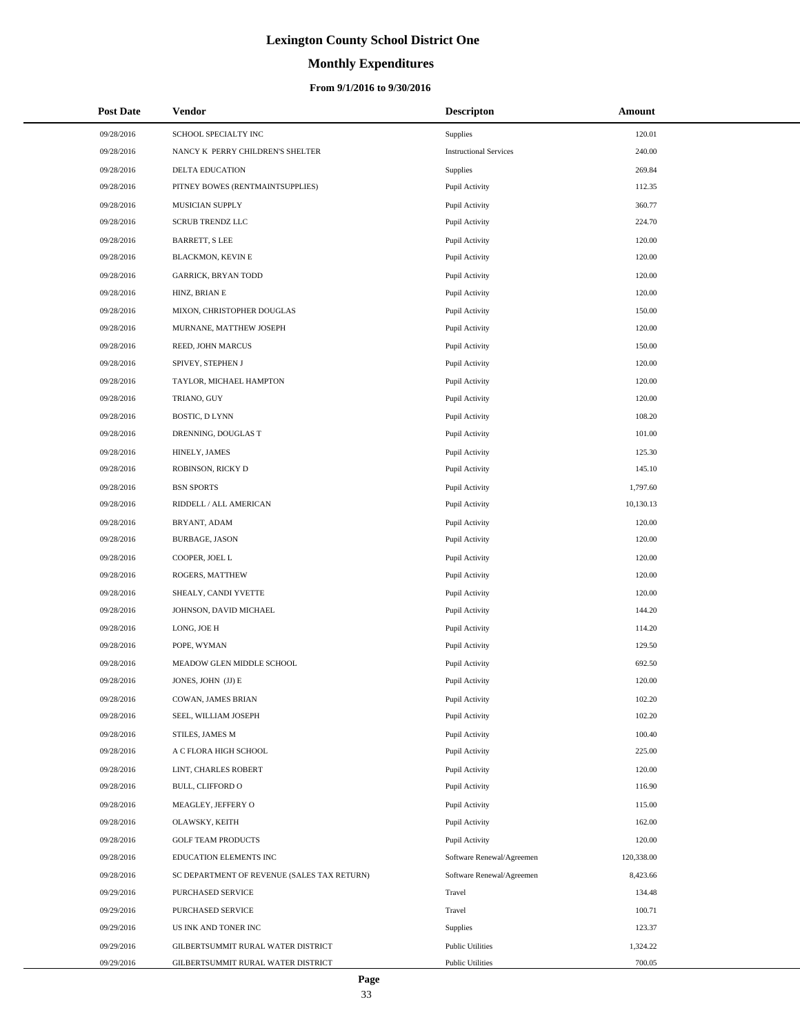# Lexington County School District One

## Monthly Expenditures

### From 9/1/2016 to 9/30/2016

| Post Date | Vendor | Descripton | Amount |
|---|---|---|---|
| 09/28/2016 | SCHOOL SPECIALTY INC | Supplies | 120.01 |
| 09/28/2016 | NANCY K PERRY CHILDREN'S SHELTER | Instructional Services | 240.00 |
| 09/28/2016 | DELTA EDUCATION | Supplies | 269.84 |
| 09/28/2016 | PITNEY BOWES (RENTMAINTSUPPLIES) | Pupil Activity | 112.35 |
| 09/28/2016 | MUSICIAN SUPPLY | Pupil Activity | 360.77 |
| 09/28/2016 | SCRUB TRENDZ LLC | Pupil Activity | 224.70 |
| 09/28/2016 | BARRETT, S LEE | Pupil Activity | 120.00 |
| 09/28/2016 | BLACKMON, KEVIN E | Pupil Activity | 120.00 |
| 09/28/2016 | GARRICK, BRYAN TODD | Pupil Activity | 120.00 |
| 09/28/2016 | HINZ, BRIAN E | Pupil Activity | 120.00 |
| 09/28/2016 | MIXON, CHRISTOPHER DOUGLAS | Pupil Activity | 150.00 |
| 09/28/2016 | MURNANE, MATTHEW JOSEPH | Pupil Activity | 120.00 |
| 09/28/2016 | REED, JOHN MARCUS | Pupil Activity | 150.00 |
| 09/28/2016 | SPIVEY, STEPHEN J | Pupil Activity | 120.00 |
| 09/28/2016 | TAYLOR, MICHAEL HAMPTON | Pupil Activity | 120.00 |
| 09/28/2016 | TRIANO, GUY | Pupil Activity | 120.00 |
| 09/28/2016 | BOSTIC, D LYNN | Pupil Activity | 108.20 |
| 09/28/2016 | DRENNING, DOUGLAS T | Pupil Activity | 101.00 |
| 09/28/2016 | HINELY, JAMES | Pupil Activity | 125.30 |
| 09/28/2016 | ROBINSON, RICKY D | Pupil Activity | 145.10 |
| 09/28/2016 | BSN SPORTS | Pupil Activity | 1,797.60 |
| 09/28/2016 | RIDDELL / ALL AMERICAN | Pupil Activity | 10,130.13 |
| 09/28/2016 | BRYANT, ADAM | Pupil Activity | 120.00 |
| 09/28/2016 | BURBAGE, JASON | Pupil Activity | 120.00 |
| 09/28/2016 | COOPER, JOEL L | Pupil Activity | 120.00 |
| 09/28/2016 | ROGERS, MATTHEW | Pupil Activity | 120.00 |
| 09/28/2016 | SHEALY, CANDI YVETTE | Pupil Activity | 120.00 |
| 09/28/2016 | JOHNSON, DAVID MICHAEL | Pupil Activity | 144.20 |
| 09/28/2016 | LONG, JOE H | Pupil Activity | 114.20 |
| 09/28/2016 | POPE, WYMAN | Pupil Activity | 129.50 |
| 09/28/2016 | MEADOW GLEN MIDDLE SCHOOL | Pupil Activity | 692.50 |
| 09/28/2016 | JONES, JOHN (JJ) E | Pupil Activity | 120.00 |
| 09/28/2016 | COWAN, JAMES BRIAN | Pupil Activity | 102.20 |
| 09/28/2016 | SEEL, WILLIAM JOSEPH | Pupil Activity | 102.20 |
| 09/28/2016 | STILES, JAMES M | Pupil Activity | 100.40 |
| 09/28/2016 | A C FLORA HIGH SCHOOL | Pupil Activity | 225.00 |
| 09/28/2016 | LINT, CHARLES ROBERT | Pupil Activity | 120.00 |
| 09/28/2016 | BULL, CLIFFORD O | Pupil Activity | 116.90 |
| 09/28/2016 | MEAGLEY, JEFFERY O | Pupil Activity | 115.00 |
| 09/28/2016 | OLAWSKY, KEITH | Pupil Activity | 162.00 |
| 09/28/2016 | GOLF TEAM PRODUCTS | Pupil Activity | 120.00 |
| 09/28/2016 | EDUCATION ELEMENTS INC | Software Renewal/Agreemen | 120,338.00 |
| 09/28/2016 | SC DEPARTMENT OF REVENUE (SALES TAX RETURN) | Software Renewal/Agreemen | 8,423.66 |
| 09/29/2016 | PURCHASED SERVICE | Travel | 134.48 |
| 09/29/2016 | PURCHASED SERVICE | Travel | 100.71 |
| 09/29/2016 | US INK AND TONER INC | Supplies | 123.37 |
| 09/29/2016 | GILBERTSUMMIT RURAL WATER DISTRICT | Public Utilities | 1,324.22 |
| 09/29/2016 | GILBERTSUMMIT RURAL WATER DISTRICT | Public Utilities | 700.05 |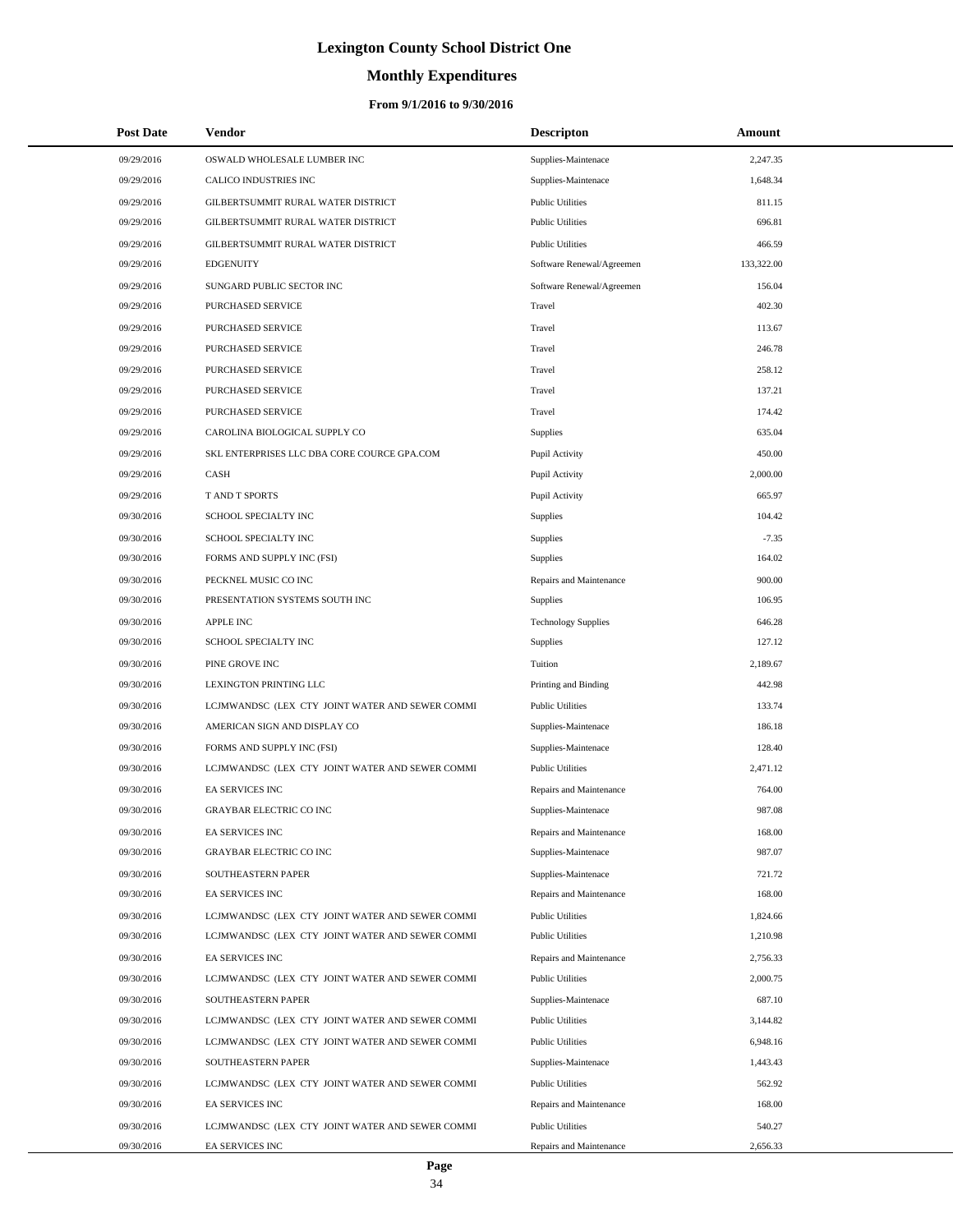# Lexington County School District One

## Monthly Expenditures

### From 9/1/2016 to 9/30/2016

| Post Date | Vendor | Descripton | Amount |
|---|---|---|---|
| 09/29/2016 | OSWALD WHOLESALE LUMBER INC | Supplies-Maintenace | 2,247.35 |
| 09/29/2016 | CALICO INDUSTRIES INC | Supplies-Maintenace | 1,648.34 |
| 09/29/2016 | GILBERTSUMMIT RURAL WATER DISTRICT | Public Utilities | 811.15 |
| 09/29/2016 | GILBERTSUMMIT RURAL WATER DISTRICT | Public Utilities | 696.81 |
| 09/29/2016 | GILBERTSUMMIT RURAL WATER DISTRICT | Public Utilities | 466.59 |
| 09/29/2016 | EDGENUITY | Software Renewal/Agreemen | 133,322.00 |
| 09/29/2016 | SUNGARD PUBLIC SECTOR INC | Software Renewal/Agreemen | 156.04 |
| 09/29/2016 | PURCHASED SERVICE | Travel | 402.30 |
| 09/29/2016 | PURCHASED SERVICE | Travel | 113.67 |
| 09/29/2016 | PURCHASED SERVICE | Travel | 246.78 |
| 09/29/2016 | PURCHASED SERVICE | Travel | 258.12 |
| 09/29/2016 | PURCHASED SERVICE | Travel | 137.21 |
| 09/29/2016 | PURCHASED SERVICE | Travel | 174.42 |
| 09/29/2016 | CAROLINA BIOLOGICAL SUPPLY CO | Supplies | 635.04 |
| 09/29/2016 | SKL ENTERPRISES LLC DBA CORE COURCE GPA.COM | Pupil Activity | 450.00 |
| 09/29/2016 | CASH | Pupil Activity | 2,000.00 |
| 09/29/2016 | T AND T SPORTS | Pupil Activity | 665.97 |
| 09/30/2016 | SCHOOL SPECIALTY INC | Supplies | 104.42 |
| 09/30/2016 | SCHOOL SPECIALTY INC | Supplies | -7.35 |
| 09/30/2016 | FORMS AND SUPPLY INC (FSI) | Supplies | 164.02 |
| 09/30/2016 | PECKNEL MUSIC CO INC | Repairs and Maintenance | 900.00 |
| 09/30/2016 | PRESENTATION SYSTEMS SOUTH INC | Supplies | 106.95 |
| 09/30/2016 | APPLE INC | Technology Supplies | 646.28 |
| 09/30/2016 | SCHOOL SPECIALTY INC | Supplies | 127.12 |
| 09/30/2016 | PINE GROVE INC | Tuition | 2,189.67 |
| 09/30/2016 | LEXINGTON PRINTING LLC | Printing and Binding | 442.98 |
| 09/30/2016 | LCJMWANDSC (LEX CTY JOINT WATER AND SEWER COMMI | Public Utilities | 133.74 |
| 09/30/2016 | AMERICAN SIGN AND DISPLAY CO | Supplies-Maintenace | 186.18 |
| 09/30/2016 | FORMS AND SUPPLY INC (FSI) | Supplies-Maintenace | 128.40 |
| 09/30/2016 | LCJMWANDSC (LEX CTY JOINT WATER AND SEWER COMMI | Public Utilities | 2,471.12 |
| 09/30/2016 | EA SERVICES INC | Repairs and Maintenance | 764.00 |
| 09/30/2016 | GRAYBAR ELECTRIC CO INC | Supplies-Maintenace | 987.08 |
| 09/30/2016 | EA SERVICES INC | Repairs and Maintenance | 168.00 |
| 09/30/2016 | GRAYBAR ELECTRIC CO INC | Supplies-Maintenace | 987.07 |
| 09/30/2016 | SOUTHEASTERN PAPER | Supplies-Maintenace | 721.72 |
| 09/30/2016 | EA SERVICES INC | Repairs and Maintenance | 168.00 |
| 09/30/2016 | LCJMWANDSC (LEX CTY JOINT WATER AND SEWER COMMI | Public Utilities | 1,824.66 |
| 09/30/2016 | LCJMWANDSC (LEX CTY JOINT WATER AND SEWER COMMI | Public Utilities | 1,210.98 |
| 09/30/2016 | EA SERVICES INC | Repairs and Maintenance | 2,756.33 |
| 09/30/2016 | LCJMWANDSC (LEX CTY JOINT WATER AND SEWER COMMI | Public Utilities | 2,000.75 |
| 09/30/2016 | SOUTHEASTERN PAPER | Supplies-Maintenace | 687.10 |
| 09/30/2016 | LCJMWANDSC (LEX CTY JOINT WATER AND SEWER COMMI | Public Utilities | 3,144.82 |
| 09/30/2016 | LCJMWANDSC (LEX CTY JOINT WATER AND SEWER COMMI | Public Utilities | 6,948.16 |
| 09/30/2016 | SOUTHEASTERN PAPER | Supplies-Maintenace | 1,443.43 |
| 09/30/2016 | LCJMWANDSC (LEX CTY JOINT WATER AND SEWER COMMI | Public Utilities | 562.92 |
| 09/30/2016 | EA SERVICES INC | Repairs and Maintenance | 168.00 |
| 09/30/2016 | LCJMWANDSC (LEX CTY JOINT WATER AND SEWER COMMI | Public Utilities | 540.27 |
| 09/30/2016 | EA SERVICES INC | Repairs and Maintenance | 2,656.33 |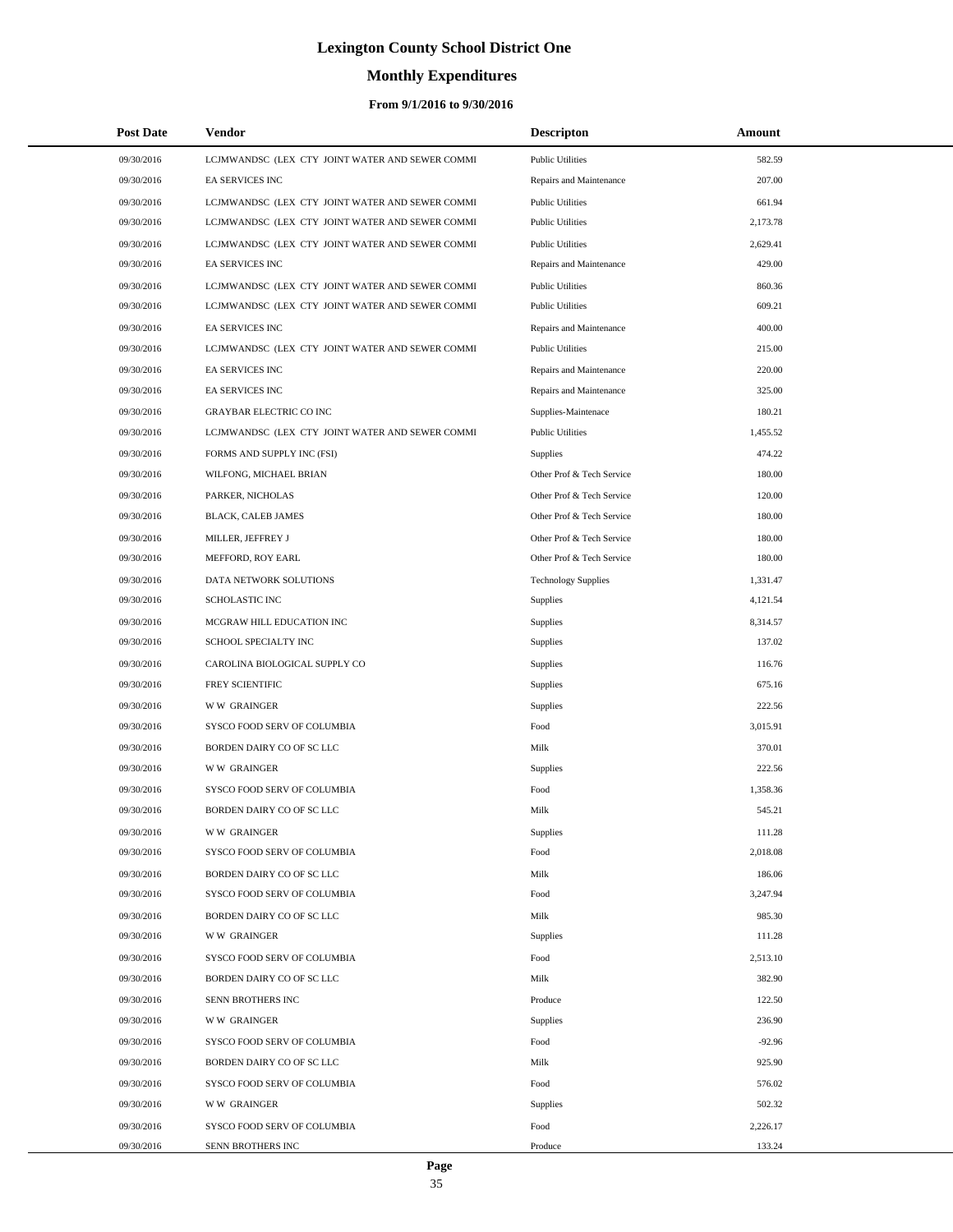# Lexington County School District One

## Monthly Expenditures

### From 9/1/2016 to 9/30/2016

| Post Date | Vendor | Descripton | Amount |
|---|---|---|---|
| 09/30/2016 | LCJMWANDSC (LEX CTY JOINT WATER AND SEWER COMMI | Public Utilities | 582.59 |
| 09/30/2016 | EA SERVICES INC | Repairs and Maintenance | 207.00 |
| 09/30/2016 | LCJMWANDSC (LEX CTY JOINT WATER AND SEWER COMMI | Public Utilities | 661.94 |
| 09/30/2016 | LCJMWANDSC (LEX CTY JOINT WATER AND SEWER COMMI | Public Utilities | 2,173.78 |
| 09/30/2016 | LCJMWANDSC (LEX CTY JOINT WATER AND SEWER COMMI | Public Utilities | 2,629.41 |
| 09/30/2016 | EA SERVICES INC | Repairs and Maintenance | 429.00 |
| 09/30/2016 | LCJMWANDSC (LEX CTY JOINT WATER AND SEWER COMMI | Public Utilities | 860.36 |
| 09/30/2016 | LCJMWANDSC (LEX CTY JOINT WATER AND SEWER COMMI | Public Utilities | 609.21 |
| 09/30/2016 | EA SERVICES INC | Repairs and Maintenance | 400.00 |
| 09/30/2016 | LCJMWANDSC (LEX CTY JOINT WATER AND SEWER COMMI | Public Utilities | 215.00 |
| 09/30/2016 | EA SERVICES INC | Repairs and Maintenance | 220.00 |
| 09/30/2016 | EA SERVICES INC | Repairs and Maintenance | 325.00 |
| 09/30/2016 | GRAYBAR ELECTRIC CO INC | Supplies-Maintenace | 180.21 |
| 09/30/2016 | LCJMWANDSC (LEX CTY JOINT WATER AND SEWER COMMI | Public Utilities | 1,455.52 |
| 09/30/2016 | FORMS AND SUPPLY INC (FSI) | Supplies | 474.22 |
| 09/30/2016 | WILFONG, MICHAEL BRIAN | Other Prof & Tech Service | 180.00 |
| 09/30/2016 | PARKER, NICHOLAS | Other Prof & Tech Service | 120.00 |
| 09/30/2016 | BLACK, CALEB JAMES | Other Prof & Tech Service | 180.00 |
| 09/30/2016 | MILLER, JEFFREY J | Other Prof & Tech Service | 180.00 |
| 09/30/2016 | MEFFORD, ROY EARL | Other Prof & Tech Service | 180.00 |
| 09/30/2016 | DATA NETWORK SOLUTIONS | Technology Supplies | 1,331.47 |
| 09/30/2016 | SCHOLASTIC INC | Supplies | 4,121.54 |
| 09/30/2016 | MCGRAW HILL EDUCATION INC | Supplies | 8,314.57 |
| 09/30/2016 | SCHOOL SPECIALTY INC | Supplies | 137.02 |
| 09/30/2016 | CAROLINA BIOLOGICAL SUPPLY CO | Supplies | 116.76 |
| 09/30/2016 | FREY SCIENTIFIC | Supplies | 675.16 |
| 09/30/2016 | W W GRAINGER | Supplies | 222.56 |
| 09/30/2016 | SYSCO FOOD SERV OF COLUMBIA | Food | 3,015.91 |
| 09/30/2016 | BORDEN DAIRY CO OF SC LLC | Milk | 370.01 |
| 09/30/2016 | W W GRAINGER | Supplies | 222.56 |
| 09/30/2016 | SYSCO FOOD SERV OF COLUMBIA | Food | 1,358.36 |
| 09/30/2016 | BORDEN DAIRY CO OF SC LLC | Milk | 545.21 |
| 09/30/2016 | W W GRAINGER | Supplies | 111.28 |
| 09/30/2016 | SYSCO FOOD SERV OF COLUMBIA | Food | 2,018.08 |
| 09/30/2016 | BORDEN DAIRY CO OF SC LLC | Milk | 186.06 |
| 09/30/2016 | SYSCO FOOD SERV OF COLUMBIA | Food | 3,247.94 |
| 09/30/2016 | BORDEN DAIRY CO OF SC LLC | Milk | 985.30 |
| 09/30/2016 | W W GRAINGER | Supplies | 111.28 |
| 09/30/2016 | SYSCO FOOD SERV OF COLUMBIA | Food | 2,513.10 |
| 09/30/2016 | BORDEN DAIRY CO OF SC LLC | Milk | 382.90 |
| 09/30/2016 | SENN BROTHERS INC | Produce | 122.50 |
| 09/30/2016 | W W GRAINGER | Supplies | 236.90 |
| 09/30/2016 | SYSCO FOOD SERV OF COLUMBIA | Food | -92.96 |
| 09/30/2016 | BORDEN DAIRY CO OF SC LLC | Milk | 925.90 |
| 09/30/2016 | SYSCO FOOD SERV OF COLUMBIA | Food | 576.02 |
| 09/30/2016 | W W GRAINGER | Supplies | 502.32 |
| 09/30/2016 | SYSCO FOOD SERV OF COLUMBIA | Food | 2,226.17 |
| 09/30/2016 | SENN BROTHERS INC | Produce | 133.24 |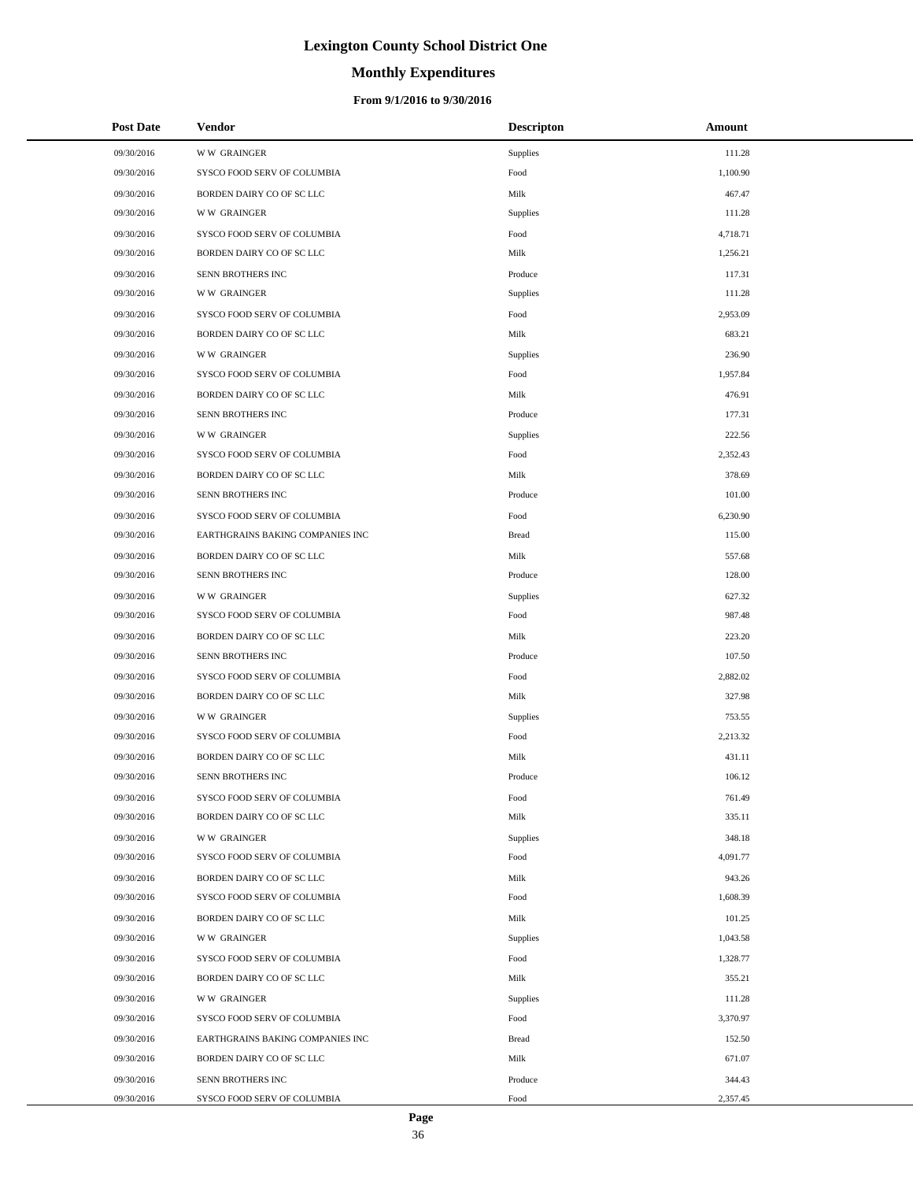# Lexington County School District One

## Monthly Expenditures

### From 9/1/2016 to 9/30/2016

| Post Date | Vendor | Descripton | Amount |
|---|---|---|---|
| 09/30/2016 | W W GRAINGER | Supplies | 111.28 |
| 09/30/2016 | SYSCO FOOD SERV OF COLUMBIA | Food | 1,100.90 |
| 09/30/2016 | BORDEN DAIRY CO OF SC LLC | Milk | 467.47 |
| 09/30/2016 | W W GRAINGER | Supplies | 111.28 |
| 09/30/2016 | SYSCO FOOD SERV OF COLUMBIA | Food | 4,718.71 |
| 09/30/2016 | BORDEN DAIRY CO OF SC LLC | Milk | 1,256.21 |
| 09/30/2016 | SENN BROTHERS INC | Produce | 117.31 |
| 09/30/2016 | W W GRAINGER | Supplies | 111.28 |
| 09/30/2016 | SYSCO FOOD SERV OF COLUMBIA | Food | 2,953.09 |
| 09/30/2016 | BORDEN DAIRY CO OF SC LLC | Milk | 683.21 |
| 09/30/2016 | W W GRAINGER | Supplies | 236.90 |
| 09/30/2016 | SYSCO FOOD SERV OF COLUMBIA | Food | 1,957.84 |
| 09/30/2016 | BORDEN DAIRY CO OF SC LLC | Milk | 476.91 |
| 09/30/2016 | SENN BROTHERS INC | Produce | 177.31 |
| 09/30/2016 | W W GRAINGER | Supplies | 222.56 |
| 09/30/2016 | SYSCO FOOD SERV OF COLUMBIA | Food | 2,352.43 |
| 09/30/2016 | BORDEN DAIRY CO OF SC LLC | Milk | 378.69 |
| 09/30/2016 | SENN BROTHERS INC | Produce | 101.00 |
| 09/30/2016 | SYSCO FOOD SERV OF COLUMBIA | Food | 6,230.90 |
| 09/30/2016 | EARTHGRAINS BAKING COMPANIES INC | Bread | 115.00 |
| 09/30/2016 | BORDEN DAIRY CO OF SC LLC | Milk | 557.68 |
| 09/30/2016 | SENN BROTHERS INC | Produce | 128.00 |
| 09/30/2016 | W W GRAINGER | Supplies | 627.32 |
| 09/30/2016 | SYSCO FOOD SERV OF COLUMBIA | Food | 987.48 |
| 09/30/2016 | BORDEN DAIRY CO OF SC LLC | Milk | 223.20 |
| 09/30/2016 | SENN BROTHERS INC | Produce | 107.50 |
| 09/30/2016 | SYSCO FOOD SERV OF COLUMBIA | Food | 2,882.02 |
| 09/30/2016 | BORDEN DAIRY CO OF SC LLC | Milk | 327.98 |
| 09/30/2016 | W W GRAINGER | Supplies | 753.55 |
| 09/30/2016 | SYSCO FOOD SERV OF COLUMBIA | Food | 2,213.32 |
| 09/30/2016 | BORDEN DAIRY CO OF SC LLC | Milk | 431.11 |
| 09/30/2016 | SENN BROTHERS INC | Produce | 106.12 |
| 09/30/2016 | SYSCO FOOD SERV OF COLUMBIA | Food | 761.49 |
| 09/30/2016 | BORDEN DAIRY CO OF SC LLC | Milk | 335.11 |
| 09/30/2016 | W W GRAINGER | Supplies | 348.18 |
| 09/30/2016 | SYSCO FOOD SERV OF COLUMBIA | Food | 4,091.77 |
| 09/30/2016 | BORDEN DAIRY CO OF SC LLC | Milk | 943.26 |
| 09/30/2016 | SYSCO FOOD SERV OF COLUMBIA | Food | 1,608.39 |
| 09/30/2016 | BORDEN DAIRY CO OF SC LLC | Milk | 101.25 |
| 09/30/2016 | W W GRAINGER | Supplies | 1,043.58 |
| 09/30/2016 | SYSCO FOOD SERV OF COLUMBIA | Food | 1,328.77 |
| 09/30/2016 | BORDEN DAIRY CO OF SC LLC | Milk | 355.21 |
| 09/30/2016 | W W GRAINGER | Supplies | 111.28 |
| 09/30/2016 | SYSCO FOOD SERV OF COLUMBIA | Food | 3,370.97 |
| 09/30/2016 | EARTHGRAINS BAKING COMPANIES INC | Bread | 152.50 |
| 09/30/2016 | BORDEN DAIRY CO OF SC LLC | Milk | 671.07 |
| 09/30/2016 | SENN BROTHERS INC | Produce | 344.43 |
| 09/30/2016 | SYSCO FOOD SERV OF COLUMBIA | Food | 2,357.45 |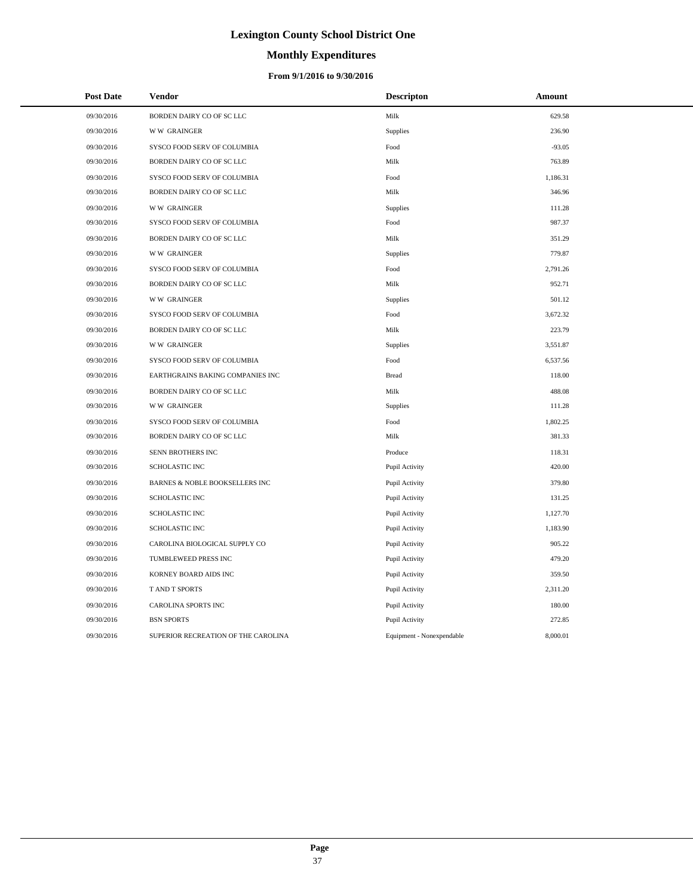# Lexington County School District One

## Monthly Expenditures

#### From 9/1/2016 to 9/30/2016

| Post Date | Vendor | Descripton | Amount |
|---|---|---|---|
| 09/30/2016 | BORDEN DAIRY CO OF SC LLC | Milk | 629.58 |
| 09/30/2016 | W W GRAINGER | Supplies | 236.90 |
| 09/30/2016 | SYSCO FOOD SERV OF COLUMBIA | Food | -93.05 |
| 09/30/2016 | BORDEN DAIRY CO OF SC LLC | Milk | 763.89 |
| 09/30/2016 | SYSCO FOOD SERV OF COLUMBIA | Food | 1,186.31 |
| 09/30/2016 | BORDEN DAIRY CO OF SC LLC | Milk | 346.96 |
| 09/30/2016 | W W GRAINGER | Supplies | 111.28 |
| 09/30/2016 | SYSCO FOOD SERV OF COLUMBIA | Food | 987.37 |
| 09/30/2016 | BORDEN DAIRY CO OF SC LLC | Milk | 351.29 |
| 09/30/2016 | W W GRAINGER | Supplies | 779.87 |
| 09/30/2016 | SYSCO FOOD SERV OF COLUMBIA | Food | 2,791.26 |
| 09/30/2016 | BORDEN DAIRY CO OF SC LLC | Milk | 952.71 |
| 09/30/2016 | W W GRAINGER | Supplies | 501.12 |
| 09/30/2016 | SYSCO FOOD SERV OF COLUMBIA | Food | 3,672.32 |
| 09/30/2016 | BORDEN DAIRY CO OF SC LLC | Milk | 223.79 |
| 09/30/2016 | W W GRAINGER | Supplies | 3,551.87 |
| 09/30/2016 | SYSCO FOOD SERV OF COLUMBIA | Food | 6,537.56 |
| 09/30/2016 | EARTHGRAINS BAKING COMPANIES INC | Bread | 118.00 |
| 09/30/2016 | BORDEN DAIRY CO OF SC LLC | Milk | 488.08 |
| 09/30/2016 | W W GRAINGER | Supplies | 111.28 |
| 09/30/2016 | SYSCO FOOD SERV OF COLUMBIA | Food | 1,802.25 |
| 09/30/2016 | BORDEN DAIRY CO OF SC LLC | Milk | 381.33 |
| 09/30/2016 | SENN BROTHERS INC | Produce | 118.31 |
| 09/30/2016 | SCHOLASTIC INC | Pupil Activity | 420.00 |
| 09/30/2016 | BARNES & NOBLE BOOKSELLERS INC | Pupil Activity | 379.80 |
| 09/30/2016 | SCHOLASTIC INC | Pupil Activity | 131.25 |
| 09/30/2016 | SCHOLASTIC INC | Pupil Activity | 1,127.70 |
| 09/30/2016 | SCHOLASTIC INC | Pupil Activity | 1,183.90 |
| 09/30/2016 | CAROLINA BIOLOGICAL SUPPLY CO | Pupil Activity | 905.22 |
| 09/30/2016 | TUMBLEWEED PRESS INC | Pupil Activity | 479.20 |
| 09/30/2016 | KORNEY BOARD AIDS INC | Pupil Activity | 359.50 |
| 09/30/2016 | T AND T SPORTS | Pupil Activity | 2,311.20 |
| 09/30/2016 | CAROLINA SPORTS INC | Pupil Activity | 180.00 |
| 09/30/2016 | BSN SPORTS | Pupil Activity | 272.85 |
| 09/30/2016 | SUPERIOR RECREATION OF THE CAROLINA | Equipment - Nonexpendable | 8,000.01 |